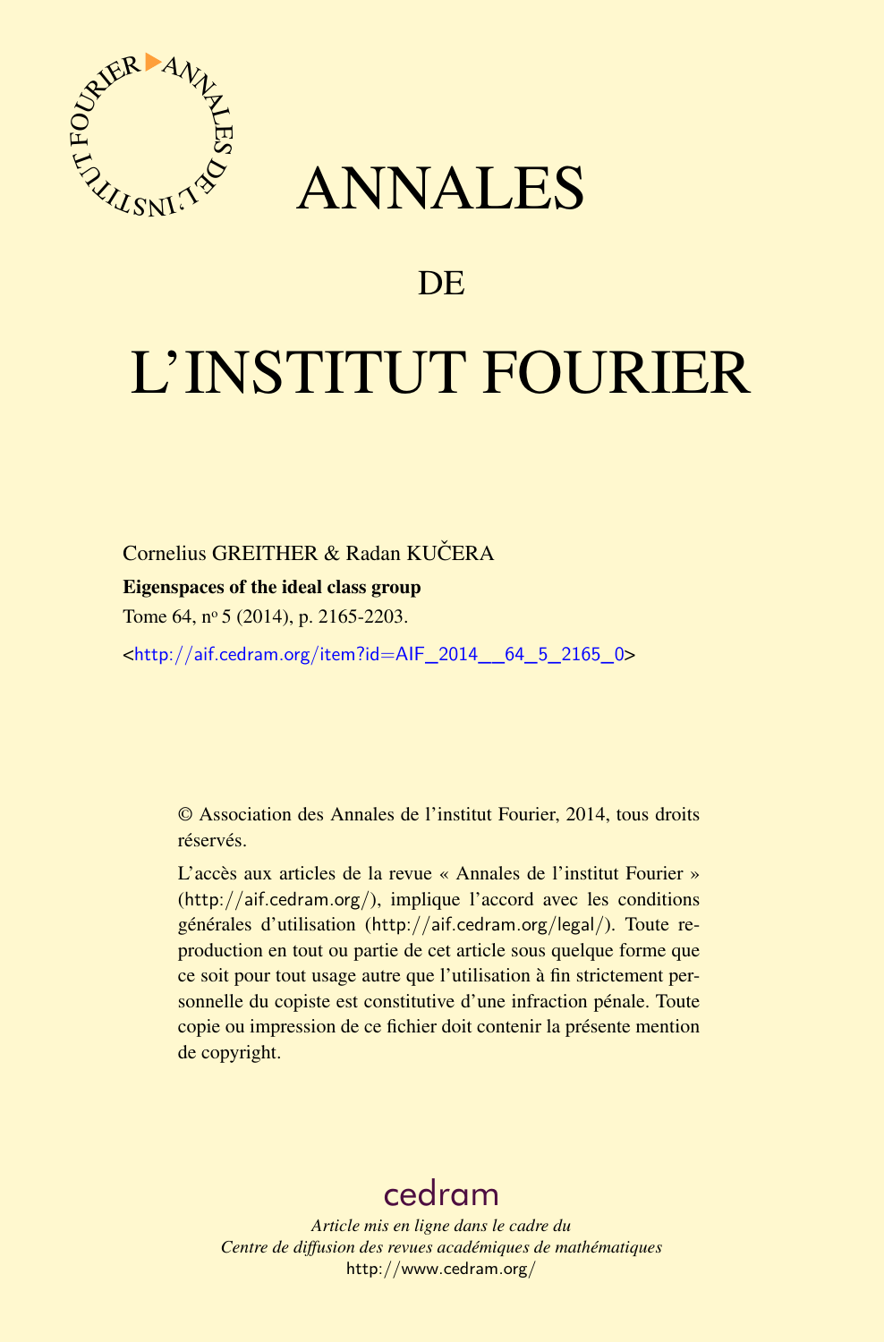# ANNALES

## DE

# L'INSTITUT FOURIER

Cornelius GREITHER & Radan KUČERA

**Eigenspaces of the ideal class group**

Tome 64, nº 5 (2014), p. 2165-2203.

<http://aif.cedram.org/item?id=AIF_2014__64_5_2165_0>

© Association des Annales de l'institut Fourier, 2014, tous droits réservés.

L'accès aux articles de la revue « Annales de l'institut Fourier » (http://aif.cedram.org/), implique l'accord avec les conditions générales d'utilisation (http://aif.cedram.org/legal/). Toute reproduction en tout ou partie de cet article sous quelque forme que ce soit pour tout usage autre que l'utilisation à fin strictement personnelle du copiste est constitutive d'une infraction pénale. Toute copie ou impression de ce fichier doit contenir la présente mention de copyright.

cedram

*Article mis en ligne dans le cadre du*
*Centre de diffusion des revues académiques de mathématiques*
http://www.cedram.org/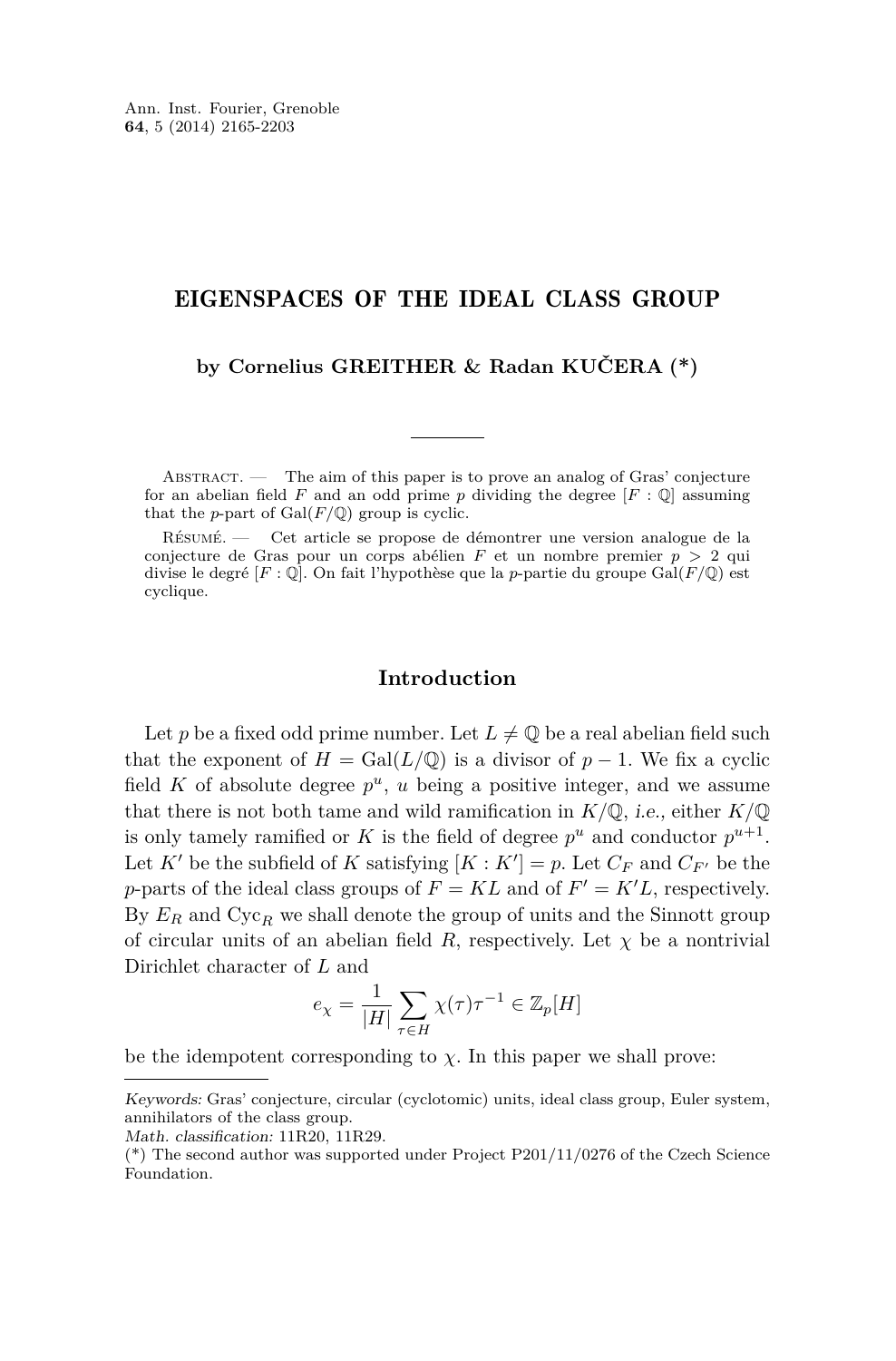# EIGENSPACES OF THE IDEAL CLASS GROUP

**by Cornelius GREITHER & Radan KUČERA (*)**

Abstract. — The aim of this paper is to prove an analog of Gras' conjecture for an abelian field $F$ and an odd prime $p$ dividing the degree $[F:\mathbb{Q}]$ assuming that the $p$-part of $\mathrm{Gal}(F/\mathbb{Q})$ group is cyclic.

Résumé. — Cet article se propose de démontrer une version analogue de la conjecture de Gras pour un corps abélien $F$ et un nombre premier $p > 2$ qui divise le degré $[F:\mathbb{Q}]$. On fait l'hypothèse que la $p$-partie du groupe $\mathrm{Gal}(F/\mathbb{Q})$ est cyclique.

## Introduction

Let $p$ be a fixed odd prime number. Let $L \neq \mathbb{Q}$ be a real abelian field such that the exponent of $H = \mathrm{Gal}(L/\mathbb{Q})$ is a divisor of $p-1$. We fix a cyclic field $K$ of absolute degree $p^u$, $u$ being a positive integer, and we assume that there is not both tame and wild ramification in $K/\mathbb{Q}$, *i.e.,* either $K/\mathbb{Q}$ is only tamely ramified or $K$ is the field of degree $p^u$ and conductor $p^{u+1}$. Let $K'$ be the subfield of $K$ satisfying $[K:K'] = p$. Let $C_F$ and $C_{F'}$ be the $p$-parts of the ideal class groups of $F = KL$ and of $F' = K'L$, respectively. By $E_R$ and $\mathrm{Cyc}_R$ we shall denote the group of units and the Sinnott group of circular units of an abelian field $R$, respectively. Let $\chi$ be a nontrivial Dirichlet character of $L$ and

$$e_\chi = \frac{1}{|H|} \sum_{\tau \in H} \chi(\tau)\tau^{-1} \in \mathbb{Z}_p[H]$$

be the idempotent corresponding to $\chi$. In this paper we shall prove:

---

*Keywords:* Gras' conjecture, circular (cyclotomic) units, ideal class group, Euler system, annihilators of the class group.

*Math. classification:* 11R20, 11R29.

(*) The second author was supported under Project P201/11/0276 of the Czech Science Foundation.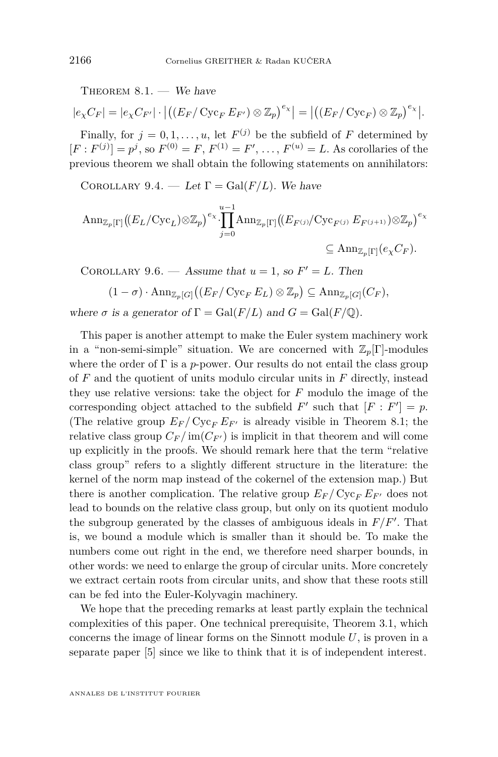Theorem 8.1. — *We have*

$$|e_\chi C_F| = |e_\chi C_{F'}| \cdot \left|\left((E_F/\operatorname{Cyc}_F E_{F'}) \otimes \mathbb{Z}_p\right)^{e_\chi}\right| = \left|\left((E_F/\operatorname{Cyc}_F) \otimes \mathbb{Z}_p\right)^{e_\chi}\right|.$$

Finally, for $j = 0, 1, \ldots, u$, let $F^{(j)}$ be the subfield of $F$ determined by $[F : F^{(j)}] = p^j$, so $F^{(0)} = F$, $F^{(1)} = F'$, ..., $F^{(u)} = L$. As corollaries of the previous theorem we shall obtain the following statements on annihilators:

Corollary 9.4. — *Let* $\Gamma = \operatorname{Gal}(F/L)$. *We have*

$$\operatorname{Ann}_{\mathbb{Z}_p[\Gamma]}\left((E_L/\operatorname{Cyc}_L)\otimes\mathbb{Z}_p\right)^{e_\chi}\cdot\prod_{j=0}^{u-1}\operatorname{Ann}_{\mathbb{Z}_p[\Gamma]}\left((E_{F^{(j)}}/\operatorname{Cyc}_{F^{(j)}} E_{F^{(j+1)}})\otimes\mathbb{Z}_p\right)^{e_\chi} \subseteq \operatorname{Ann}_{\mathbb{Z}_p[\Gamma]}(e_\chi C_F).$$

Corollary 9.6. — *Assume that* $u = 1$*, so* $F' = L$*. Then*

$$(1-\sigma)\cdot\operatorname{Ann}_{\mathbb{Z}_p[G]}\left((E_F/\operatorname{Cyc}_F E_L)\otimes\mathbb{Z}_p\right) \subseteq \operatorname{Ann}_{\mathbb{Z}_p[G]}(C_F),$$

*where* $\sigma$ *is a generator of* $\Gamma = \operatorname{Gal}(F/L)$ *and* $G = \operatorname{Gal}(F/\mathbb{Q})$.

This paper is another attempt to make the Euler system machinery work in a "non-semi-simple" situation. We are concerned with $\mathbb{Z}_p[\Gamma]$-modules where the order of $\Gamma$ is a $p$-power. Our results do not entail the class group of $F$ and the quotient of units modulo circular units in $F$ directly, instead they use relative versions: take the object for $F$ modulo the image of the corresponding object attached to the subfield $F'$ such that $[F : F'] = p$. (The relative group $E_F/\operatorname{Cyc}_F E_{F'}$ is already visible in Theorem 8.1; the relative class group $C_F/\operatorname{im}(C_{F'})$ is implicit in that theorem and will come up explicitly in the proofs. We should remark here that the term "relative class group" refers to a slightly different structure in the literature: the kernel of the norm map instead of the cokernel of the extension map.) But there is another complication. The relative group $E_F/\operatorname{Cyc}_F E_{F'}$ does not lead to bounds on the relative class group, but only on its quotient modulo the subgroup generated by the classes of ambiguous ideals in $F/F'$. That is, we bound a module which is smaller than it should be. To make the numbers come out right in the end, we therefore need sharper bounds, in other words: we need to enlarge the group of circular units. More concretely we extract certain roots from circular units, and show that these roots still can be fed into the Euler-Kolyvagin machinery.

We hope that the preceding remarks at least partly explain the technical complexities of this paper. One technical prerequisite, Theorem 3.1, which concerns the image of linear forms on the Sinnott module $U$, is proven in a separate paper [5] since we like to think that it is of independent interest.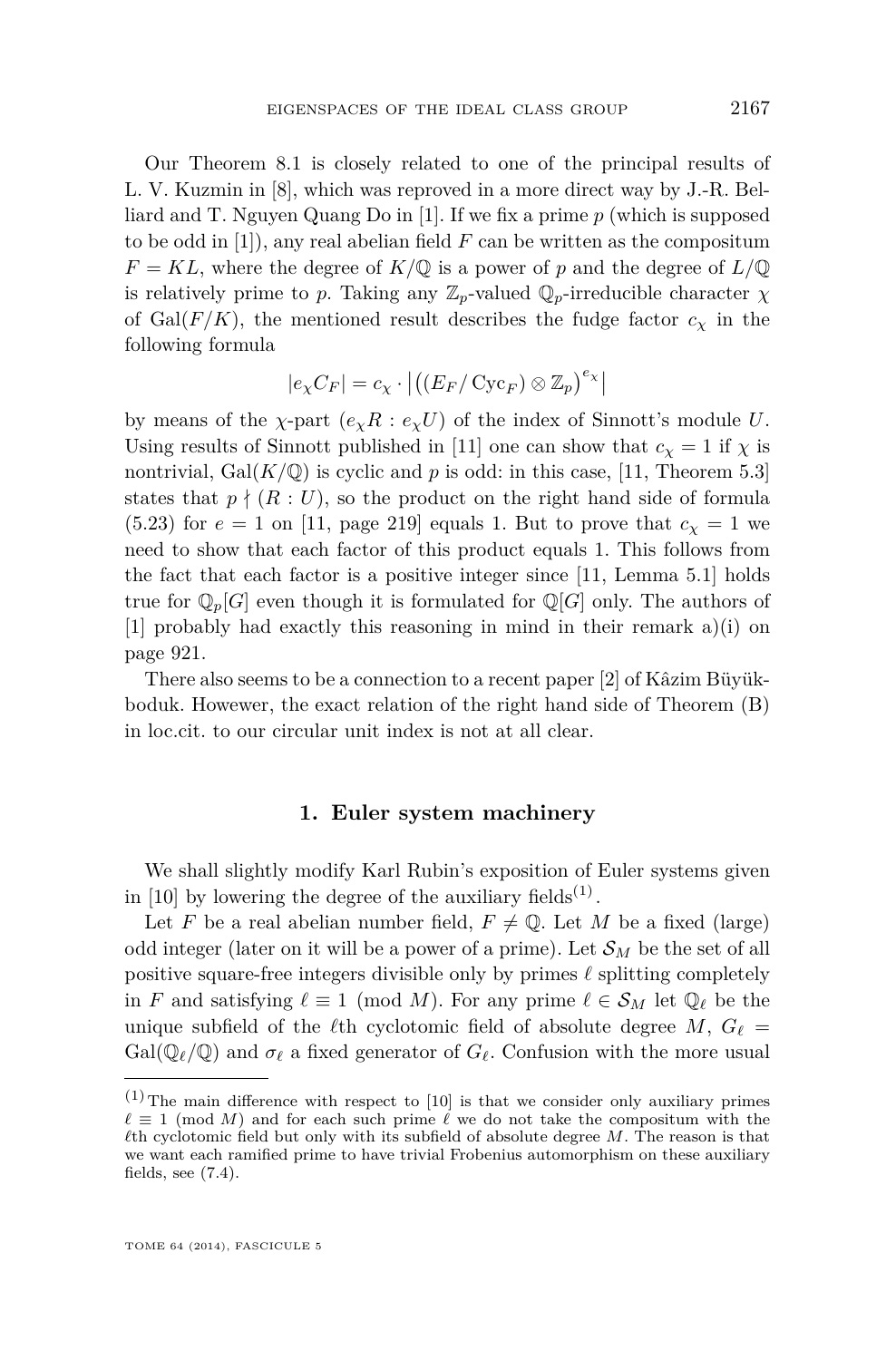Our Theorem 8.1 is closely related to one of the principal results of L. V. Kuzmin in [8], which was reproved in a more direct way by J.-R. Belliard and T. Nguyen Quang Do in [1]. If we fix a prime $p$ (which is supposed to be odd in [1]), any real abelian field $F$ can be written as the compositum $F = KL$, where the degree of $K/\mathbb{Q}$ is a power of $p$ and the degree of $L/\mathbb{Q}$ is relatively prime to $p$. Taking any $\mathbb{Z}_p$-valued $\mathbb{Q}_p$-irreducible character $\chi$ of $\mathrm{Gal}(F/K)$, the mentioned result describes the fudge factor $c_\chi$ in the following formula

$$|e_\chi C_F| = c_\chi \cdot \left|\left((E_F/\,\mathrm{Cyc}_F) \otimes \mathbb{Z}_p\right)^{e_\chi}\right|$$

by means of the $\chi$-part $(e_\chi R : e_\chi U)$ of the index of Sinnott's module $U$. Using results of Sinnott published in [11] one can show that $c_\chi = 1$ if $\chi$ is nontrivial, $\mathrm{Gal}(K/\mathbb{Q})$ is cyclic and $p$ is odd: in this case, [11, Theorem 5.3] states that $p \nmid (R : U)$, so the product on the right hand side of formula (5.23) for $e = 1$ on [11, page 219] equals 1. But to prove that $c_\chi = 1$ we need to show that each factor of this product equals 1. This follows from the fact that each factor is a positive integer since [11, Lemma 5.1] holds true for $\mathbb{Q}_p[G]$ even though it is formulated for $\mathbb{Q}[G]$ only. The authors of [1] probably had exactly this reasoning in mind in their remark a)(i) on page 921.

There also seems to be a connection to a recent paper [2] of Kâzim Büyükboduk. However, the exact relation of the right hand side of Theorem (B) in loc.cit. to our circular unit index is not at all clear.

## 1. Euler system machinery

We shall slightly modify Karl Rubin's exposition of Euler systems given in [10] by lowering the degree of the auxiliary fields[(1)].

Let $F$ be a real abelian number field, $F \neq \mathbb{Q}$. Let $M$ be a fixed (large) odd integer (later on it will be a power of a prime). Let $\mathcal{S}_M$ be the set of all positive square-free integers divisible only by primes $\ell$ splitting completely in $F$ and satisfying $\ell \equiv 1 \pmod{M}$. For any prime $\ell \in \mathcal{S}_M$ let $\mathbb{Q}_\ell$ be the unique subfield of the $\ell$th cyclotomic field of absolute degree $M$, $G_\ell = \mathrm{Gal}(\mathbb{Q}_\ell/\mathbb{Q})$ and $\sigma_\ell$ a fixed generator of $G_\ell$. Confusion with the more usual

---

(1) The main difference with respect to [10] is that we consider only auxiliary primes $\ell \equiv 1 \pmod{M}$ and for each such prime $\ell$ we do not take the compositum with the $\ell$th cyclotomic field but only with its subfield of absolute degree $M$. The reason is that we want each ramified prime to have trivial Frobenius automorphism on these auxiliary fields, see (7.4).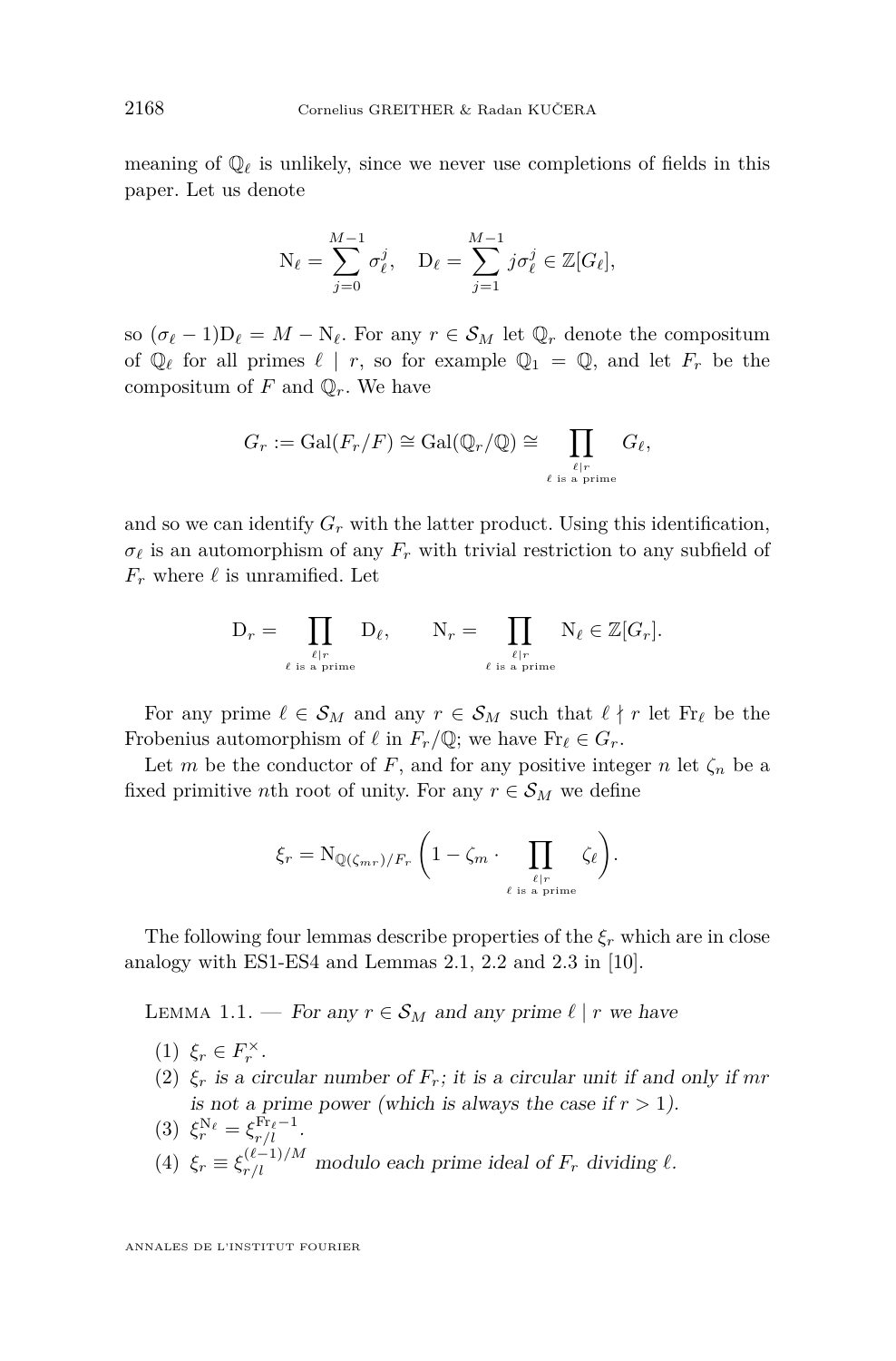meaning of $\mathbb{Q}_\ell$ is unlikely, since we never use completions of fields in this paper. Let us denote

$$\mathrm{N}_\ell = \sum_{j=0}^{M-1} \sigma_\ell^j, \quad \mathrm{D}_\ell = \sum_{j=1}^{M-1} j\sigma_\ell^j \in \mathbb{Z}[G_\ell],$$

so $(\sigma_\ell - 1)\mathrm{D}_\ell = M - \mathrm{N}_\ell$. For any $r \in \mathcal{S}_M$ let $\mathbb{Q}_r$ denote the compositum of $\mathbb{Q}_\ell$ for all primes $\ell \mid r$, so for example $\mathbb{Q}_1 = \mathbb{Q}$, and let $F_r$ be the compositum of $F$ and $\mathbb{Q}_r$. We have

$$G_r := \mathrm{Gal}(F_r/F) \cong \mathrm{Gal}(\mathbb{Q}_r/\mathbb{Q}) \cong \prod_{\substack{\ell \mid r \\ \ell \text{ is a prime}}} G_\ell,$$

and so we can identify $G_r$ with the latter product. Using this identification, $\sigma_\ell$ is an automorphism of any $F_r$ with trivial restriction to any subfield of $F_r$ where $\ell$ is unramified. Let

$$\mathrm{D}_r = \prod_{\substack{\ell \mid r \\ \ell \text{ is a prime}}} \mathrm{D}_\ell, \qquad \mathrm{N}_r = \prod_{\substack{\ell \mid r \\ \ell \text{ is a prime}}} \mathrm{N}_\ell \in \mathbb{Z}[G_r].$$

For any prime $\ell \in \mathcal{S}_M$ and any $r \in \mathcal{S}_M$ such that $\ell \nmid r$ let $\mathrm{Fr}_\ell$ be the Frobenius automorphism of $\ell$ in $F_r/\mathbb{Q}$; we have $\mathrm{Fr}_\ell \in G_r$.

Let $m$ be the conductor of $F$, and for any positive integer $n$ let $\zeta_n$ be a fixed primitive $n$th root of unity. For any $r \in \mathcal{S}_M$ we define

$$\xi_r = \mathrm{N}_{\mathbb{Q}(\zeta_{mr})/F_r}\Bigg(1 - \zeta_m \cdot \prod_{\substack{\ell \mid r \\ \ell \text{ is a prime}}} \zeta_\ell\Bigg).$$

The following four lemmas describe properties of the $\xi_r$ which are in close analogy with ES1-ES4 and Lemmas 2.1, 2.2 and 2.3 in [10].

Lemma 1.1. — *For any $r \in \mathcal{S}_M$ and any prime $\ell \mid r$ we have*

1. $\xi_r \in F_r^\times$.
2. *$\xi_r$ is a circular number of $F_r$; it is a circular unit if and only if $mr$ is not a prime power (which is always the case if $r > 1$).*
3. $\xi_r^{\mathrm{N}_\ell} = \xi_{r/l}^{\mathrm{Fr}_\ell - 1}$.
4. *$\xi_r \equiv \xi_{r/l}^{(\ell-1)/M}$ modulo each prime ideal of $F_r$ dividing $\ell$.*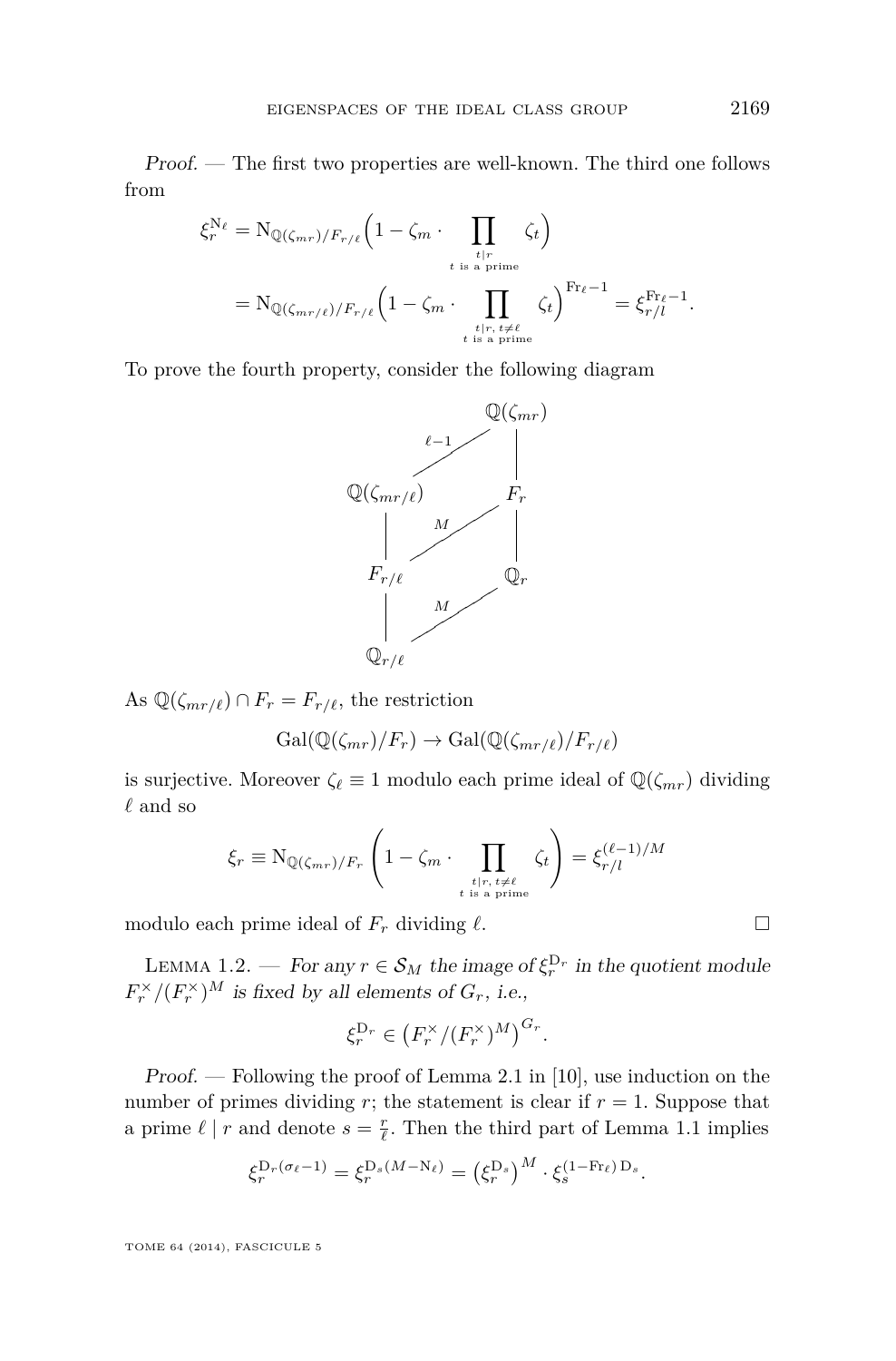*Proof.* — The first two properties are well-known. The third one follows from

$$\xi_r^{\mathrm{N}_\ell} = \mathrm{N}_{\mathbb{Q}(\zeta_{mr})/F_{r/\ell}}\Big(1 - \zeta_m \cdot \prod_{\substack{t \mid r \\ t \text{ is a prime}}} \zeta_t\Big)$$

$$= \mathrm{N}_{\mathbb{Q}(\zeta_{mr/\ell})/F_{r/\ell}}\Big(1 - \zeta_m \cdot \prod_{\substack{t \mid r,\, t \neq \ell \\ t \text{ is a prime}}} \zeta_t\Big)^{\mathrm{Fr}_\ell - 1} = \xi_{r/l}^{\mathrm{Fr}_\ell - 1}.$$

To prove the fourth property, consider the following diagram

$$\begin{array}{ccc}
 & & \mathbb{Q}(\zeta_{mr}) \\
 & {}^{\ell-1}\diagup & | \\
\mathbb{Q}(\zeta_{mr/\ell}) & & F_r \\
| & {}^{M}\diagup & | \\
F_{r/\ell} & & \mathbb{Q}_r \\
| & {}^{M}\diagup & \\
\mathbb{Q}_{r/\ell} & &
\end{array}$$

As $\mathbb{Q}(\zeta_{mr/\ell}) \cap F_r = F_{r/\ell}$, the restriction

$$\mathrm{Gal}(\mathbb{Q}(\zeta_{mr})/F_r) \to \mathrm{Gal}(\mathbb{Q}(\zeta_{mr/\ell})/F_{r/\ell})$$

is surjective. Moreover $\zeta_\ell \equiv 1$ modulo each prime ideal of $\mathbb{Q}(\zeta_{mr})$ dividing $\ell$ and so

$$\xi_r \equiv \mathrm{N}_{\mathbb{Q}(\zeta_{mr})/F_r}\left(1 - \zeta_m \cdot \prod_{\substack{t \mid r,\, t \neq \ell \\ t \text{ is a prime}}} \zeta_t\right) = \xi_{r/l}^{(\ell-1)/M}$$

modulo each prime ideal of $F_r$ dividing $\ell$. $\square$

Lemma 1.2. — *For any $r \in \mathcal{S}_M$ the image of $\xi_r^{\mathrm{D}_r}$ in the quotient module $F_r^\times/(F_r^\times)^M$ is fixed by all elements of $G_r$, i.e.,*

$$\xi_r^{\mathrm{D}_r} \in \big(F_r^\times/(F_r^\times)^M\big)^{G_r}.$$

*Proof.* — Following the proof of Lemma 2.1 in [10], use induction on the number of primes dividing $r$; the statement is clear if $r = 1$. Suppose that a prime $\ell \mid r$ and denote $s = \frac{r}{\ell}$. Then the third part of Lemma 1.1 implies

$$\xi_r^{\mathrm{D}_r(\sigma_\ell - 1)} = \xi_r^{\mathrm{D}_s(M - \mathrm{N}_\ell)} = \big(\xi_r^{\mathrm{D}_s}\big)^M \cdot \xi_s^{(1 - \mathrm{Fr}_\ell)\,\mathrm{D}_s}.$$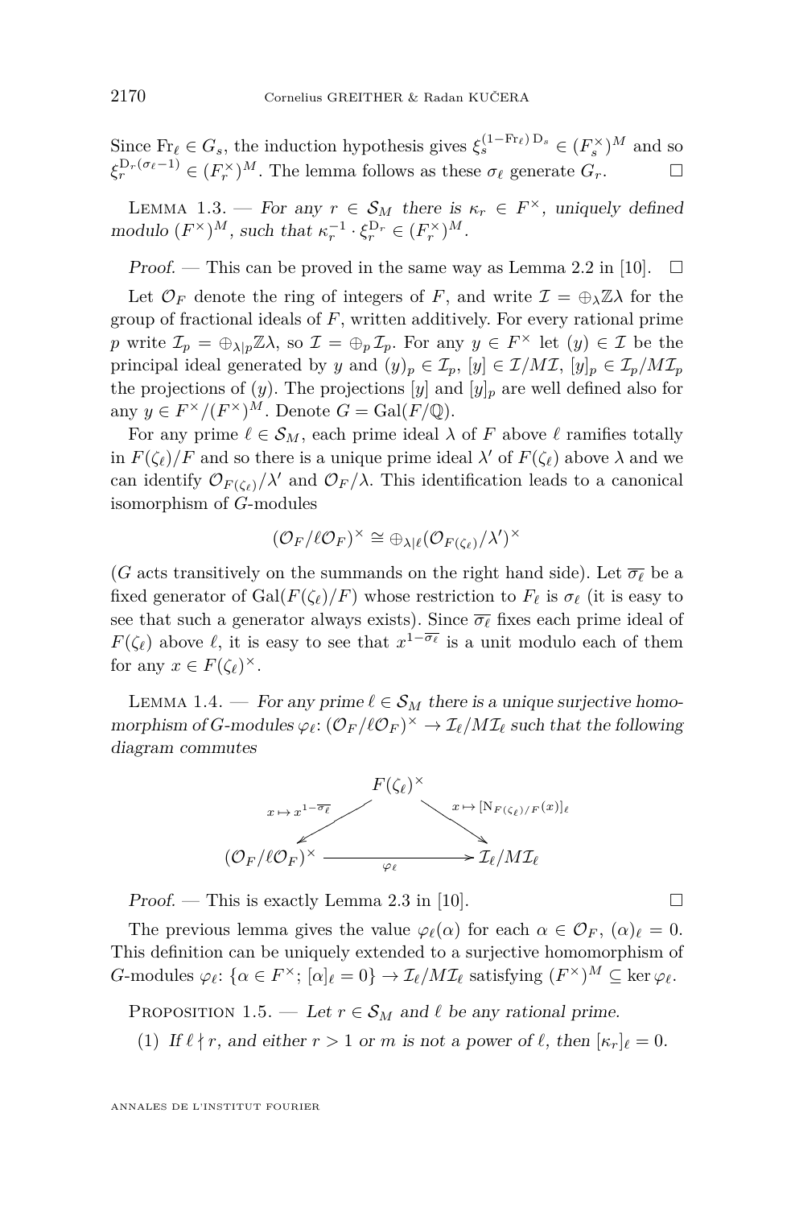Since $\mathrm{Fr}_\ell \in G_s$, the induction hypothesis gives $\xi_s^{(1-\mathrm{Fr}_\ell)\,\mathrm{D}_s} \in (F_s^\times)^M$ and so $\xi_r^{\mathrm{D}_r(\sigma_\ell - 1)} \in (F_r^\times)^M$. The lemma follows as these $\sigma_\ell$ generate $G_r$. □

Lemma 1.3. — *For any $r \in \mathcal{S}_M$ there is $\kappa_r \in F^\times$, uniquely defined modulo $(F^\times)^M$, such that $\kappa_r^{-1} \cdot \xi_r^{\mathrm{D}_r} \in (F_r^\times)^M$.*

*Proof.* — This can be proved in the same way as Lemma 2.2 in [10]. □

Let $\mathcal{O}_F$ denote the ring of integers of $F$, and write $\mathcal{I} = \oplus_\lambda \mathbb{Z}\lambda$ for the group of fractional ideals of $F$, written additively. For every rational prime $p$ write $\mathcal{I}_p = \oplus_{\lambda|p}\mathbb{Z}\lambda$, so $\mathcal{I} = \oplus_p \mathcal{I}_p$. For any $y \in F^\times$ let $(y) \in \mathcal{I}$ be the principal ideal generated by $y$ and $(y)_p \in \mathcal{I}_p$, $[y] \in \mathcal{I}/M\mathcal{I}$, $[y]_p \in \mathcal{I}_p/M\mathcal{I}_p$ the projections of $(y)$. The projections $[y]$ and $[y]_p$ are well defined also for any $y \in F^\times/(F^\times)^M$. Denote $G = \mathrm{Gal}(F/\mathbb{Q})$.

For any prime $\ell \in \mathcal{S}_M$, each prime ideal $\lambda$ of $F$ above $\ell$ ramifies totally in $F(\zeta_\ell)/F$ and so there is a unique prime ideal $\lambda'$ of $F(\zeta_\ell)$ above $\lambda$ and we can identify $\mathcal{O}_{F(\zeta_\ell)}/\lambda'$ and $\mathcal{O}_F/\lambda$. This identification leads to a canonical isomorphism of $G$-modules

$$(\mathcal{O}_F/\ell\mathcal{O}_F)^\times \cong \oplus_{\lambda|\ell}(\mathcal{O}_{F(\zeta_\ell)}/\lambda')^\times$$

($G$ acts transitively on the summands on the right hand side). Let $\overline{\sigma_\ell}$ be a fixed generator of $\mathrm{Gal}(F(\zeta_\ell)/F)$ whose restriction to $F_\ell$ is $\sigma_\ell$ (it is easy to see that such a generator always exists). Since $\overline{\sigma_\ell}$ fixes each prime ideal of $F(\zeta_\ell)$ above $\ell$, it is easy to see that $x^{1-\overline{\sigma_\ell}}$ is a unit modulo each of them for any $x \in F(\zeta_\ell)^\times$.

Lemma 1.4. — *For any prime $\ell \in \mathcal{S}_M$ there is a unique surjective homomorphism of $G$-modules $\varphi_\ell\colon (\mathcal{O}_F/\ell\mathcal{O}_F)^\times \to \mathcal{I}_\ell/M\mathcal{I}_\ell$ such that the following diagram commutes*

$$\begin{array}{ccc} & F(\zeta_\ell)^\times & \\ {\scriptstyle x\mapsto x^{1-\overline{\sigma_\ell}}}\swarrow & & \searrow{\scriptstyle x\mapsto [\mathrm{N}_{F(\zeta_\ell)/F}(x)]_\ell} \\ (\mathcal{O}_F/\ell\mathcal{O}_F)^\times & \xrightarrow{\quad\varphi_\ell\quad} & \mathcal{I}_\ell/M\mathcal{I}_\ell \end{array}$$

*Proof.* — This is exactly Lemma 2.3 in [10]. □

The previous lemma gives the value $\varphi_\ell(\alpha)$ for each $\alpha \in \mathcal{O}_F$, $(\alpha)_\ell = 0$. This definition can be uniquely extended to a surjective homomorphism of $G$-modules $\varphi_\ell\colon \{\alpha \in F^\times;\, [\alpha]_\ell = 0\} \to \mathcal{I}_\ell/M\mathcal{I}_\ell$ satisfying $(F^\times)^M \subseteq \ker\varphi_\ell$.

Proposition 1.5. — *Let $r \in \mathcal{S}_M$ and $\ell$ be any rational prime.*

(1) *If $\ell \nmid r$, and either $r > 1$ or $m$ is not a power of $\ell$, then $[\kappa_r]_\ell = 0$.*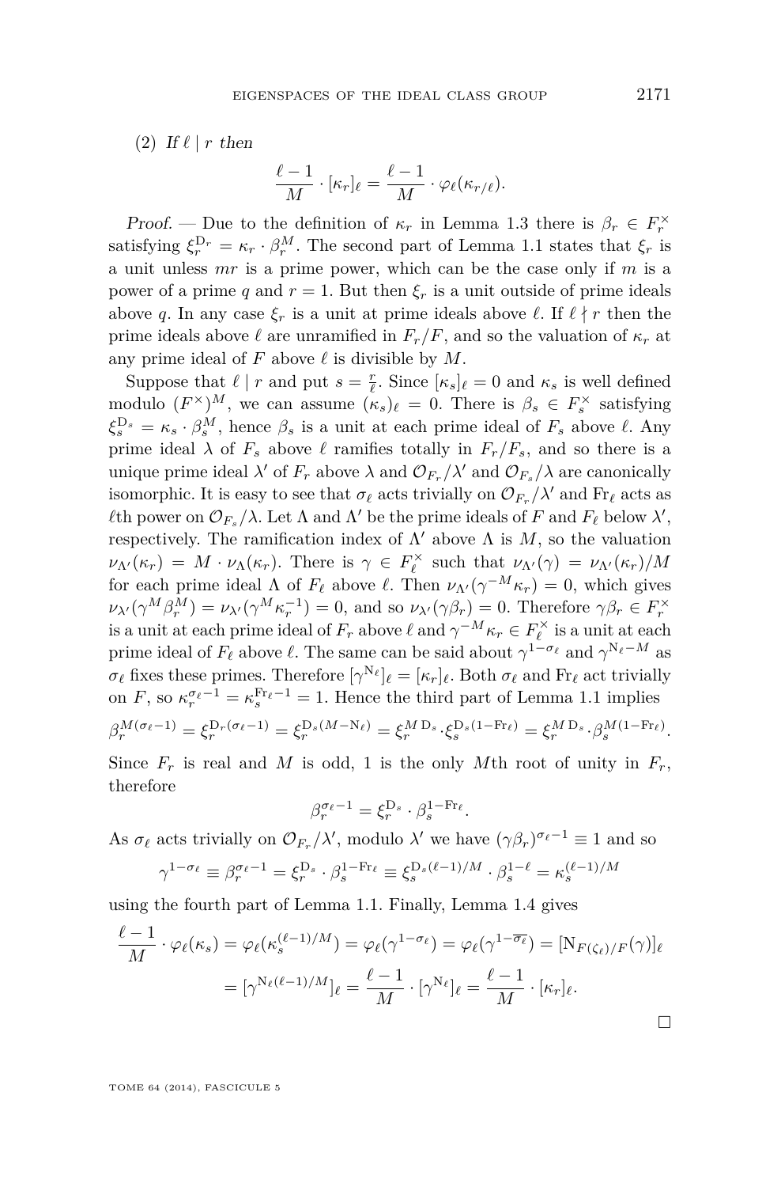(2) *If* $\ell \mid r$ *then*

$$\frac{\ell-1}{M} \cdot [\kappa_r]_\ell = \frac{\ell-1}{M} \cdot \varphi_\ell(\kappa_{r/\ell}).$$

*Proof.* — Due to the definition of $\kappa_r$ in Lemma 1.3 there is $\beta_r \in F_r^\times$ satisfying $\xi_r^{\mathrm{D}_r} = \kappa_r \cdot \beta_r^M$. The second part of Lemma 1.1 states that $\xi_r$ is a unit unless $mr$ is a prime power, which can be the case only if $m$ is a power of a prime $q$ and $r = 1$. But then $\xi_r$ is a unit outside of prime ideals above $q$. In any case $\xi_r$ is a unit at prime ideals above $\ell$. If $\ell \nmid r$ then the prime ideals above $\ell$ are unramified in $F_r/F$, and so the valuation of $\kappa_r$ at any prime ideal of $F$ above $\ell$ is divisible by $M$.

Suppose that $\ell \mid r$ and put $s = \frac{r}{\ell}$. Since $[\kappa_s]_\ell = 0$ and $\kappa_s$ is well defined modulo $(F^\times)^M$, we can assume $(\kappa_s)_\ell = 0$. There is $\beta_s \in F_s^\times$ satisfying $\xi_s^{\mathrm{D}_s} = \kappa_s \cdot \beta_s^M$, hence $\beta_s$ is a unit at each prime ideal of $F_s$ above $\ell$. Any prime ideal $\lambda$ of $F_s$ above $\ell$ ramifies totally in $F_r/F_s$, and so there is a unique prime ideal $\lambda'$ of $F_r$ above $\lambda$ and $\mathcal{O}_{F_r}/\lambda'$ and $\mathcal{O}_{F_s}/\lambda$ are canonically isomorphic. It is easy to see that $\sigma_\ell$ acts trivially on $\mathcal{O}_{F_r}/\lambda'$ and $\mathrm{Fr}_\ell$ acts as $\ell$th power on $\mathcal{O}_{F_s}/\lambda$. Let $\Lambda$ and $\Lambda'$ be the prime ideals of $F$ and $F_\ell$ below $\lambda'$, respectively. The ramification index of $\Lambda'$ above $\Lambda$ is $M$, so the valuation $\nu_{\Lambda'}(\kappa_r) = M \cdot \nu_\Lambda(\kappa_r)$. There is $\gamma \in F_\ell^\times$ such that $\nu_{\Lambda'}(\gamma) = \nu_{\Lambda'}(\kappa_r)/M$ for each prime ideal $\Lambda$ of $F_\ell$ above $\ell$. Then $\nu_{\Lambda'}(\gamma^{-M}\kappa_r) = 0$, which gives $\nu_{\lambda'}(\gamma^M \beta_r^M) = \nu_{\lambda'}(\gamma^M \kappa_r^{-1}) = 0$, and so $\nu_{\lambda'}(\gamma\beta_r) = 0$. Therefore $\gamma\beta_r \in F_r^\times$ is a unit at each prime ideal of $F_r$ above $\ell$ and $\gamma^{-M}\kappa_r \in F_\ell^\times$ is a unit at each prime ideal of $F_\ell$ above $\ell$. The same can be said about $\gamma^{1-\sigma_\ell}$ and $\gamma^{\mathrm{N}_\ell - M}$ as $\sigma_\ell$ fixes these primes. Therefore $[\gamma^{\mathrm{N}_\ell}]_\ell = [\kappa_r]_\ell$. Both $\sigma_\ell$ and $\mathrm{Fr}_\ell$ act trivially on $F$, so $\kappa_r^{\sigma_\ell - 1} = \kappa_s^{\mathrm{Fr}_\ell - 1} = 1$. Hence the third part of Lemma 1.1 implies

$$\beta_r^{M(\sigma_\ell - 1)} = \xi_r^{\mathrm{D}_r(\sigma_\ell - 1)} = \xi_r^{\mathrm{D}_s(M - \mathrm{N}_\ell)} = \xi_r^{M\,\mathrm{D}_s} \cdot \xi_s^{\mathrm{D}_s(1-\mathrm{Fr}_\ell)} = \xi_r^{M\,\mathrm{D}_s} \cdot \beta_s^{M(1-\mathrm{Fr}_\ell)}.$$

Since $F_r$ is real and $M$ is odd, 1 is the only $M$th root of unity in $F_r$, therefore

$$\beta_r^{\sigma_\ell - 1} = \xi_r^{\mathrm{D}_s} \cdot \beta_s^{1-\mathrm{Fr}_\ell}.$$

As $\sigma_\ell$ acts trivially on $\mathcal{O}_{F_r}/\lambda'$, modulo $\lambda'$ we have $(\gamma\beta_r)^{\sigma_\ell - 1} \equiv 1$ and so

$$\gamma^{1-\sigma_\ell} \equiv \beta_r^{\sigma_\ell - 1} = \xi_r^{\mathrm{D}_s} \cdot \beta_s^{1-\mathrm{Fr}_\ell} \equiv \xi_s^{\mathrm{D}_s(\ell-1)/M} \cdot \beta_s^{1-\ell} = \kappa_s^{(\ell-1)/M}$$

using the fourth part of Lemma 1.1. Finally, Lemma 1.4 gives

$$\begin{aligned}\frac{\ell-1}{M} \cdot \varphi_\ell(\kappa_s) &= \varphi_\ell(\kappa_s^{(\ell-1)/M}) = \varphi_\ell(\gamma^{1-\sigma_\ell}) = \varphi_\ell(\gamma^{1-\overline{\sigma_\ell}}) = [\mathrm{N}_{F(\zeta_\ell)/F}(\gamma)]_\ell \\ &= [\gamma^{\mathrm{N}_\ell(\ell-1)/M}]_\ell = \frac{\ell-1}{M} \cdot [\gamma^{\mathrm{N}_\ell}]_\ell = \frac{\ell-1}{M} \cdot [\kappa_r]_\ell.\end{aligned}$$

□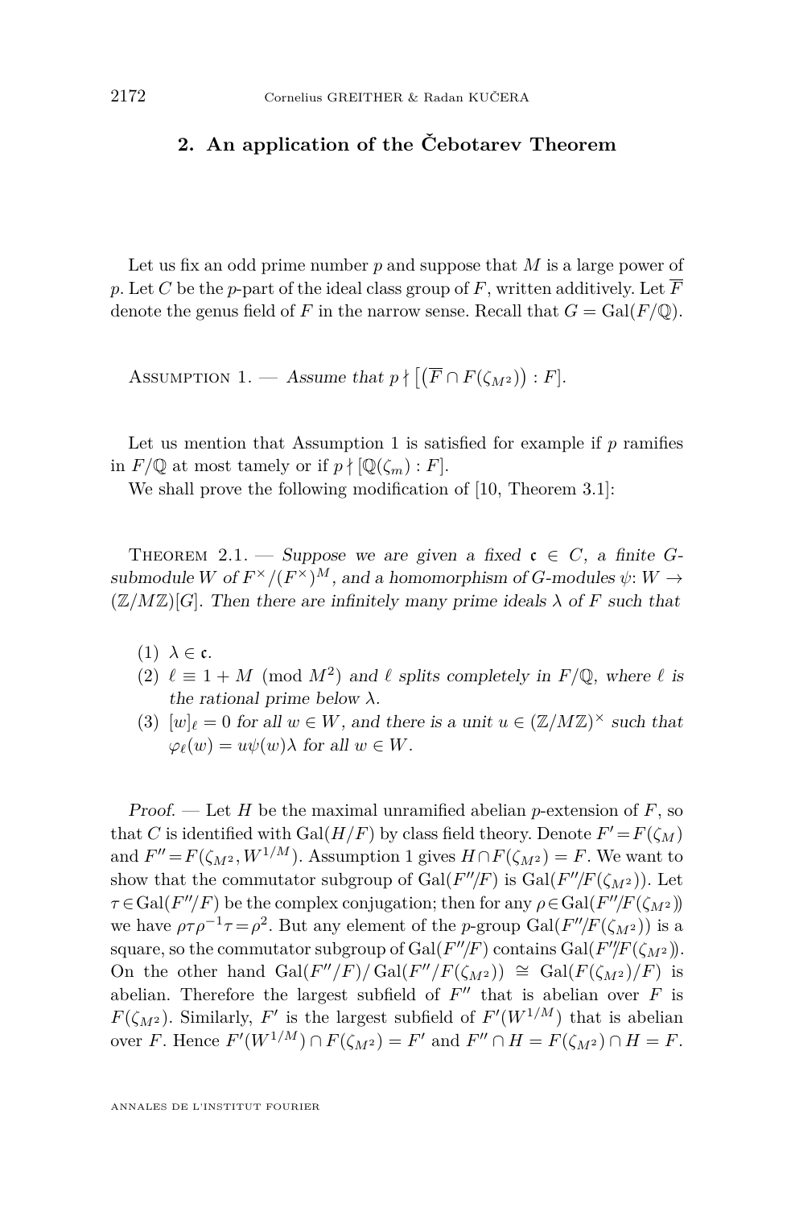## 2. An application of the Čebotarev Theorem

Let us fix an odd prime number $p$ and suppose that $M$ is a large power of $p$. Let $C$ be the $p$-part of the ideal class group of $F$, written additively. Let $\overline{F}$ denote the genus field of $F$ in the narrow sense. Recall that $G = \mathrm{Gal}(F/\mathbb{Q})$.

Assumption 1. — *Assume that $p \nmid \big[\big(\overline{F} \cap F(\zeta_{M^2})\big) : F\big]$.*

Let us mention that Assumption 1 is satisfied for example if $p$ ramifies in $F/\mathbb{Q}$ at most tamely or if $p \nmid [\mathbb{Q}(\zeta_m) : F]$.

We shall prove the following modification of [10, Theorem 3.1]:

Theorem 2.1. — *Suppose we are given a fixed $\mathfrak{c} \in C$, a finite $G$-submodule $W$ of $F^\times/(F^\times)^M$, and a homomorphism of $G$-modules $\psi\colon W \to (\mathbb{Z}/M\mathbb{Z})[G]$. Then there are infinitely many prime ideals $\lambda$ of $F$ such that*

1. *$\lambda \in \mathfrak{c}$.*
2. *$\ell \equiv 1 + M \pmod{M^2}$ and $\ell$ splits completely in $F/\mathbb{Q}$, where $\ell$ is the rational prime below $\lambda$.*
3. *$[w]_\ell = 0$ for all $w \in W$, and there is a unit $u \in (\mathbb{Z}/M\mathbb{Z})^\times$ such that $\varphi_\ell(w) = u\psi(w)\lambda$ for all $w \in W$.*

*Proof.* — Let $H$ be the maximal unramified abelian $p$-extension of $F$, so that $C$ is identified with $\mathrm{Gal}(H/F)$ by class field theory. Denote $F' = F(\zeta_M)$ and $F'' = F(\zeta_{M^2}, W^{1/M})$. Assumption 1 gives $H \cap F(\zeta_{M^2}) = F$. We want to show that the commutator subgroup of $\mathrm{Gal}(F''/F)$ is $\mathrm{Gal}(F''/F(\zeta_{M^2}))$. Let $\tau \in \mathrm{Gal}(F''/F)$ be the complex conjugation; then for any $\rho \in \mathrm{Gal}(F''/F(\zeta_{M^2}))$ we have $\rho\tau\rho^{-1}\tau = \rho^2$. But any element of the $p$-group $\mathrm{Gal}(F''/F(\zeta_{M^2}))$ is a square, so the commutator subgroup of $\mathrm{Gal}(F''/F)$ contains $\mathrm{Gal}(F''/F(\zeta_{M^2}))$. On the other hand $\mathrm{Gal}(F''/F)/\mathrm{Gal}(F''/F(\zeta_{M^2})) \cong \mathrm{Gal}(F(\zeta_{M^2})/F)$ is abelian. Therefore the largest subfield of $F''$ that is abelian over $F$ is $F(\zeta_{M^2})$. Similarly, $F'$ is the largest subfield of $F'(W^{1/M})$ that is abelian over $F$. Hence $F'(W^{1/M}) \cap F(\zeta_{M^2}) = F'$ and $F'' \cap H = F(\zeta_{M^2}) \cap H = F$.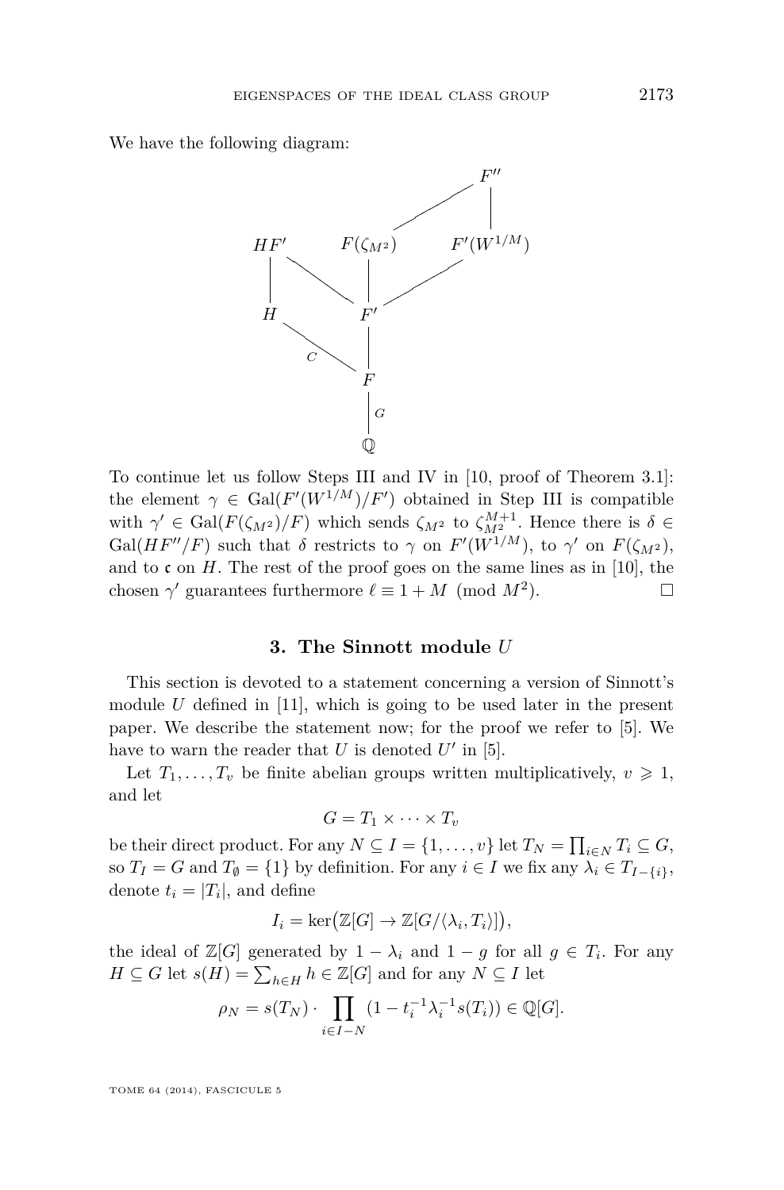We have the following diagram:

$$
\begin{array}{ccccc}
 & & & & F'' \\
 & & & \diagup & | \\
HF' & & F(\zeta_{M^2}) & & F'(W^{1/M}) \\
| & \diagdown & | & \diagup & \\
H & & F' & & \\
 & \diagdown_{C} & | & & \\
 & & F & & \\
 & & |_{G} & & \\
 & & \mathbb{Q} & &
\end{array}
$$

To continue let us follow Steps III and IV in [10, proof of Theorem 3.1]: the element $\gamma \in \mathrm{Gal}(F'(W^{1/M})/F')$ obtained in Step III is compatible with $\gamma' \in \mathrm{Gal}(F(\zeta_{M^2})/F)$ which sends $\zeta_{M^2}$ to $\zeta_{M^2}^{M+1}$. Hence there is $\delta \in \mathrm{Gal}(HF''/F)$ such that $\delta$ restricts to $\gamma$ on $F'(W^{1/M})$, to $\gamma'$ on $F(\zeta_{M^2})$, and to $\mathfrak{c}$ on $H$. The rest of the proof goes on the same lines as in [10], the chosen $\gamma'$ guarantees furthermore $\ell \equiv 1 + M \pmod{M^2}$. □

## 3. The Sinnott module $U$

This section is devoted to a statement concerning a version of Sinnott's module $U$ defined in [11], which is going to be used later in the present paper. We describe the statement now; for the proof we refer to [5]. We have to warn the reader that $U$ is denoted $U'$ in [5].

Let $T_1, \ldots, T_v$ be finite abelian groups written multiplicatively, $v \geqslant 1$, and let

$$G = T_1 \times \cdots \times T_v$$

be their direct product. For any $N \subseteq I = \{1, \ldots, v\}$ let $T_N = \prod_{i \in N} T_i \subseteq G$, so $T_I = G$ and $T_\emptyset = \{1\}$ by definition. For any $i \in I$ we fix any $\lambda_i \in T_{I-\{i\}}$, denote $t_i = |T_i|$, and define

$$I_i = \ker\big(\mathbb{Z}[G] \to \mathbb{Z}[G/\langle \lambda_i, T_i \rangle]\big),$$

the ideal of $\mathbb{Z}[G]$ generated by $1 - \lambda_i$ and $1 - g$ for all $g \in T_i$. For any $H \subseteq G$ let $s(H) = \sum_{h \in H} h \in \mathbb{Z}[G]$ and for any $N \subseteq I$ let

$$\rho_N = s(T_N) \cdot \prod_{i \in I - N} (1 - t_i^{-1} \lambda_i^{-1} s(T_i)) \in \mathbb{Q}[G].$$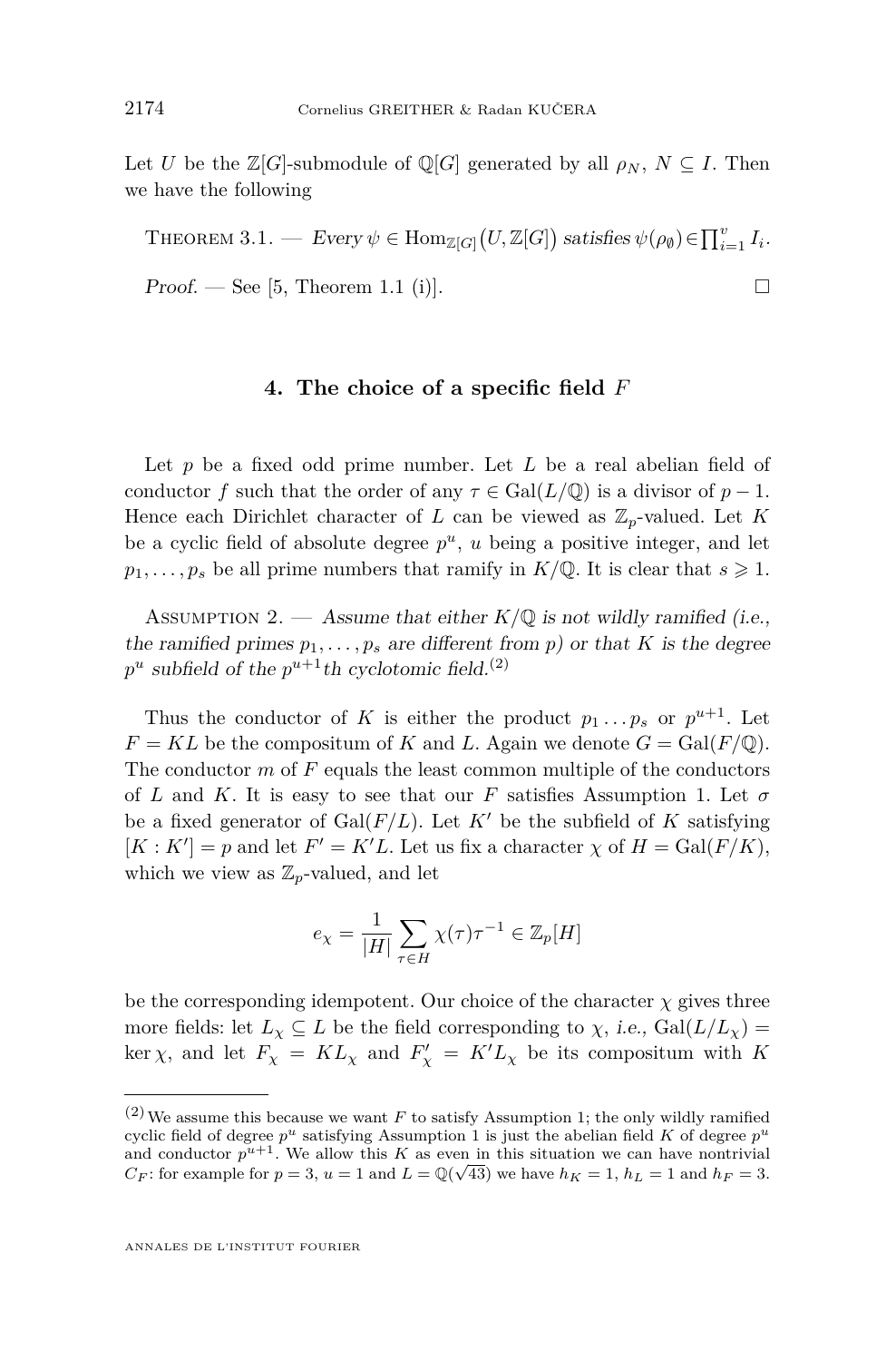Let $U$ be the $\mathbb{Z}[G]$-submodule of $\mathbb{Q}[G]$ generated by all $\rho_N$, $N \subseteq I$. Then we have the following

Theorem 3.1. — *Every $\psi \in \operatorname{Hom}_{\mathbb{Z}[G]}\big(U, \mathbb{Z}[G]\big)$ satisfies $\psi(\rho_\emptyset) \in \prod_{i=1}^{v} I_i$.*

*Proof.* — See [5, Theorem 1.1 (i)]. □

## 4. The choice of a specific field $F$

Let $p$ be a fixed odd prime number. Let $L$ be a real abelian field of conductor $f$ such that the order of any $\tau \in \mathrm{Gal}(L/\mathbb{Q})$ is a divisor of $p-1$. Hence each Dirichlet character of $L$ can be viewed as $\mathbb{Z}_p$-valued. Let $K$ be a cyclic field of absolute degree $p^u$, $u$ being a positive integer, and let $p_1, \dots, p_s$ be all prime numbers that ramify in $K/\mathbb{Q}$. It is clear that $s \geqslant 1$.

Assumption 2. — *Assume that either $K/\mathbb{Q}$ is not wildly ramified (i.e., the ramified primes $p_1, \dots, p_s$ are different from $p$) or that $K$ is the degree $p^u$ subfield of the $p^{u+1}$th cyclotomic field.*[2]

Thus the conductor of $K$ is either the product $p_1 \dots p_s$ or $p^{u+1}$. Let $F = KL$ be the compositum of $K$ and $L$. Again we denote $G = \mathrm{Gal}(F/\mathbb{Q})$. The conductor $m$ of $F$ equals the least common multiple of the conductors of $L$ and $K$. It is easy to see that our $F$ satisfies Assumption 1. Let $\sigma$ be a fixed generator of $\mathrm{Gal}(F/L)$. Let $K'$ be the subfield of $K$ satisfying $[K : K'] = p$ and let $F' = K'L$. Let us fix a character $\chi$ of $H = \mathrm{Gal}(F/K)$, which we view as $\mathbb{Z}_p$-valued, and let

$$e_\chi = \frac{1}{|H|} \sum_{\tau \in H} \chi(\tau)\tau^{-1} \in \mathbb{Z}_p[H]$$

be the corresponding idempotent. Our choice of the character $\chi$ gives three more fields: let $L_\chi \subseteq L$ be the field corresponding to $\chi$, *i.e.*, $\mathrm{Gal}(L/L_\chi) = \ker \chi$, and let $F_\chi = KL_\chi$ and $F'_\chi = K'L_\chi$ be its compositum with $K$

[2] We assume this because we want $F$ to satisfy Assumption 1; the only wildly ramified cyclic field of degree $p^u$ satisfying Assumption 1 is just the abelian field $K$ of degree $p^u$ and conductor $p^{u+1}$. We allow this $K$ as even in this situation we can have nontrivial $C_F$: for example for $p = 3$, $u = 1$ and $L = \mathbb{Q}(\sqrt{43})$ we have $h_K = 1$, $h_L = 1$ and $h_F = 3$.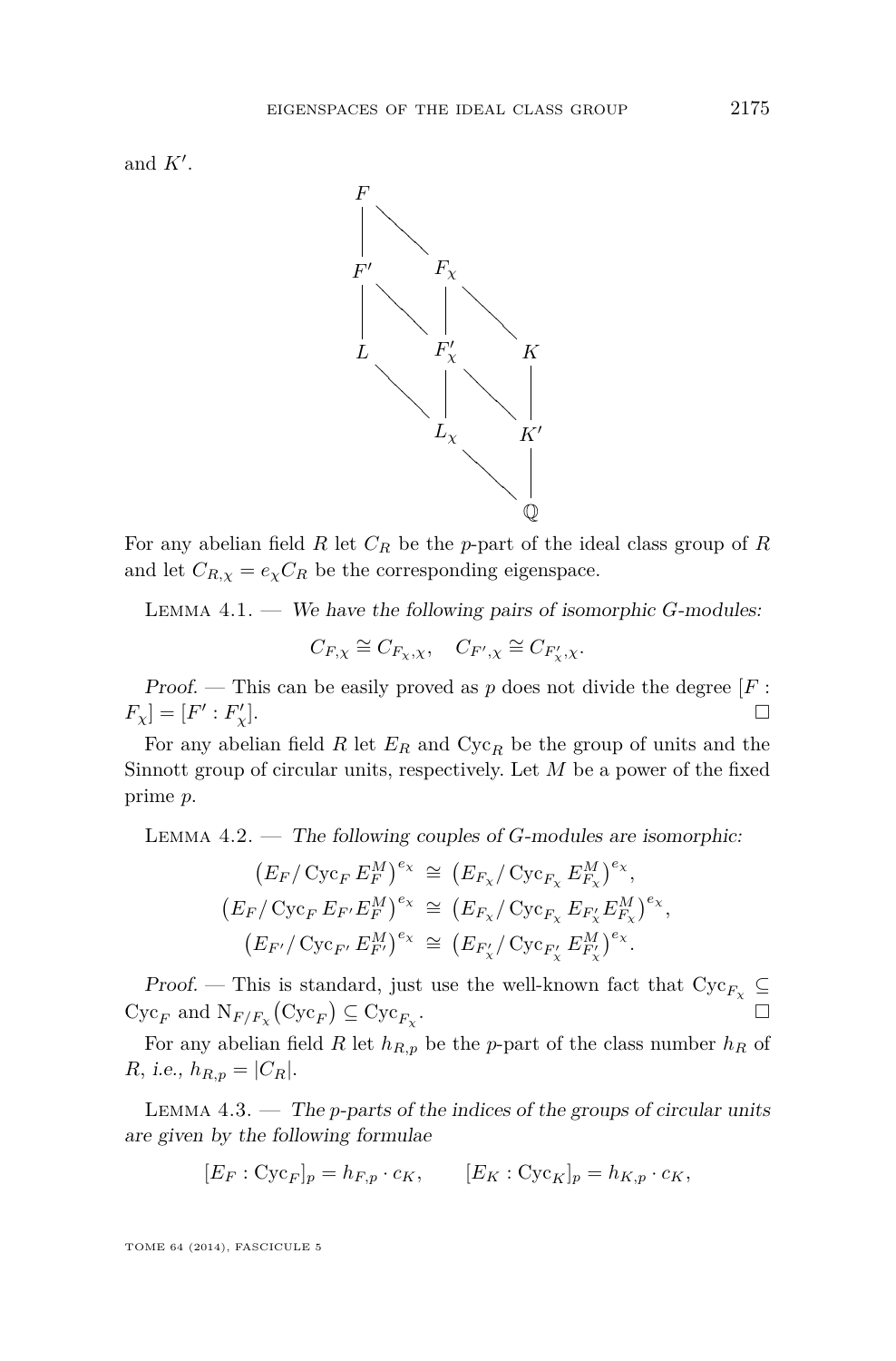and $K'$.

$$
\begin{array}{ccccc}
F & & & & \\
| & \diagdown & & & \\
F' & & F_\chi & & \\
| & \diagdown & | & \diagdown & \\
L & & F'_\chi & & K \\
 & \diagdown & | & \diagdown & | \\
 & & L_\chi & & K' \\
 & & & \diagdown & | \\
 & & & & \mathbb{Q}
\end{array}
$$

For any abelian field $R$ let $C_R$ be the $p$-part of the ideal class group of $R$ and let $C_{R,\chi} = e_\chi C_R$ be the corresponding eigenspace.

Lemma 4.1. — *We have the following pairs of isomorphic $G$-modules:*

$$C_{F,\chi} \cong C_{F_\chi,\chi}, \quad C_{F',\chi} \cong C_{F'_\chi,\chi}.$$

*Proof.* — This can be easily proved as $p$ does not divide the degree $[F : F_\chi] = [F' : F'_\chi]$. □

For any abelian field $R$ let $E_R$ and $\mathrm{Cyc}_R$ be the group of units and the Sinnott group of circular units, respectively. Let $M$ be a power of the fixed prime $p$.

Lemma 4.2. — *The following couples of $G$-modules are isomorphic:*

$$
\begin{aligned}
\left(E_F/\operatorname{Cyc}_F E_F^M\right)^{e_\chi} &\cong \left(E_{F_\chi}/\operatorname{Cyc}_{F_\chi} E_{F_\chi}^M\right)^{e_\chi},\\
\left(E_F/\operatorname{Cyc}_F E_{F'} E_F^M\right)^{e_\chi} &\cong \left(E_{F_\chi}/\operatorname{Cyc}_{F_\chi} E_{F'_\chi} E_{F_\chi}^M\right)^{e_\chi},\\
\left(E_{F'}/\operatorname{Cyc}_{F'} E_{F'}^M\right)^{e_\chi} &\cong \left(E_{F'_\chi}/\operatorname{Cyc}_{F'_\chi} E_{F'_\chi}^M\right)^{e_\chi}.
\end{aligned}
$$

*Proof.* — This is standard, just use the well-known fact that $\mathrm{Cyc}_{F_\chi} \subseteq \mathrm{Cyc}_F$ and $\mathrm{N}_{F/F_\chi}(\mathrm{Cyc}_F) \subseteq \mathrm{Cyc}_{F_\chi}$. □

For any abelian field $R$ let $h_{R,p}$ be the $p$-part of the class number $h_R$ of $R$, i.e., $h_{R,p} = |C_R|$.

Lemma 4.3. — *The $p$-parts of the indices of the groups of circular units are given by the following formulae*

$$[E_F : \mathrm{Cyc}_F]_p = h_{F,p} \cdot c_K, \qquad [E_K : \mathrm{Cyc}_K]_p = h_{K,p} \cdot c_K,$$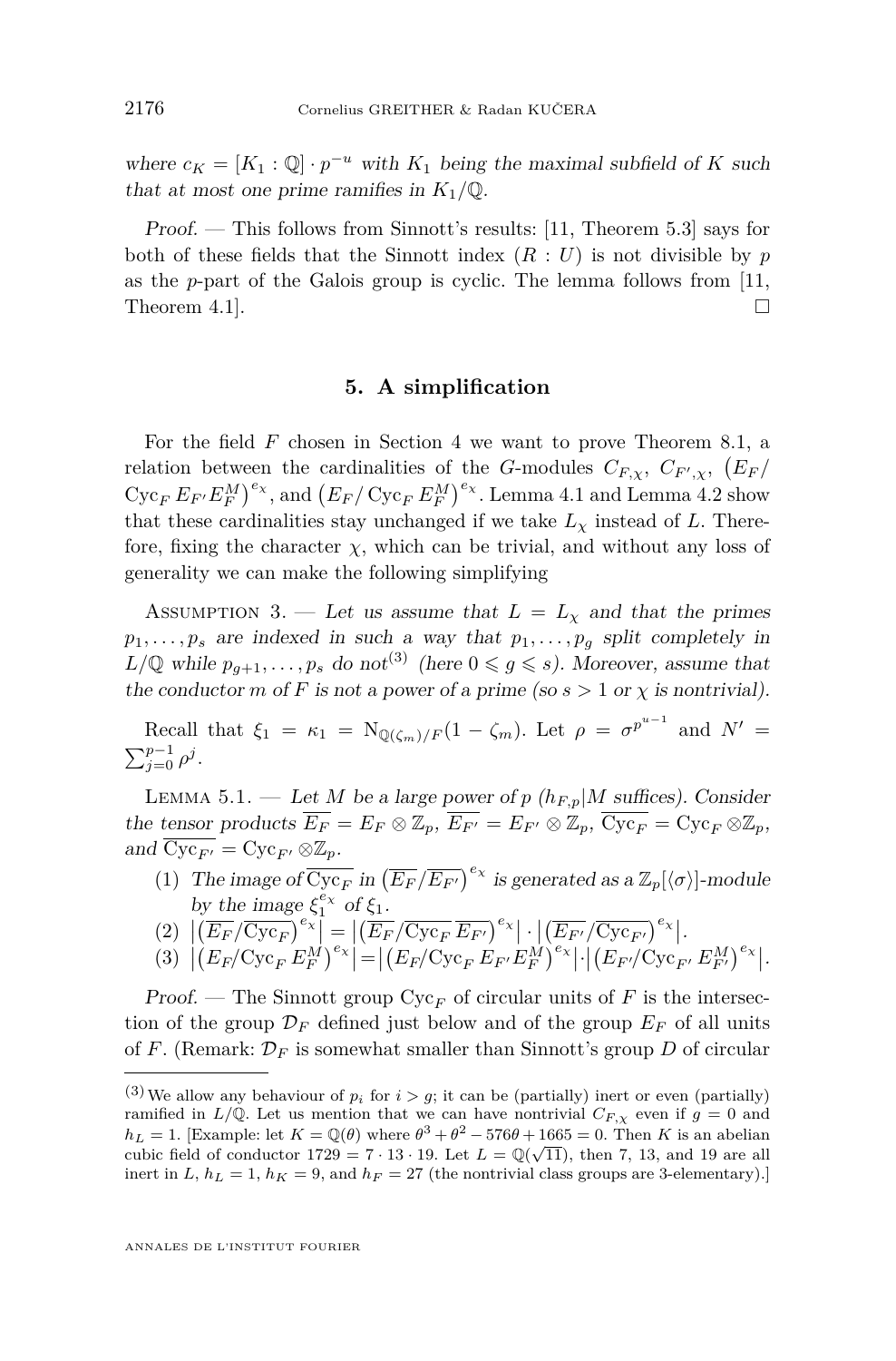where $c_K = [K_1 : \mathbb{Q}] \cdot p^{-u}$ with $K_1$ being the maximal subfield of $K$ such that at most one prime ramifies in $K_1/\mathbb{Q}$.

*Proof.* — This follows from Sinnott's results: [11, Theorem 5.3] says for both of these fields that the Sinnott index $(R : U)$ is not divisible by $p$ as the $p$-part of the Galois group is cyclic. The lemma follows from [11, Theorem 4.1]. $\square$

## 5. A simplification

For the field $F$ chosen in Section 4 we want to prove Theorem 8.1, a relation between the cardinalities of the $G$-modules $C_{F,\chi}$, $C_{F',\chi}$, $\left(E_F/\operatorname{Cyc}_F E_{F'} E_F^M\right)^{e_\chi}$, and $\left(E_F/\operatorname{Cyc}_F E_F^M\right)^{e_\chi}$. Lemma 4.1 and Lemma 4.2 show that these cardinalities stay unchanged if we take $L_\chi$ instead of $L$. Therefore, fixing the character $\chi$, which can be trivial, and without any loss of generality we can make the following simplifying

Assumption 3. — *Let us assume that $L = L_\chi$ and that the primes $p_1, \dots, p_s$ are indexed in such a way that $p_1, \dots, p_g$ split completely in $L/\mathbb{Q}$ while $p_{g+1}, \dots, p_s$ do not*[3] *(here $0 \leqslant g \leqslant s$). Moreover, assume that the conductor $m$ of $F$ is not a power of a prime (so $s > 1$ or $\chi$ is nontrivial).*

Recall that $\xi_1 = \kappa_1 = \mathrm{N}_{\mathbb{Q}(\zeta_m)/F}(1 - \zeta_m)$. Let $\rho = \sigma^{p^{u-1}}$ and $N' = \sum_{j=0}^{p-1} \rho^j$.

Lemma 5.1. — *Let $M$ be a large power of $p$ ($h_{F,p} | M$ suffices). Consider the tensor products $\overline{E_F} = E_F \otimes \mathbb{Z}_p$, $\overline{E_{F'}} = E_{F'} \otimes \mathbb{Z}_p$, $\overline{\operatorname{Cyc}_F} = \operatorname{Cyc}_F \otimes \mathbb{Z}_p$, and $\overline{\operatorname{Cyc}_{F'}} = \operatorname{Cyc}_{F'} \otimes \mathbb{Z}_p$.*

1. *The image of $\overline{\operatorname{Cyc}_F}$ in $\left(\overline{E_F}/\overline{E_{F'}}\right)^{e_\chi}$ is generated as a $\mathbb{Z}_p[\langle\sigma\rangle]$-module by the image $\xi_1^{e_\chi}$ of $\xi_1$.*
2. $\left|\left(\overline{E_F}/\overline{\operatorname{Cyc}_F}\right)^{e_\chi}\right| = \left|\left(\overline{E_F}/\overline{\operatorname{Cyc}_F}\,\overline{E_{F'}}\right)^{e_\chi}\right| \cdot \left|\left(\overline{E_{F'}}/\overline{\operatorname{Cyc}_{F'}}\right)^{e_\chi}\right|$.
3. $\left|\left(E_F/\operatorname{Cyc}_F E_F^M\right)^{e_\chi}\right| = \left|\left(E_F/\operatorname{Cyc}_F E_{F'} E_F^M\right)^{e_\chi}\right| \cdot \left|\left(E_{F'}/\operatorname{Cyc}_{F'} E_{F'}^M\right)^{e_\chi}\right|$.

*Proof.* — The Sinnott group $\operatorname{Cyc}_F$ of circular units of $F$ is the intersection of the group $\mathcal{D}_F$ defined just below and of the group $E_F$ of all units of $F$. (Remark: $\mathcal{D}_F$ is somewhat smaller than Sinnott's group $D$ of circular

---

[3] We allow any behaviour of $p_i$ for $i > g$; it can be (partially) inert or even (partially) ramified in $L/\mathbb{Q}$. Let us mention that we can have nontrivial $C_{F,\chi}$ even if $g = 0$ and $h_L = 1$. [Example: let $K = \mathbb{Q}(\theta)$ where $\theta^3 + \theta^2 - 576\theta + 1665 = 0$. Then $K$ is an abelian cubic field of conductor $1729 = 7 \cdot 13 \cdot 19$. Let $L = \mathbb{Q}(\sqrt{11})$, then 7, 13, and 19 are all inert in $L$, $h_L = 1$, $h_K = 9$, and $h_F = 27$ (the nontrivial class groups are 3-elementary).]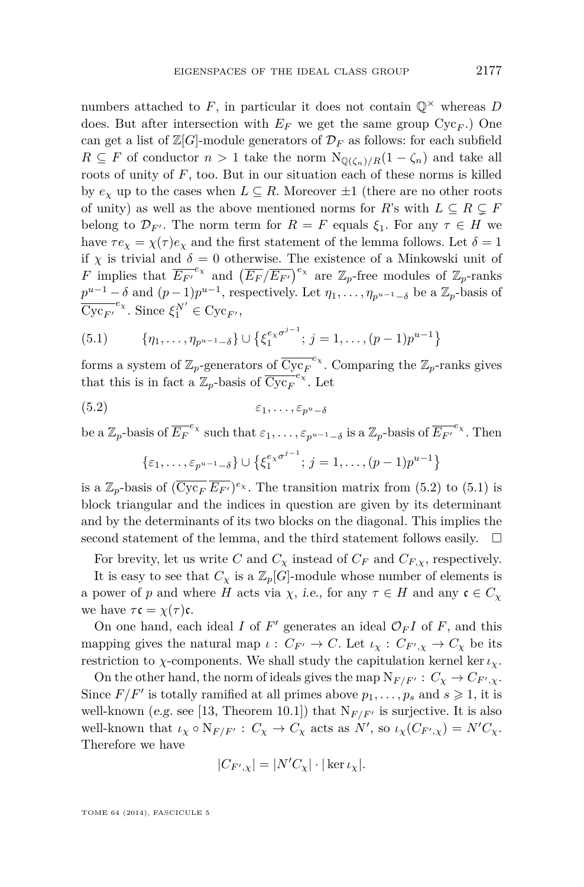numbers attached to $F$, in particular it does not contain $\mathbb{Q}^\times$ whereas $D$ does. But after intersection with $E_F$ we get the same group $\mathrm{Cyc}_F$.) One can get a list of $\mathbb{Z}[G]$-module generators of $\mathcal{D}_F$ as follows: for each subfield $R \subseteq F$ of conductor $n > 1$ take the norm $\mathrm{N}_{\mathbb{Q}(\zeta_n)/R}(1-\zeta_n)$ and take all roots of unity of $F$, too. But in our situation each of these norms is killed by $e_\chi$ up to the cases when $L \subseteq R$. Moreover $\pm 1$ (there are no other roots of unity) as well as the above mentioned norms for $R$'s with $L \subseteq R \subsetneq F$ belong to $\mathcal{D}_{F'}$. The norm term for $R = F$ equals $\xi_1$. For any $\tau \in H$ we have $\tau e_\chi = \chi(\tau) e_\chi$ and the first statement of the lemma follows. Let $\delta = 1$ if $\chi$ is trivial and $\delta = 0$ otherwise. The existence of a Minkowski unit of $F$ implies that $\overline{E_{F'}}^{e_\chi}$ and $\left(\overline{E_F}/\overline{E_{F'}}\right)^{e_\chi}$ are $\mathbb{Z}_p$-free modules of $\mathbb{Z}_p$-ranks $p^{u-1} - \delta$ and $(p-1)p^{u-1}$, respectively. Let $\eta_1, \dots, \eta_{p^{u-1}-\delta}$ be a $\mathbb{Z}_p$-basis of $\overline{\mathrm{Cyc}_{F'}}^{e_\chi}$. Since $\xi_1^{N'} \in \mathrm{Cyc}_{F'}$,

$$\{\eta_1, \dots, \eta_{p^{u-1}-\delta}\} \cup \left\{\xi_1^{e_\chi \sigma^{j-1}};\, j = 1, \dots, (p-1)p^{u-1}\right\} \tag{5.1}$$

forms a system of $\mathbb{Z}_p$-generators of $\overline{\mathrm{Cyc}_F}^{e_\chi}$. Comparing the $\mathbb{Z}_p$-ranks gives that this is in fact a $\mathbb{Z}_p$-basis of $\overline{\mathrm{Cyc}_F}^{e_\chi}$. Let

$$\varepsilon_1, \dots, \varepsilon_{p^u - \delta} \tag{5.2}$$

be a $\mathbb{Z}_p$-basis of $\overline{E_F}^{e_\chi}$ such that $\varepsilon_1, \dots, \varepsilon_{p^{u-1}-\delta}$ is a $\mathbb{Z}_p$-basis of $\overline{E_{F'}}^{e_\chi}$. Then

$$\{\varepsilon_1, \dots, \varepsilon_{p^{u-1}-\delta}\} \cup \left\{\xi_1^{e_\chi \sigma^{j-1}};\, j = 1, \dots, (p-1)p^{u-1}\right\}$$

is a $\mathbb{Z}_p$-basis of $(\overline{\mathrm{Cyc}_F}\,\overline{E_{F'}})^{e_\chi}$. The transition matrix from (5.2) to (5.1) is block triangular and the indices in question are given by its determinant and by the determinants of its two blocks on the diagonal. This implies the second statement of the lemma, and the third statement follows easily. $\square$

For brevity, let us write $C$ and $C_\chi$ instead of $C_F$ and $C_{F,\chi}$, respectively.

It is easy to see that $C_\chi$ is a $\mathbb{Z}_p[G]$-module whose number of elements is a power of $p$ and where $H$ acts via $\chi$, *i.e.*, for any $\tau \in H$ and any $\mathfrak{c} \in C_\chi$ we have $\tau \mathfrak{c} = \chi(\tau)\mathfrak{c}$.

On one hand, each ideal $I$ of $F'$ generates an ideal $\mathcal{O}_F I$ of $F$, and this mapping gives the natural map $\iota : C_{F'} \to C$. Let $\iota_\chi : C_{F',\chi} \to C_\chi$ be its restriction to $\chi$-components. We shall study the capitulation kernel $\ker \iota_\chi$.

On the other hand, the norm of ideals gives the map $\mathrm{N}_{F/F'} : C_\chi \to C_{F',\chi}$. Since $F/F'$ is totally ramified at all primes above $p_1, \dots, p_s$ and $s \geqslant 1$, it is well-known (*e.g.* see [13, Theorem 10.1]) that $\mathrm{N}_{F/F'}$ is surjective. It is also well-known that $\iota_\chi \circ \mathrm{N}_{F/F'} : C_\chi \to C_\chi$ acts as $N'$, so $\iota_\chi(C_{F',\chi}) = N' C_\chi$. Therefore we have

$$|C_{F',\chi}| = |N' C_\chi| \cdot |\ker \iota_\chi|.$$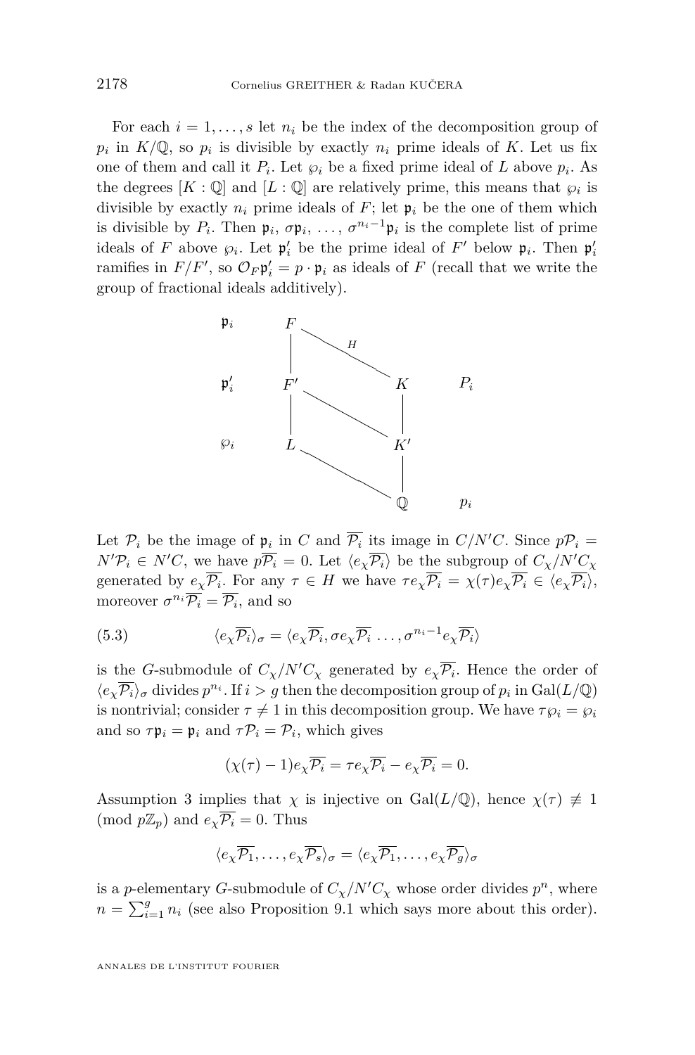For each $i = 1, \dots, s$ let $n_i$ be the index of the decomposition group of $p_i$ in $K/\mathbb{Q}$, so $p_i$ is divisible by exactly $n_i$ prime ideals of $K$. Let us fix one of them and call it $P_i$. Let $\wp_i$ be a fixed prime ideal of $L$ above $p_i$. As the degrees $[K:\mathbb{Q}]$ and $[L:\mathbb{Q}]$ are relatively prime, this means that $\wp_i$ is divisible by exactly $n_i$ prime ideals of $F$; let $\mathfrak{p}_i$ be the one of them which is divisible by $P_i$. Then $\mathfrak{p}_i$, $\sigma\mathfrak{p}_i$, $\dots$, $\sigma^{n_i-1}\mathfrak{p}_i$ is the complete list of prime ideals of $F$ above $\wp_i$. Let $\mathfrak{p}'_i$ be the prime ideal of $F'$ below $\mathfrak{p}_i$. Then $\mathfrak{p}'_i$ ramifies in $F/F'$, so $\mathcal{O}_F\mathfrak{p}'_i = p \cdot \mathfrak{p}_i$ as ideals of $F$ (recall that we write the group of fractional ideals additively).

$$
\begin{array}{ccccc}
\mathfrak{p}_i & F & & & \\
 & | & \overset{H}{\searrow} & & \\
\mathfrak{p}'_i & F' & & K & P_i \\
 & | & \searrow & | & \\
\wp_i & L & & K' & \\
 & & \searrow & | & \\
 & & & \mathbb{Q} & p_i
\end{array}
$$

Let $\mathcal{P}_i$ be the image of $\mathfrak{p}_i$ in $C$ and $\overline{\mathcal{P}_i}$ its image in $C/N'C$. Since $p\mathcal{P}_i = N'\mathcal{P}_i \in N'C$, we have $p\overline{\mathcal{P}_i} = 0$. Let $\langle e_\chi\overline{\mathcal{P}_i}\rangle$ be the subgroup of $C_\chi/N'C_\chi$ generated by $e_\chi\overline{\mathcal{P}_i}$. For any $\tau \in H$ we have $\tau e_\chi\overline{\mathcal{P}_i} = \chi(\tau)e_\chi\overline{\mathcal{P}_i} \in \langle e_\chi\overline{\mathcal{P}_i}\rangle$, moreover $\sigma^{n_i}\overline{\mathcal{P}_i} = \overline{\mathcal{P}_i}$, and so

$$
\langle e_\chi\overline{\mathcal{P}_i}\rangle_\sigma = \langle e_\chi\overline{\mathcal{P}_i}, \sigma e_\chi\overline{\mathcal{P}_i} \dots, \sigma^{n_i-1}e_\chi\overline{\mathcal{P}_i}\rangle \tag{5.3}
$$

is the $G$-submodule of $C_\chi/N'C_\chi$ generated by $e_\chi\overline{\mathcal{P}_i}$. Hence the order of $\langle e_\chi\overline{\mathcal{P}_i}\rangle_\sigma$ divides $p^{n_i}$. If $i > g$ then the decomposition group of $p_i$ in $\mathrm{Gal}(L/\mathbb{Q})$ is nontrivial; consider $\tau \neq 1$ in this decomposition group. We have $\tau\wp_i = \wp_i$ and so $\tau\mathfrak{p}_i = \mathfrak{p}_i$ and $\tau\mathcal{P}_i = \mathcal{P}_i$, which gives

$$
(\chi(\tau) - 1)e_\chi\overline{\mathcal{P}_i} = \tau e_\chi\overline{\mathcal{P}_i} - e_\chi\overline{\mathcal{P}_i} = 0.
$$

Assumption 3 implies that $\chi$ is injective on $\mathrm{Gal}(L/\mathbb{Q})$, hence $\chi(\tau) \not\equiv 1 \pmod{p\mathbb{Z}_p}$ and $e_\chi\overline{\mathcal{P}_i} = 0$. Thus

$$
\langle e_\chi\overline{\mathcal{P}_1}, \dots, e_\chi\overline{\mathcal{P}_s}\rangle_\sigma = \langle e_\chi\overline{\mathcal{P}_1}, \dots, e_\chi\overline{\mathcal{P}_g}\rangle_\sigma
$$

is a $p$-elementary $G$-submodule of $C_\chi/N'C_\chi$ whose order divides $p^n$, where $n = \sum_{i=1}^{g} n_i$ (see also Proposition 9.1 which says more about this order).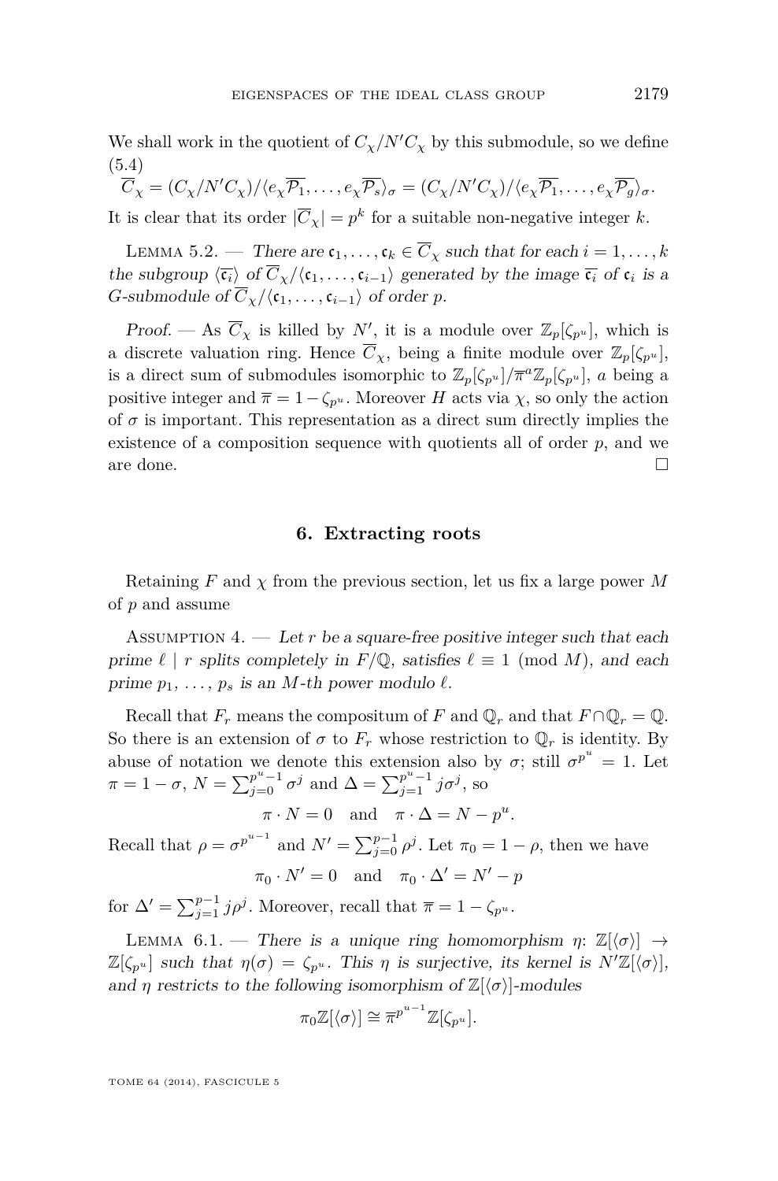We shall work in the quotient of $C_\chi/N'C_\chi$ by this submodule, so we define

(5.4)
$$\overline{C}_\chi = (C_\chi/N'C_\chi)/\langle e_\chi\overline{\mathcal{P}_1}, \ldots, e_\chi\overline{\mathcal{P}_s}\rangle_\sigma = (C_\chi/N'C_\chi)/\langle e_\chi\overline{\mathcal{P}_1}, \ldots, e_\chi\overline{\mathcal{P}_g}\rangle_\sigma.$$

It is clear that its order $|\overline{C}_\chi| = p^k$ for a suitable non-negative integer $k$.

Lemma 5.2. — *There are $\mathfrak{c}_1, \ldots, \mathfrak{c}_k \in \overline{C}_\chi$ such that for each $i = 1, \ldots, k$ the subgroup $\langle\overline{\mathfrak{c}_i}\rangle$ of $\overline{C}_\chi/\langle\mathfrak{c}_1, \ldots, \mathfrak{c}_{i-1}\rangle$ generated by the image $\overline{\mathfrak{c}_i}$ of $\mathfrak{c}_i$ is a $G$-submodule of $\overline{C}_\chi/\langle\mathfrak{c}_1, \ldots, \mathfrak{c}_{i-1}\rangle$ of order $p$.*

*Proof.* — As $\overline{C}_\chi$ is killed by $N'$, it is a module over $\mathbb{Z}_p[\zeta_{p^u}]$, which is a discrete valuation ring. Hence $\overline{C}_\chi$, being a finite module over $\mathbb{Z}_p[\zeta_{p^u}]$, is a direct sum of submodules isomorphic to $\mathbb{Z}_p[\zeta_{p^u}]/\overline{\pi}^a\mathbb{Z}_p[\zeta_{p^u}]$, $a$ being a positive integer and $\overline{\pi} = 1 - \zeta_{p^u}$. Moreover $H$ acts via $\chi$, so only the action of $\sigma$ is important. This representation as a direct sum directly implies the existence of a composition sequence with quotients all of order $p$, and we are done. □

## 6. Extracting roots

Retaining $F$ and $\chi$ from the previous section, let us fix a large power $M$ of $p$ and assume

Assumption 4. — *Let $r$ be a square-free positive integer such that each prime $\ell \mid r$ splits completely in $F/\mathbb{Q}$, satisfies $\ell \equiv 1 \pmod M$, and each prime $p_1, \ldots, p_s$ is an $M$-th power modulo $\ell$.*

Recall that $F_r$ means the compositum of $F$ and $\mathbb{Q}_r$ and that $F \cap \mathbb{Q}_r = \mathbb{Q}$. So there is an extension of $\sigma$ to $F_r$ whose restriction to $\mathbb{Q}_r$ is identity. By abuse of notation we denote this extension also by $\sigma$; still $\sigma^{p^u} = 1$. Let $\pi = 1 - \sigma$, $N = \sum_{j=0}^{p^u-1} \sigma^j$ and $\Delta = \sum_{j=1}^{p^u-1} j\sigma^j$, so

$$\pi \cdot N = 0 \quad \text{and} \quad \pi \cdot \Delta = N - p^u.$$

Recall that $\rho = \sigma^{p^{u-1}}$ and $N' = \sum_{j=0}^{p-1} \rho^j$. Let $\pi_0 = 1 - \rho$, then we have

$$\pi_0 \cdot N' = 0 \quad \text{and} \quad \pi_0 \cdot \Delta' = N' - p$$

for $\Delta' = \sum_{j=1}^{p-1} j\rho^j$. Moreover, recall that $\overline{\pi} = 1 - \zeta_{p^u}$.

Lemma 6.1. — *There is a unique ring homomorphism $\eta$: $\mathbb{Z}[\langle\sigma\rangle] \to \mathbb{Z}[\zeta_{p^u}]$ such that $\eta(\sigma) = \zeta_{p^u}$. This $\eta$ is surjective, its kernel is $N'\mathbb{Z}[\langle\sigma\rangle]$, and $\eta$ restricts to the following isomorphism of $\mathbb{Z}[\langle\sigma\rangle]$-modules*

$$\pi_0\mathbb{Z}[\langle\sigma\rangle] \cong \overline{\pi}^{p^{u-1}}\mathbb{Z}[\zeta_{p^u}].$$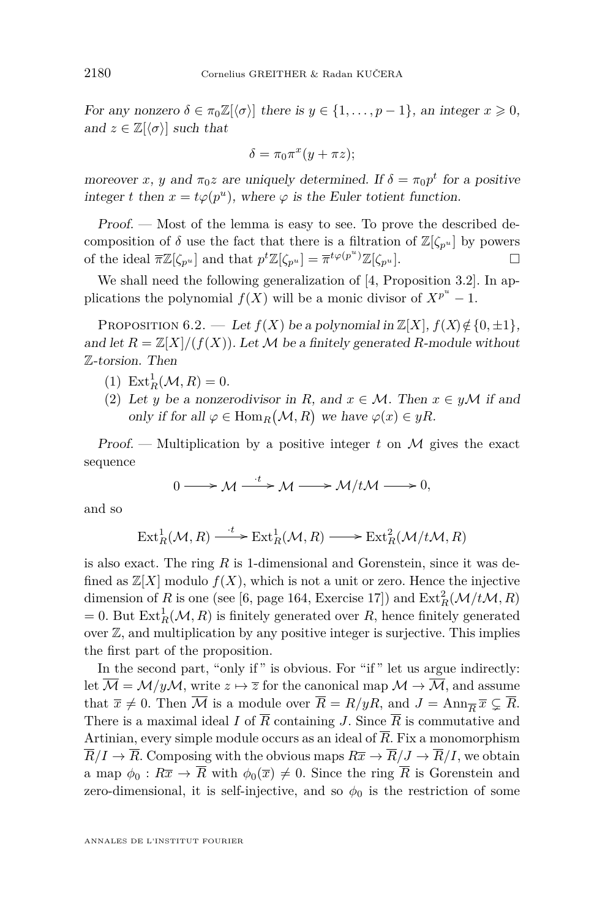*For any nonzero $\delta \in \pi_0\mathbb{Z}[\langle\sigma\rangle]$ there is $y \in \{1,\dots,p-1\}$, an integer $x \geqslant 0$, and $z \in \mathbb{Z}[\langle\sigma\rangle]$ such that*

$$\delta = \pi_0\pi^x(y + \pi z);$$

*moreover $x$, $y$ and $\pi_0 z$ are uniquely determined. If $\delta = \pi_0 p^t$ for a positive integer $t$ then $x = t\varphi(p^u)$, where $\varphi$ is the Euler totient function.*

*Proof.* — Most of the lemma is easy to see. To prove the described decomposition of $\delta$ use the fact that there is a filtration of $\mathbb{Z}[\zeta_{p^u}]$ by powers of the ideal $\overline{\pi}\mathbb{Z}[\zeta_{p^u}]$ and that $p^t\mathbb{Z}[\zeta_{p^u}] = \overline{\pi}^{t\varphi(p^u)}\mathbb{Z}[\zeta_{p^u}]$. □

We shall need the following generalization of [4, Proposition 3.2]. In applications the polynomial $f(X)$ will be a monic divisor of $X^{p^u} - 1$.

Proposition 6.2. — *Let $f(X)$ be a polynomial in $\mathbb{Z}[X]$, $f(X) \notin \{0, \pm 1\}$, and let $R = \mathbb{Z}[X]/(f(X))$. Let $\mathcal{M}$ be a finitely generated $R$-module without $\mathbb{Z}$-torsion. Then*

1. $\mathrm{Ext}^1_R(\mathcal{M}, R) = 0$.
2. *Let $y$ be a nonzerodivisor in $R$, and $x \in \mathcal{M}$. Then $x \in y\mathcal{M}$ if and only if for all $\varphi \in \mathrm{Hom}_R(\mathcal{M}, R)$ we have $\varphi(x) \in yR$.*

*Proof.* — Multiplication by a positive integer $t$ on $\mathcal{M}$ gives the exact sequence

$$0 \longrightarrow \mathcal{M} \xrightarrow{\cdot t} \mathcal{M} \longrightarrow \mathcal{M}/t\mathcal{M} \longrightarrow 0,$$

and so

$$\mathrm{Ext}^1_R(\mathcal{M}, R) \xrightarrow{\cdot t} \mathrm{Ext}^1_R(\mathcal{M}, R) \longrightarrow \mathrm{Ext}^2_R(\mathcal{M}/t\mathcal{M}, R)$$

is also exact. The ring $R$ is 1-dimensional and Gorenstein, since it was defined as $\mathbb{Z}[X]$ modulo $f(X)$, which is not a unit or zero. Hence the injective dimension of $R$ is one (see [6, page 164, Exercise 17]) and $\mathrm{Ext}^2_R(\mathcal{M}/t\mathcal{M}, R) = 0$. But $\mathrm{Ext}^1_R(\mathcal{M}, R)$ is finitely generated over $R$, hence finitely generated over $\mathbb{Z}$, and multiplication by any positive integer is surjective. This implies the first part of the proposition.

In the second part, "only if" is obvious. For "if" let us argue indirectly: let $\overline{\mathcal{M}} = \mathcal{M}/y\mathcal{M}$, write $z \mapsto \overline{z}$ for the canonical map $\mathcal{M} \to \overline{\mathcal{M}}$, and assume that $\overline{x} \neq 0$. Then $\overline{\mathcal{M}}$ is a module over $\overline{R} = R/yR$, and $J = \mathrm{Ann}_{\overline{R}}\,\overline{x} \subsetneq \overline{R}$. There is a maximal ideal $I$ of $\overline{R}$ containing $J$. Since $\overline{R}$ is commutative and Artinian, every simple module occurs as an ideal of $\overline{R}$. Fix a monomorphism $\overline{R}/I \to \overline{R}$. Composing with the obvious maps $R\overline{x} \to \overline{R}/J \to \overline{R}/I$, we obtain a map $\phi_0 : R\overline{x} \to \overline{R}$ with $\phi_0(\overline{x}) \neq 0$. Since the ring $\overline{R}$ is Gorenstein and zero-dimensional, it is self-injective, and so $\phi_0$ is the restriction of some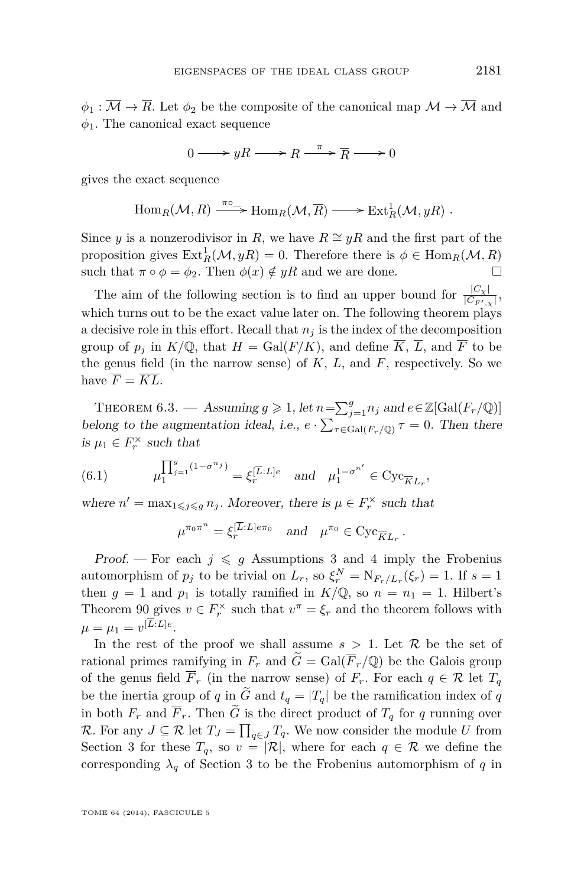$\phi_1 : \overline{\mathcal{M}} \to \overline{R}$. Let $\phi_2$ be the composite of the canonical map $\mathcal{M} \to \overline{\mathcal{M}}$ and $\phi_1$. The canonical exact sequence

$$0 \longrightarrow yR \longrightarrow R \stackrel{\pi}{\longrightarrow} \overline{R} \longrightarrow 0$$

gives the exact sequence

$$\mathrm{Hom}_R(\mathcal{M}, R) \xrightarrow{\pi\circ\_} \mathrm{Hom}_R(\mathcal{M}, \overline{R}) \longrightarrow \mathrm{Ext}^1_R(\mathcal{M}, yR)\ .$$

Since $y$ is a nonzerodivisor in $R$, we have $R \cong yR$ and the first part of the proposition gives $\mathrm{Ext}^1_R(\mathcal{M}, yR) = 0$. Therefore there is $\phi \in \mathrm{Hom}_R(\mathcal{M}, R)$ such that $\pi \circ \phi = \phi_2$. Then $\phi(x) \notin yR$ and we are done. □

The aim of the following section is to find an upper bound for $\frac{|C_\chi|}{|C_{F',\chi}|}$, which turns out to be the exact value later on. The following theorem plays a decisive role in this effort. Recall that $n_j$ is the index of the decomposition group of $p_j$ in $K/\mathbb{Q}$, that $H = \mathrm{Gal}(F/K)$, and define $\overline{K}$, $\overline{L}$, and $\overline{F}$ to be the genus field (in the narrow sense) of $K$, $L$, and $F$, respectively. So we have $\overline{F} = \overline{KL}$.

Theorem 6.3. — *Assuming $g \geqslant 1$, let $n = \sum_{j=1}^{g} n_j$ and $e \in \mathbb{Z}[\mathrm{Gal}(F_r/\mathbb{Q})]$ belong to the augmentation ideal, i.e., $e \cdot \sum_{\tau\in\mathrm{Gal}(F_r/\mathbb{Q})} \tau = 0$. Then there is $\mu_1 \in F_r^\times$ such that*

$$\mu_1^{\prod_{j=1}^{g}(1-\sigma^{n_j})} = \xi_r^{[\overline{L}:L]e} \quad \text{and} \quad \mu_1^{1-\sigma^{n'}} \in \mathrm{Cyc}_{\overline{K}L_r}, \tag{6.1}$$

*where $n' = \max_{1\leqslant j\leqslant g} n_j$. Moreover, there is $\mu \in F_r^\times$ such that*

$$\mu^{\pi_0\pi^n} = \xi_r^{[\overline{L}:L]e\pi_0} \quad \text{and} \quad \mu^{\pi_0} \in \mathrm{Cyc}_{\overline{K}L_r}\,.$$

*Proof.* — For each $j \leqslant g$ Assumptions 3 and 4 imply the Frobenius automorphism of $p_j$ to be trivial on $L_r$, so $\xi_r^N = \mathrm{N}_{F_r/L_r}(\xi_r) = 1$. If $s = 1$ then $g = 1$ and $p_1$ is totally ramified in $K/\mathbb{Q}$, so $n = n_1 = 1$. Hilbert's Theorem 90 gives $v \in F_r^\times$ such that $v^\pi = \xi_r$ and the theorem follows with $\mu = \mu_1 = v^{[\overline{L}:L]e}$.

In the rest of the proof we shall assume $s > 1$. Let $\mathcal{R}$ be the set of rational primes ramifying in $F_r$ and $\widetilde{G} = \mathrm{Gal}(\overline{F}_r/\mathbb{Q})$ be the Galois group of the genus field $\overline{F}_r$ (in the narrow sense) of $F_r$. For each $q \in \mathcal{R}$ let $T_q$ be the inertia group of $q$ in $\widetilde{G}$ and $t_q = |T_q|$ be the ramification index of $q$ in both $F_r$ and $\overline{F}_r$. Then $\widetilde{G}$ is the direct product of $T_q$ for $q$ running over $\mathcal{R}$. For any $J \subseteq \mathcal{R}$ let $T_J = \prod_{q\in J} T_q$. We now consider the module $U$ from Section 3 for these $T_q$, so $v = |\mathcal{R}|$, where for each $q \in \mathcal{R}$ we define the corresponding $\lambda_q$ of Section 3 to be the Frobenius automorphism of $q$ in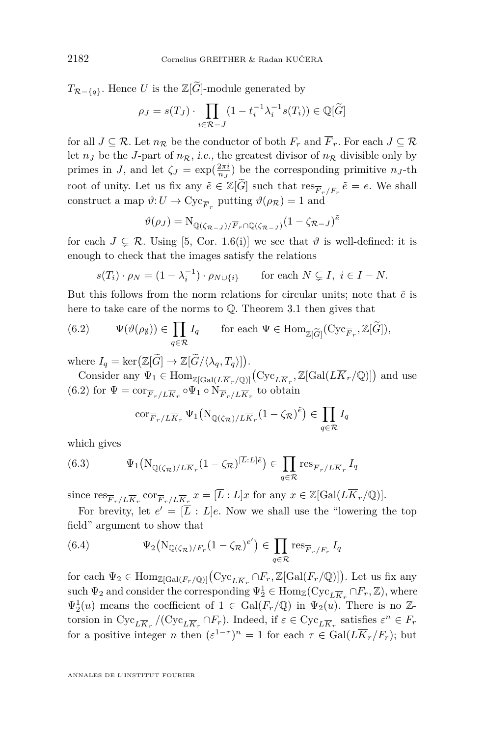$T_{\mathcal{R}-\{q\}}$. Hence $U$ is the $\mathbb{Z}[\widetilde{G}]$-module generated by

$$\rho_J = s(T_J) \cdot \prod_{i \in \mathcal{R}-J} (1 - t_i^{-1}\lambda_i^{-1} s(T_i)) \in \mathbb{Q}[\widetilde{G}]$$

for all $J \subseteq \mathcal{R}$. Let $n_{\mathcal{R}}$ be the conductor of both $F_r$ and $\overline{F}_r$. For each $J \subseteq \mathcal{R}$ let $n_J$ be the $J$-part of $n_{\mathcal{R}}$, *i.e.*, the greatest divisor of $n_{\mathcal{R}}$ divisible only by primes in $J$, and let $\zeta_J = \exp(\frac{2\pi i}{n_J})$ be the corresponding primitive $n_J$-th root of unity. Let us fix any $\tilde{e} \in \mathbb{Z}[\widetilde{G}]$ such that $\operatorname{res}_{\overline{F}_r/F_r} \tilde{e} = e$. We shall construct a map $\vartheta \colon U \to \mathrm{Cyc}_{\overline{F}_r}$ putting $\vartheta(\rho_{\mathcal{R}}) = 1$ and

$$\vartheta(\rho_J) = \mathrm{N}_{\mathbb{Q}(\zeta_{\mathcal{R}-J})/\overline{F}_r \cap \mathbb{Q}(\zeta_{\mathcal{R}-J})} (1 - \zeta_{\mathcal{R}-J})^{\tilde{e}}$$

for each $J \subsetneq \mathcal{R}$. Using [5, Cor. 1.6(i)] we see that $\vartheta$ is well-defined: it is enough to check that the images satisfy the relations

$$s(T_i) \cdot \rho_N = (1 - \lambda_i^{-1}) \cdot \rho_{N \cup \{i\}} \qquad \text{for each } N \subsetneq I,\ i \in I - N.$$

But this follows from the norm relations for circular units; note that $\tilde{e}$ is here to take care of the norms to $\mathbb{Q}$. Theorem 3.1 then gives that

$$\Psi(\vartheta(\rho_\emptyset)) \in \prod_{q \in \mathcal{R}} I_q \qquad \text{for each } \Psi \in \mathrm{Hom}_{\mathbb{Z}[\widetilde{G}]}(\mathrm{Cyc}_{\overline{F}_r}, \mathbb{Z}[\widetilde{G}]), \tag{6.2}$$

where $I_q = \ker\big(\mathbb{Z}[\widetilde{G}] \to \mathbb{Z}[\widetilde{G}/\langle \lambda_q, T_q \rangle]\big)$.

Consider any $\Psi_1 \in \mathrm{Hom}_{\mathbb{Z}[\mathrm{Gal}(L\overline{K}_r/\mathbb{Q})]}\big(\mathrm{Cyc}_{L\overline{K}_r}, \mathbb{Z}[\mathrm{Gal}(L\overline{K}_r/\mathbb{Q})]\big)$ and use (6.2) for $\Psi = \mathrm{cor}_{\overline{F}_r/L\overline{K}_r} \circ \Psi_1 \circ \mathrm{N}_{\overline{F}_r/L\overline{K}_r}$ to obtain

$$\mathrm{cor}_{\overline{F}_r/L\overline{K}_r} \Psi_1\big(\mathrm{N}_{\mathbb{Q}(\zeta_{\mathcal{R}})/L\overline{K}_r} (1 - \zeta_{\mathcal{R}})^{\tilde{e}}\big) \in \prod_{q \in \mathcal{R}} I_q$$

which gives

$$\Psi_1\big(\mathrm{N}_{\mathbb{Q}(\zeta_{\mathcal{R}})/L\overline{K}_r} (1 - \zeta_{\mathcal{R}})^{[\overline{L}:L]\tilde{e}}\big) \in \prod_{q \in \mathcal{R}} \mathrm{res}_{\overline{F}_r/L\overline{K}_r} I_q \tag{6.3}$$

since $\mathrm{res}_{\overline{F}_r/L\overline{K}_r} \mathrm{cor}_{\overline{F}_r/L\overline{K}_r} x = [\overline{L} : L]x$ for any $x \in \mathbb{Z}[\mathrm{Gal}(L\overline{K}_r/\mathbb{Q})]$.

For brevity, let $e' = [\overline{L} : L]e$. Now we shall use the "lowering the top field" argument to show that

$$\Psi_2\big(\mathrm{N}_{\mathbb{Q}(\zeta_{\mathcal{R}})/F_r} (1 - \zeta_{\mathcal{R}})^{e'}\big) \in \prod_{q \in \mathcal{R}} \mathrm{res}_{\overline{F}_r/F_r} I_q \tag{6.4}$$

for each $\Psi_2 \in \mathrm{Hom}_{\mathbb{Z}[\mathrm{Gal}(F_r/\mathbb{Q})]}\big(\mathrm{Cyc}_{L\overline{K}_r} \cap F_r, \mathbb{Z}[\mathrm{Gal}(F_r/\mathbb{Q})]\big)$. Let us fix any such $\Psi_2$ and consider the corresponding $\Psi_2^1 \in \mathrm{Hom}_{\mathbb{Z}}(\mathrm{Cyc}_{L\overline{K}_r} \cap F_r, \mathbb{Z})$, where $\Psi_2^1(u)$ means the coefficient of $1 \in \mathrm{Gal}(F_r/\mathbb{Q})$ in $\Psi_2(u)$. There is no $\mathbb{Z}$-torsion in $\mathrm{Cyc}_{L\overline{K}_r} / (\mathrm{Cyc}_{L\overline{K}_r} \cap F_r)$. Indeed, if $\varepsilon \in \mathrm{Cyc}_{L\overline{K}_r}$ satisfies $\varepsilon^n \in F_r$ for a positive integer $n$ then $(\varepsilon^{1-\tau})^n = 1$ for each $\tau \in \mathrm{Gal}(L\overline{K}_r/F_r)$; but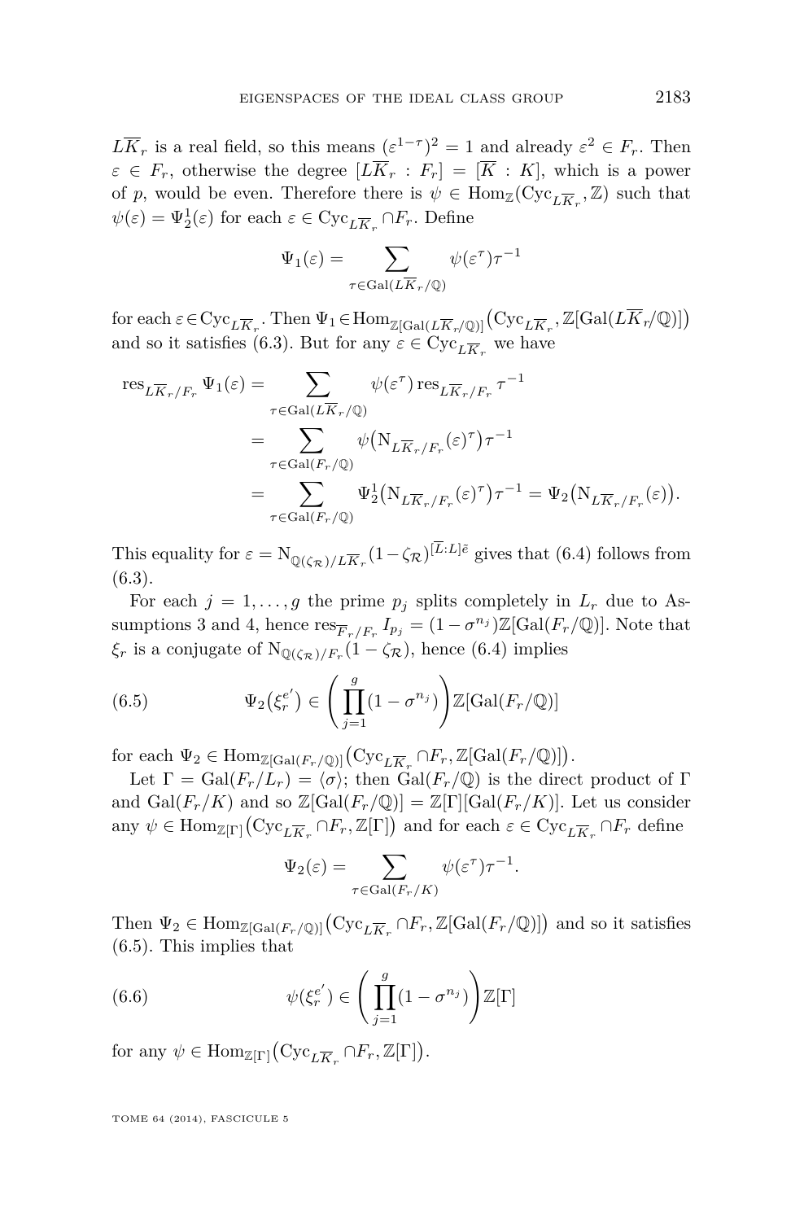$L\overline{K}_r$ is a real field, so this means $(\varepsilon^{1-\tau})^2 = 1$ and already $\varepsilon^2 \in F_r$. Then $\varepsilon \in F_r$, otherwise the degree $[L\overline{K}_r : F_r] = [\overline{K} : K]$, which is a power of $p$, would be even. Therefore there is $\psi \in \operatorname{Hom}_{\mathbb{Z}}(\operatorname{Cyc}_{L\overline{K}_r}, \mathbb{Z})$ such that $\psi(\varepsilon) = \Psi_2^1(\varepsilon)$ for each $\varepsilon \in \operatorname{Cyc}_{L\overline{K}_r} \cap F_r$. Define

$$\Psi_1(\varepsilon) = \sum_{\tau \in \operatorname{Gal}(L\overline{K}_r/\mathbb{Q})} \psi(\varepsilon^\tau)\tau^{-1}$$

for each $\varepsilon \in \operatorname{Cyc}_{L\overline{K}_r}$. Then $\Psi_1 \in \operatorname{Hom}_{\mathbb{Z}[\operatorname{Gal}(L\overline{K}_r/\mathbb{Q})]}\big(\operatorname{Cyc}_{L\overline{K}_r}, \mathbb{Z}[\operatorname{Gal}(L\overline{K}_r/\mathbb{Q})]\big)$ and so it satisfies (6.3). But for any $\varepsilon \in \operatorname{Cyc}_{L\overline{K}_r}$ we have

$$\begin{aligned}
\operatorname{res}_{L\overline{K}_r/F_r} \Psi_1(\varepsilon) &= \sum_{\tau \in \operatorname{Gal}(L\overline{K}_r/\mathbb{Q})} \psi(\varepsilon^\tau) \operatorname{res}_{L\overline{K}_r/F_r} \tau^{-1} \\
&= \sum_{\tau \in \operatorname{Gal}(F_r/\mathbb{Q})} \psi\big(\mathrm{N}_{L\overline{K}_r/F_r}(\varepsilon)^\tau\big)\tau^{-1} \\
&= \sum_{\tau \in \operatorname{Gal}(F_r/\mathbb{Q})} \Psi_2^1\big(\mathrm{N}_{L\overline{K}_r/F_r}(\varepsilon)^\tau\big)\tau^{-1} = \Psi_2\big(\mathrm{N}_{L\overline{K}_r/F_r}(\varepsilon)\big).
\end{aligned}$$

This equality for $\varepsilon = \mathrm{N}_{\mathbb{Q}(\zeta_{\mathcal{R}})/L\overline{K}_r}(1-\zeta_{\mathcal{R}})^{[\overline{L}:L]\tilde{e}}$ gives that (6.4) follows from (6.3).

For each $j = 1, \ldots, g$ the prime $p_j$ splits completely in $L_r$ due to Assumptions 3 and 4, hence $\operatorname{res}_{\overline{F}_r/F_r} I_{p_j} = (1 - \sigma^{n_j})\mathbb{Z}[\operatorname{Gal}(F_r/\mathbb{Q})]$. Note that $\xi_r$ is a conjugate of $\mathrm{N}_{\mathbb{Q}(\zeta_{\mathcal{R}})/F_r}(1-\zeta_{\mathcal{R}})$, hence (6.4) implies

$$\Psi_2\big(\xi_r^{e'}\big) \in \left(\prod_{j=1}^{g}(1-\sigma^{n_j})\right)\mathbb{Z}[\operatorname{Gal}(F_r/\mathbb{Q})] \tag{6.5}$$

for each $\Psi_2 \in \operatorname{Hom}_{\mathbb{Z}[\operatorname{Gal}(F_r/\mathbb{Q})]}\big(\operatorname{Cyc}_{L\overline{K}_r} \cap F_r, \mathbb{Z}[\operatorname{Gal}(F_r/\mathbb{Q})]\big)$.

Let $\Gamma = \operatorname{Gal}(F_r/L_r) = \langle\sigma\rangle$; then $\operatorname{Gal}(F_r/\mathbb{Q})$ is the direct product of $\Gamma$ and $\operatorname{Gal}(F_r/K)$ and so $\mathbb{Z}[\operatorname{Gal}(F_r/\mathbb{Q})] = \mathbb{Z}[\Gamma][\operatorname{Gal}(F_r/K)]$. Let us consider any $\psi \in \operatorname{Hom}_{\mathbb{Z}[\Gamma]}\big(\operatorname{Cyc}_{L\overline{K}_r} \cap F_r, \mathbb{Z}[\Gamma]\big)$ and for each $\varepsilon \in \operatorname{Cyc}_{L\overline{K}_r} \cap F_r$ define

$$\Psi_2(\varepsilon) = \sum_{\tau \in \operatorname{Gal}(F_r/K)} \psi(\varepsilon^\tau)\tau^{-1}.$$

Then $\Psi_2 \in \operatorname{Hom}_{\mathbb{Z}[\operatorname{Gal}(F_r/\mathbb{Q})]}\big(\operatorname{Cyc}_{L\overline{K}_r} \cap F_r, \mathbb{Z}[\operatorname{Gal}(F_r/\mathbb{Q})]\big)$ and so it satisfies (6.5). This implies that

$$\psi(\xi_r^{e'}) \in \left(\prod_{j=1}^{g}(1-\sigma^{n_j})\right)\mathbb{Z}[\Gamma] \tag{6.6}$$

for any $\psi \in \operatorname{Hom}_{\mathbb{Z}[\Gamma]}\big(\operatorname{Cyc}_{L\overline{K}_r} \cap F_r, \mathbb{Z}[\Gamma]\big)$.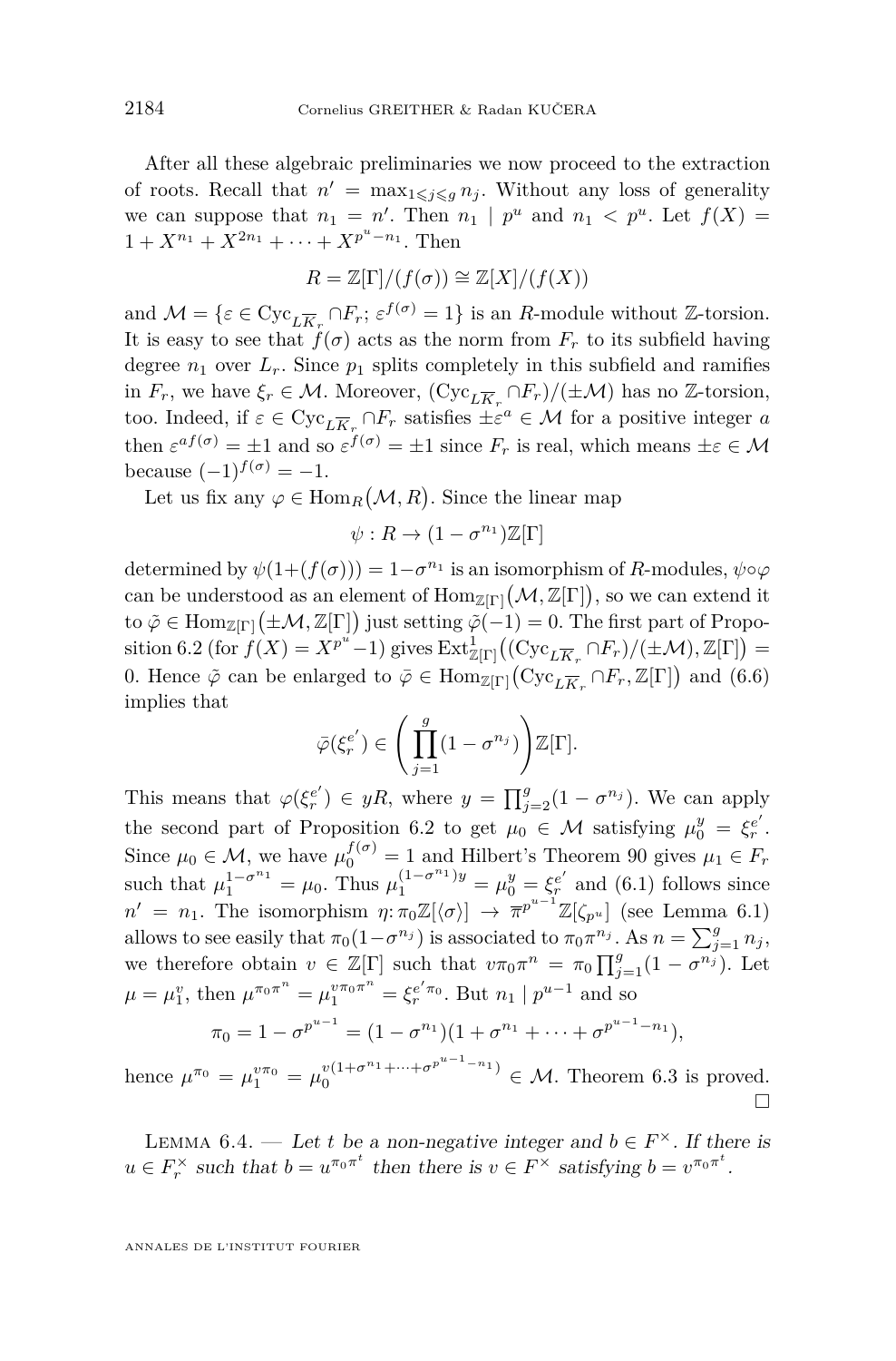After all these algebraic preliminaries we now proceed to the extraction of roots. Recall that $n' = \max_{1 \leqslant j \leqslant g} n_j$. Without any loss of generality we can suppose that $n_1 = n'$. Then $n_1 \mid p^u$ and $n_1 < p^u$. Let $f(X) = 1 + X^{n_1} + X^{2n_1} + \cdots + X^{p^u - n_1}$. Then

$$R = \mathbb{Z}[\Gamma]/(f(\sigma)) \cong \mathbb{Z}[X]/(f(X))$$

and $\mathcal{M} = \{\varepsilon \in \mathrm{Cyc}_{L\overline{K}_r} \cap F_r;\ \varepsilon^{f(\sigma)} = 1\}$ is an $R$-module without $\mathbb{Z}$-torsion. It is easy to see that $f(\sigma)$ acts as the norm from $F_r$ to its subfield having degree $n_1$ over $L_r$. Since $p_1$ splits completely in this subfield and ramifies in $F_r$, we have $\xi_r \in \mathcal{M}$. Moreover, $(\mathrm{Cyc}_{L\overline{K}_r} \cap F_r)/(\pm\mathcal{M})$ has no $\mathbb{Z}$-torsion, too. Indeed, if $\varepsilon \in \mathrm{Cyc}_{L\overline{K}_r} \cap F_r$ satisfies $\pm\varepsilon^a \in \mathcal{M}$ for a positive integer $a$ then $\varepsilon^{af(\sigma)} = \pm 1$ and so $\varepsilon^{f(\sigma)} = \pm 1$ since $F_r$ is real, which means $\pm\varepsilon \in \mathcal{M}$ because $(-1)^{f(\sigma)} = -1$.

Let us fix any $\varphi \in \mathrm{Hom}_R\big(\mathcal{M}, R\big)$. Since the linear map

$$\psi : R \to (1 - \sigma^{n_1})\mathbb{Z}[\Gamma]$$

determined by $\psi(1 + (f(\sigma))) = 1 - \sigma^{n_1}$ is an isomorphism of $R$-modules, $\psi \circ \varphi$ can be understood as an element of $\mathrm{Hom}_{\mathbb{Z}[\Gamma]}\big(\mathcal{M}, \mathbb{Z}[\Gamma]\big)$, so we can extend it to $\tilde{\varphi} \in \mathrm{Hom}_{\mathbb{Z}[\Gamma]}\big(\pm\mathcal{M}, \mathbb{Z}[\Gamma]\big)$ just setting $\tilde{\varphi}(-1) = 0$. The first part of Proposition 6.2 (for $f(X) = X^{p^u} - 1$) gives $\mathrm{Ext}^1_{\mathbb{Z}[\Gamma]}\big((\mathrm{Cyc}_{L\overline{K}_r} \cap F_r)/(\pm\mathcal{M}), \mathbb{Z}[\Gamma]\big) = 0$. Hence $\tilde{\varphi}$ can be enlarged to $\bar{\varphi} \in \mathrm{Hom}_{\mathbb{Z}[\Gamma]}\big(\mathrm{Cyc}_{L\overline{K}_r} \cap F_r, \mathbb{Z}[\Gamma]\big)$ and (6.6) implies that

$$\bar{\varphi}(\xi_r^{e'}) \in \left(\prod_{j=1}^{g}(1 - \sigma^{n_j})\right)\mathbb{Z}[\Gamma].$$

This means that $\varphi(\xi_r^{e'}) \in yR$, where $y = \prod_{j=2}^{g}(1 - \sigma^{n_j})$. We can apply the second part of Proposition 6.2 to get $\mu_0 \in \mathcal{M}$ satisfying $\mu_0^y = \xi_r^{e'}$. Since $\mu_0 \in \mathcal{M}$, we have $\mu_0^{f(\sigma)} = 1$ and Hilbert's Theorem 90 gives $\mu_1 \in F_r$ such that $\mu_1^{1 - \sigma^{n_1}} = \mu_0$. Thus $\mu_1^{(1 - \sigma^{n_1})y} = \mu_0^y = \xi_r^{e'}$ and (6.1) follows since $n' = n_1$. The isomorphism $\eta : \pi_0\mathbb{Z}[\langle\sigma\rangle] \to \overline{\pi}^{p^{u-1}}\mathbb{Z}[\zeta_{p^u}]$ (see Lemma 6.1) allows to see easily that $\pi_0(1 - \sigma^{n_j})$ is associated to $\pi_0\pi^{n_j}$. As $n = \sum_{j=1}^{g} n_j$, we therefore obtain $v \in \mathbb{Z}[\Gamma]$ such that $v\pi_0\pi^n = \pi_0\prod_{j=1}^{g}(1 - \sigma^{n_j})$. Let $\mu = \mu_1^v$, then $\mu^{\pi_0\pi^n} = \mu_1^{v\pi_0\pi^n} = \xi_r^{e'\pi_0}$. But $n_1 \mid p^{u-1}$ and so

$$\pi_0 = 1 - \sigma^{p^{u-1}} = (1 - \sigma^{n_1})(1 + \sigma^{n_1} + \cdots + \sigma^{p^{u-1} - n_1}),$$

hence $\mu^{\pi_0} = \mu_1^{v\pi_0} = \mu_0^{v(1 + \sigma^{n_1} + \cdots + \sigma^{p^{u-1} - n_1})} \in \mathcal{M}$. Theorem 6.3 is proved. $\square$

Lemma 6.4. — *Let $t$ be a non-negative integer and $b \in F^\times$. If there is $u \in F_r^\times$ such that $b = u^{\pi_0\pi^t}$ then there is $v \in F^\times$ satisfying $b = v^{\pi_0\pi^t}$.*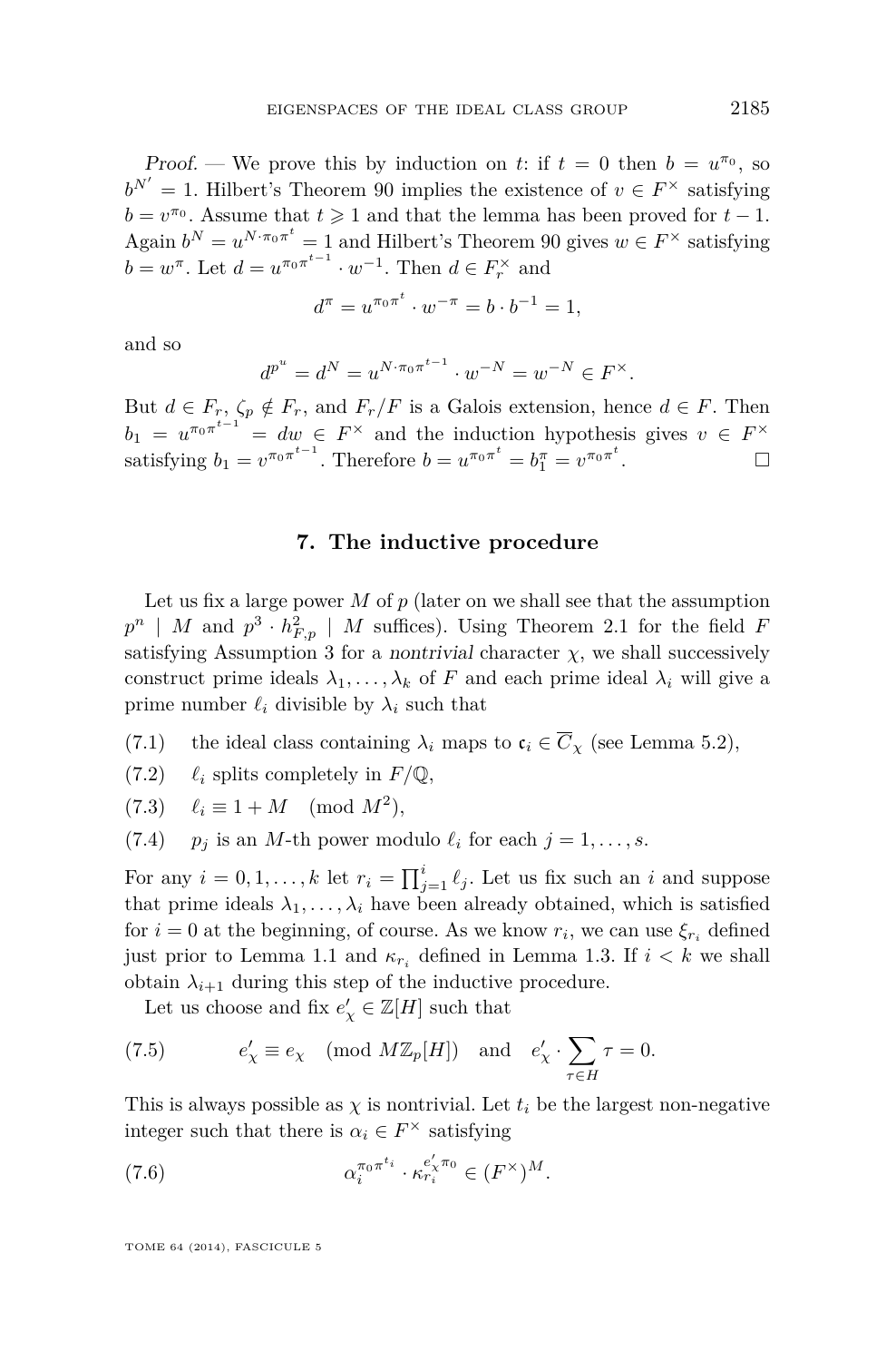*Proof.* — We prove this by induction on $t$: if $t = 0$ then $b = u^{\pi_0}$, so $b^{N'} = 1$. Hilbert's Theorem 90 implies the existence of $v \in F^\times$ satisfying $b = v^{\pi_0}$. Assume that $t \geqslant 1$ and that the lemma has been proved for $t-1$. Again $b^N = u^{N\cdot\pi_0\pi^t} = 1$ and Hilbert's Theorem 90 gives $w \in F^\times$ satisfying $b = w^\pi$. Let $d = u^{\pi_0\pi^{t-1}} \cdot w^{-1}$. Then $d \in F_r^\times$ and

$$d^\pi = u^{\pi_0\pi^t} \cdot w^{-\pi} = b \cdot b^{-1} = 1,$$

and so

$$d^{p^u} = d^N = u^{N\cdot\pi_0\pi^{t-1}} \cdot w^{-N} = w^{-N} \in F^\times.$$

But $d \in F_r$, $\zeta_p \notin F_r$, and $F_r/F$ is a Galois extension, hence $d \in F$. Then $b_1 = u^{\pi_0\pi^{t-1}} = dw \in F^\times$ and the induction hypothesis gives $v \in F^\times$ satisfying $b_1 = v^{\pi_0\pi^{t-1}}$. Therefore $b = u^{\pi_0\pi^t} = b_1^\pi = v^{\pi_0\pi^t}$. □

## 7. The inductive procedure

Let us fix a large power $M$ of $p$ (later on we shall see that the assumption $p^n \mid M$ and $p^3 \cdot h_{F,p}^2 \mid M$ suffices). Using Theorem 2.1 for the field $F$ satisfying Assumption 3 for a *nontrivial* character $\chi$, we shall successively construct prime ideals $\lambda_1, \dots, \lambda_k$ of $F$ and each prime ideal $\lambda_i$ will give a prime number $\ell_i$ divisible by $\lambda_i$ such that

(7.1) the ideal class containing $\lambda_i$ maps to $\mathfrak{c}_i \in \overline{C}_\chi$ (see Lemma 5.2),

(7.2) $\ell_i$ splits completely in $F/\mathbb{Q}$,

(7.3) $\ell_i \equiv 1 + M \pmod{M^2}$,

(7.4) $p_j$ is an $M$-th power modulo $\ell_i$ for each $j = 1, \dots, s$.

For any $i = 0, 1, \dots, k$ let $r_i = \prod_{j=1}^{i} \ell_j$. Let us fix such an $i$ and suppose that prime ideals $\lambda_1, \dots, \lambda_i$ have been already obtained, which is satisfied for $i = 0$ at the beginning, of course. As we know $r_i$, we can use $\xi_{r_i}$ defined just prior to Lemma 1.1 and $\kappa_{r_i}$ defined in Lemma 1.3. If $i < k$ we shall obtain $\lambda_{i+1}$ during this step of the inductive procedure.

Let us choose and fix $e'_\chi \in \mathbb{Z}[H]$ such that

$$e'_\chi \equiv e_\chi \pmod{M\mathbb{Z}_p[H]} \quad \text{and} \quad e'_\chi \cdot \sum_{\tau\in H} \tau = 0. \tag{7.5}$$

This is always possible as $\chi$ is nontrivial. Let $t_i$ be the largest non-negative integer such that there is $\alpha_i \in F^\times$ satisfying

$$\alpha_i^{\pi_0\pi^{t_i}} \cdot \kappa_{r_i}^{e'_\chi\pi_0} \in (F^\times)^M. \tag{7.6}$$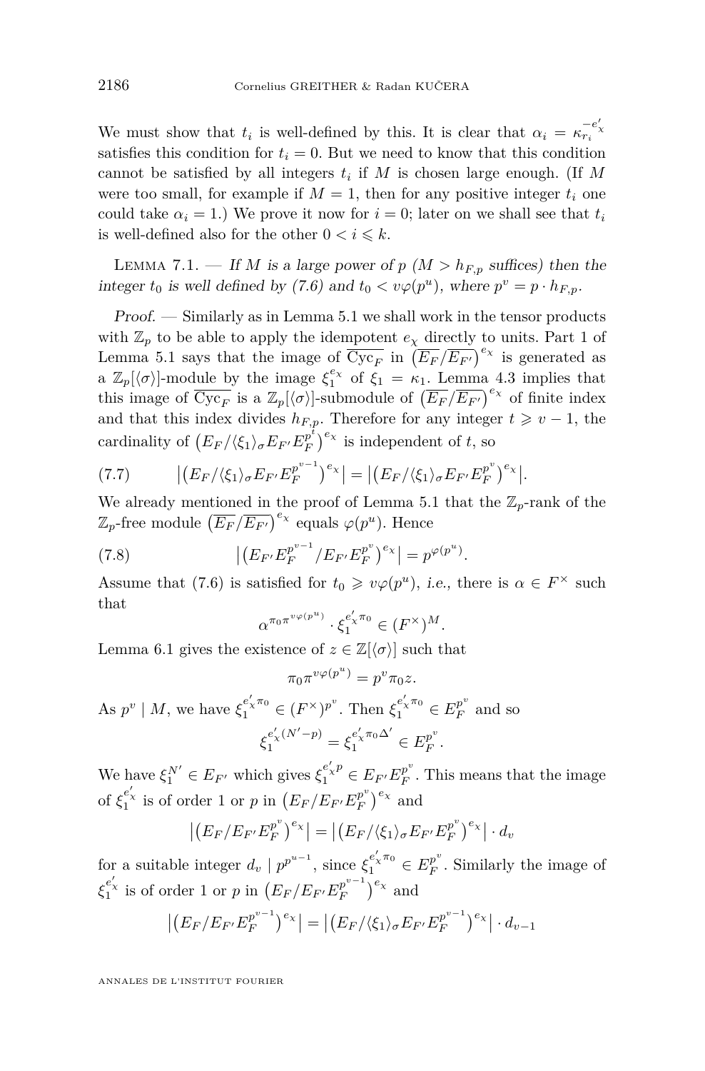We must show that $t_i$ is well-defined by this. It is clear that $\alpha_i = \kappa_{r_i}^{-e'_\chi}$ satisfies this condition for $t_i = 0$. But we need to know that this condition cannot be satisfied by all integers $t_i$ if $M$ is chosen large enough. (If $M$ were too small, for example if $M = 1$, then for any positive integer $t_i$ one could take $\alpha_i = 1$.) We prove it now for $i = 0$; later on we shall see that $t_i$ is well-defined also for the other $0 < i \leqslant k$.

Lemma 7.1. — *If $M$ is a large power of $p$ ($M > h_{F,p}$ suffices) then the integer $t_0$ is well defined by (7.6) and $t_0 < v\varphi(p^u)$, where $p^v = p \cdot h_{F,p}$.*

*Proof.* — Similarly as in Lemma 5.1 we shall work in the tensor products with $\mathbb{Z}_p$ to be able to apply the idempotent $e_\chi$ directly to units. Part 1 of Lemma 5.1 says that the image of $\overline{\mathrm{Cyc}_F}$ in $\left(\overline{E_F}/\overline{E_{F'}}\right)^{e_\chi}$ is generated as a $\mathbb{Z}_p[\langle\sigma\rangle]$-module by the image $\xi_1^{e_\chi}$ of $\xi_1 = \kappa_1$. Lemma 4.3 implies that this image of $\overline{\mathrm{Cyc}_F}$ is a $\mathbb{Z}_p[\langle\sigma\rangle]$-submodule of $\left(\overline{E_F}/\overline{E_{F'}}\right)^{e_\chi}$ of finite index and that this index divides $h_{F,p}$. Therefore for any integer $t \geqslant v-1$, the cardinality of $\left(E_F/\langle\xi_1\rangle_\sigma E_{F'}E_F^{p^t}\right)^{e_\chi}$ is independent of $t$, so

$$\left|\left(E_F/\langle\xi_1\rangle_\sigma E_{F'}E_F^{p^{v-1}}\right)^{e_\chi}\right| = \left|\left(E_F/\langle\xi_1\rangle_\sigma E_{F'}E_F^{p^{v}}\right)^{e_\chi}\right|. \tag{7.7}$$

We already mentioned in the proof of Lemma 5.1 that the $\mathbb{Z}_p$-rank of the $\mathbb{Z}_p$-free module $\left(\overline{E_F}/\overline{E_{F'}}\right)^{e_\chi}$ equals $\varphi(p^u)$. Hence

$$\left|\left(E_{F'}E_F^{p^{v-1}}/E_{F'}E_F^{p^{v}}\right)^{e_\chi}\right| = p^{\varphi(p^u)}. \tag{7.8}$$

Assume that (7.6) is satisfied for $t_0 \geqslant v\varphi(p^u)$, *i.e.*, there is $\alpha \in F^\times$ such that

$$\alpha^{\pi_0\pi^{v\varphi(p^u)}} \cdot \xi_1^{e'_\chi\pi_0} \in (F^\times)^M.$$

Lemma 6.1 gives the existence of $z \in \mathbb{Z}[\langle\sigma\rangle]$ such that

$$\pi_0\pi^{v\varphi(p^u)} = p^v\pi_0 z.$$

As $p^v \mid M$, we have $\xi_1^{e'_\chi\pi_0} \in (F^\times)^{p^v}$. Then $\xi_1^{e'_\chi\pi_0} \in E_F^{p^v}$ and so

$$\xi_1^{e'_\chi(N'-p)} = \xi_1^{e'_\chi\pi_0\Delta'} \in E_F^{p^v}.$$

We have $\xi_1^{N'} \in E_{F'}$ which gives $\xi_1^{e'_\chi p} \in E_{F'}E_F^{p^v}$. This means that the image of $\xi_1^{e'_\chi}$ is of order 1 or $p$ in $\left(E_F/E_{F'}E_F^{p^v}\right)^{e_\chi}$ and

$$\left|\left(E_F/E_{F'}E_F^{p^v}\right)^{e_\chi}\right| = \left|\left(E_F/\langle\xi_1\rangle_\sigma E_{F'}E_F^{p^v}\right)^{e_\chi}\right| \cdot d_v$$

for a suitable integer $d_v \mid p^{p^{u-1}}$, since $\xi_1^{e'_\chi\pi_0} \in E_F^{p^v}$. Similarly the image of $\xi_1^{e'_\chi}$ is of order 1 or $p$ in $\left(E_F/E_{F'}E_F^{p^{v-1}}\right)^{e_\chi}$ and

$$\left|\left(E_F/E_{F'}E_F^{p^{v-1}}\right)^{e_\chi}\right| = \left|\left(E_F/\langle\xi_1\rangle_\sigma E_{F'}E_F^{p^{v-1}}\right)^{e_\chi}\right| \cdot d_{v-1}$$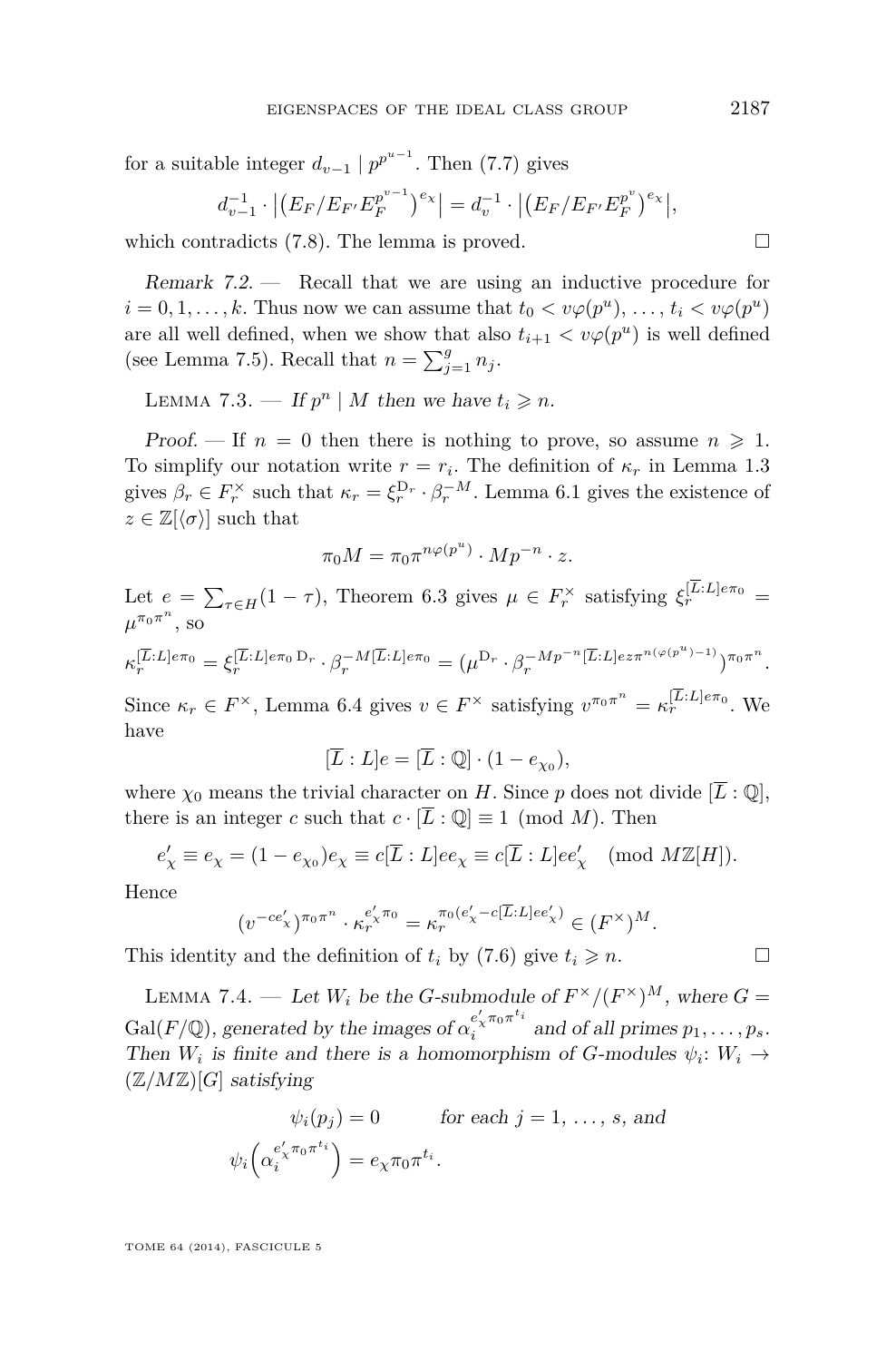for a suitable integer $d_{v-1} \mid p^{p^{u-1}}$. Then (7.7) gives

$$d_{v-1}^{-1} \cdot \left|\left(E_F/E_{F'}E_F^{p^{v-1}}\right)^{e_\chi}\right| = d_v^{-1} \cdot \left|\left(E_F/E_{F'}E_F^{p^v}\right)^{e_\chi}\right|,$$

which contradicts (7.8). The lemma is proved. □

*Remark 7.2.* — Recall that we are using an inductive procedure for $i = 0, 1, \ldots, k$. Thus now we can assume that $t_0 < v\varphi(p^u), \ldots, t_i < v\varphi(p^u)$ are all well defined, when we show that also $t_{i+1} < v\varphi(p^u)$ is well defined (see Lemma 7.5). Recall that $n = \sum_{j=1}^{g} n_j$.

Lemma 7.3. — *If $p^n \mid M$ then we have $t_i \geqslant n$.*

*Proof.* — If $n = 0$ then there is nothing to prove, so assume $n \geqslant 1$. To simplify our notation write $r = r_i$. The definition of $\kappa_r$ in Lemma 1.3 gives $\beta_r \in F_r^\times$ such that $\kappa_r = \xi_r^{\mathrm{D}_r} \cdot \beta_r^{-M}$. Lemma 6.1 gives the existence of $z \in \mathbb{Z}[\langle\sigma\rangle]$ such that

$$\pi_0 M = \pi_0 \pi^{n\varphi(p^u)} \cdot Mp^{-n} \cdot z.$$

Let $e = \sum_{\tau \in H}(1-\tau)$, Theorem 6.3 gives $\mu \in F_r^\times$ satisfying $\xi_r^{[\overline{L}:L]e\pi_0} = \mu^{\pi_0\pi^n}$, so

$$\kappa_r^{[\overline{L}:L]e\pi_0} = \xi_r^{[\overline{L}:L]e\pi_0\,\mathrm{D}_r} \cdot \beta_r^{-M[\overline{L}:L]e\pi_0} = \left(\mu^{\mathrm{D}_r} \cdot \beta_r^{-Mp^{-n}[\overline{L}:L]ez\pi^{n(\varphi(p^u))-1)}}\right)^{\pi_0\pi^n}.$$

Since $\kappa_r \in F^\times$, Lemma 6.4 gives $v \in F^\times$ satisfying $v^{\pi_0\pi^n} = \kappa_r^{[\overline{L}:L]e\pi_0}$. We have

$$[\overline{L}:L]e = [\overline{L}:\mathbb{Q}] \cdot (1 - e_{\chi_0}),$$

where $\chi_0$ means the trivial character on $H$. Since $p$ does not divide $[\overline{L}:\mathbb{Q}]$, there is an integer $c$ such that $c \cdot [\overline{L}:\mathbb{Q}] \equiv 1 \pmod{M}$. Then

$$e'_\chi \equiv e_\chi = (1 - e_{\chi_0})e_\chi \equiv c[\overline{L}:L]ee_\chi \equiv c[\overline{L}:L]ee'_\chi \pmod{M\mathbb{Z}[H]}.$$

Hence

$$(v^{-ce'_\chi})^{\pi_0\pi^n} \cdot \kappa_r^{e'_\chi\pi_0} = \kappa_r^{\pi_0(e'_\chi - c[\overline{L}:L]ee'_\chi)} \in (F^\times)^M.$$

This identity and the definition of $t_i$ by (7.6) give $t_i \geqslant n$. □

Lemma 7.4. — *Let $W_i$ be the $G$-submodule of $F^\times/(F^\times)^M$, where $G = \mathrm{Gal}(F/\mathbb{Q})$, generated by the images of $\alpha_i^{e'_\chi\pi_0\pi^{t_i}}$ and of all primes $p_1, \ldots, p_s$. Then $W_i$ is finite and there is a homomorphism of $G$-modules $\psi_i \colon W_i \to (\mathbb{Z}/M\mathbb{Z})[G]$ satisfying*

$$\psi_i(p_j) = 0 \qquad \text{for each } j = 1, \ldots, s, \text{ and}$$

$$\psi_i\left(\alpha_i^{e'_\chi\pi_0\pi^{t_i}}\right) = e_\chi\pi_0\pi^{t_i}.$$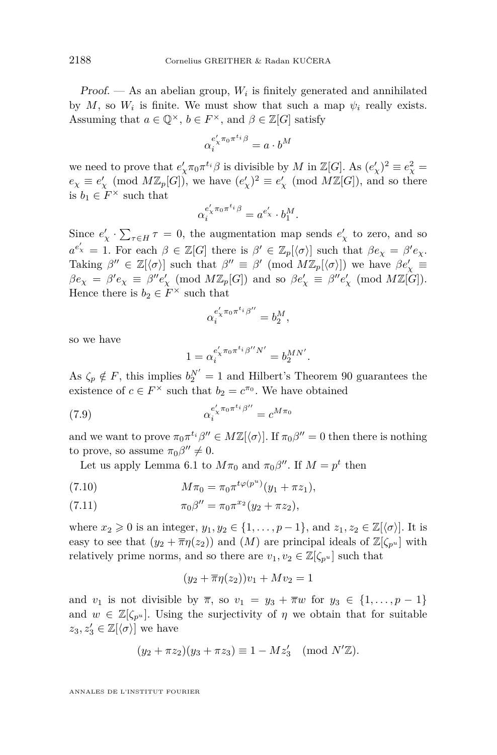*Proof.* — As an abelian group, $W_i$ is finitely generated and annihilated by $M$, so $W_i$ is finite. We must show that such a map $\psi_i$ really exists. Assuming that $a \in \mathbb{Q}^\times$, $b \in F^\times$, and $\beta \in \mathbb{Z}[G]$ satisfy

$$\alpha_i^{e'_\chi \pi_0 \pi^{t_i} \beta} = a \cdot b^M$$

we need to prove that $e'_\chi \pi_0 \pi^{t_i} \beta$ is divisible by $M$ in $\mathbb{Z}[G]$. As $(e'_\chi)^2 \equiv e_\chi^2 = e_\chi \equiv e'_\chi \pmod{M\mathbb{Z}_p[G]}$, we have $(e'_\chi)^2 \equiv e'_\chi \pmod{M\mathbb{Z}[G]}$, and so there is $b_1 \in F^\times$ such that

$$\alpha_i^{e'_\chi \pi_0 \pi^{t_i} \beta} = a^{e'_\chi} \cdot b_1^M.$$

Since $e'_\chi \cdot \sum_{\tau \in H} \tau = 0$, the augmentation map sends $e'_\chi$ to zero, and so $a^{e'_\chi} = 1$. For each $\beta \in \mathbb{Z}[G]$ there is $\beta' \in \mathbb{Z}_p[\langle\sigma\rangle]$ such that $\beta e_\chi = \beta' e_\chi$. Taking $\beta'' \in \mathbb{Z}[\langle\sigma\rangle]$ such that $\beta'' \equiv \beta' \pmod{M\mathbb{Z}_p[\langle\sigma\rangle]}$ we have $\beta e'_\chi \equiv \beta e_\chi = \beta' e_\chi \equiv \beta'' e'_\chi \pmod{M\mathbb{Z}_p[G]}$ and so $\beta e'_\chi \equiv \beta'' e'_\chi \pmod{M\mathbb{Z}[G]}$. Hence there is $b_2 \in F^\times$ such that

$$\alpha_i^{e'_\chi \pi_0 \pi^{t_i} \beta''} = b_2^M,$$

so we have

$$1 = \alpha_i^{e'_\chi \pi_0 \pi^{t_i} \beta'' N'} = b_2^{MN'}.$$

As $\zeta_p \notin F$, this implies $b_2^{N'} = 1$ and Hilbert's Theorem 90 guarantees the existence of $c \in F^\times$ such that $b_2 = c^{\pi_0}$. We have obtained

$$\alpha_i^{e'_\chi \pi_0 \pi^{t_i} \beta''} = c^{M\pi_0} \tag{7.9}$$

and we want to prove $\pi_0 \pi^{t_i} \beta'' \in M\mathbb{Z}[\langle\sigma\rangle]$. If $\pi_0 \beta'' = 0$ then there is nothing to prove, so assume $\pi_0 \beta'' \neq 0$.

Let us apply Lemma 6.1 to $M\pi_0$ and $\pi_0\beta''$. If $M = p^t$ then

$$M\pi_0 = \pi_0 \pi^{t\varphi(p^u)}(y_1 + \pi z_1), \tag{7.10}$$

$$\pi_0 \beta'' = \pi_0 \pi^{x_2}(y_2 + \pi z_2), \tag{7.11}$$

where $x_2 \geqslant 0$ is an integer, $y_1, y_2 \in \{1, \ldots, p-1\}$, and $z_1, z_2 \in \mathbb{Z}[\langle\sigma\rangle]$. It is easy to see that $(y_2 + \overline{\pi}\eta(z_2))$ and $(M)$ are principal ideals of $\mathbb{Z}[\zeta_{p^u}]$ with relatively prime norms, and so there are $v_1, v_2 \in \mathbb{Z}[\zeta_{p^u}]$ such that

$$(y_2 + \overline{\pi}\eta(z_2))v_1 + Mv_2 = 1$$

and $v_1$ is not divisible by $\overline{\pi}$, so $v_1 = y_3 + \overline{\pi} w$ for $y_3 \in \{1, \ldots, p-1\}$ and $w \in \mathbb{Z}[\zeta_{p^u}]$. Using the surjectivity of $\eta$ we obtain that for suitable $z_3, z'_3 \in \mathbb{Z}[\langle\sigma\rangle]$ we have

$$(y_2 + \pi z_2)(y_3 + \pi z_3) \equiv 1 - M z'_3 \pmod{N'\mathbb{Z}}.$$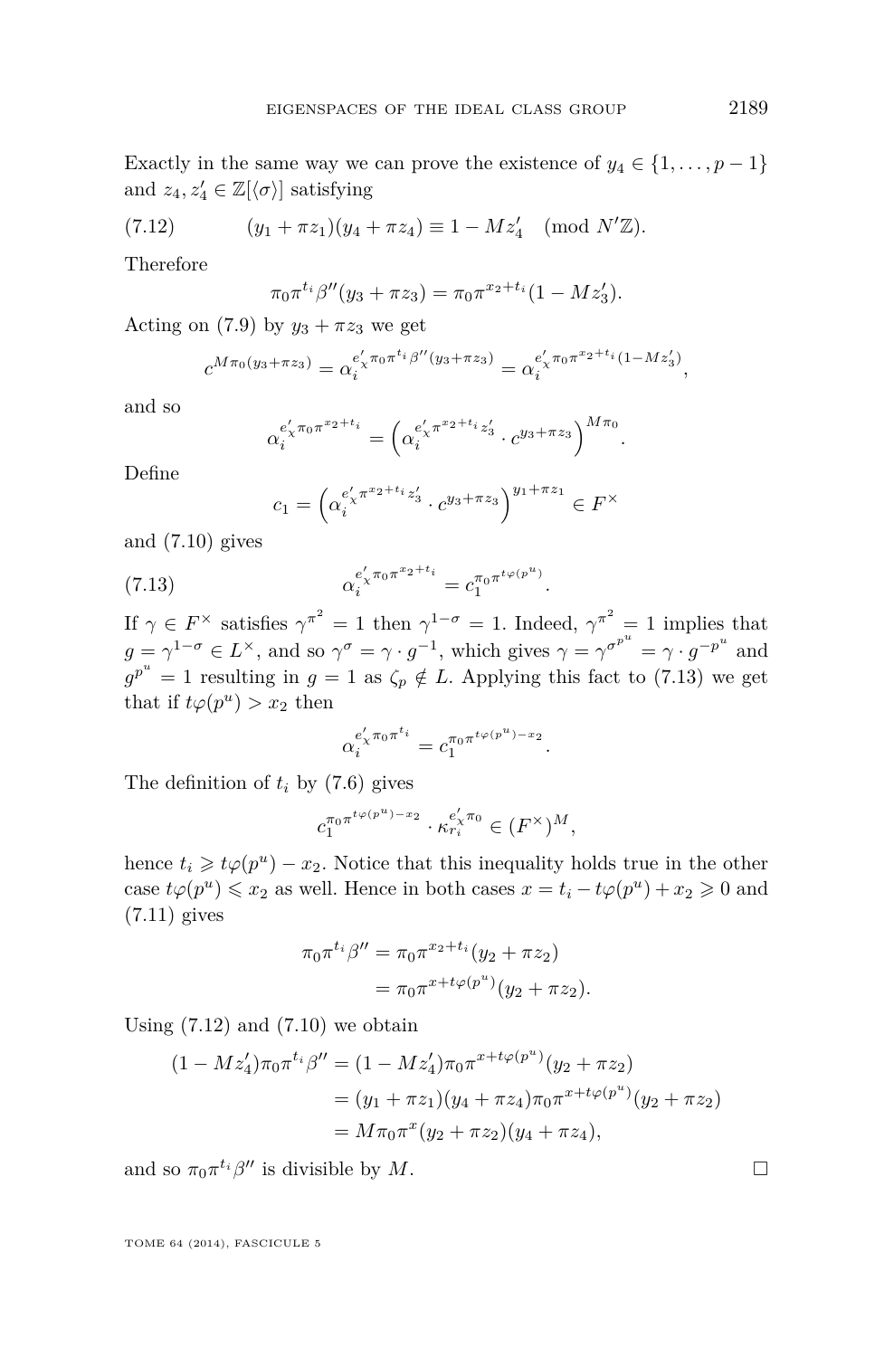Exactly in the same way we can prove the existence of $y_4 \in \{1, \ldots, p-1\}$ and $z_4, z_4' \in \mathbb{Z}[\langle\sigma\rangle]$ satisfying

$$(y_1 + \pi z_1)(y_4 + \pi z_4) \equiv 1 - M z_4' \pmod{N'\mathbb{Z}}. \tag{7.12}$$

Therefore

$$\pi_0 \pi^{t_i} \beta''(y_3 + \pi z_3) = \pi_0 \pi^{x_2 + t_i}(1 - M z_3').$$

Acting on (7.9) by $y_3 + \pi z_3$ we get

$$c^{M\pi_0(y_3+\pi z_3)} = \alpha_i^{e_\chi' \pi_0 \pi^{t_i} \beta''(y_3 + \pi z_3)} = \alpha_i^{e_\chi' \pi_0 \pi^{x_2+t_i}(1-Mz_3')},$$

and so

$$\alpha_i^{e_\chi' \pi_0 \pi^{x_2 + t_i}} = \left(\alpha_i^{e_\chi' \pi^{x_2+t_i} z_3'} \cdot c^{y_3 + \pi z_3}\right)^{M\pi_0}.$$

Define

$$c_1 = \left(\alpha_i^{e_\chi' \pi^{x_2+t_i} z_3'} \cdot c^{y_3+\pi z_3}\right)^{y_1 + \pi z_1} \in F^\times$$

and (7.10) gives

$$\alpha_i^{e_\chi' \pi_0 \pi^{x_2+t_i}} = c_1^{\pi_0 \pi^{t\varphi(p^u)}}. \tag{7.13}$$

If $\gamma \in F^\times$ satisfies $\gamma^{\pi^2} = 1$ then $\gamma^{1-\sigma} = 1$. Indeed, $\gamma^{\pi^2} = 1$ implies that $g = \gamma^{1-\sigma} \in L^\times$, and so $\gamma^\sigma = \gamma \cdot g^{-1}$, which gives $\gamma = \gamma^{\sigma^{p^u}} = \gamma \cdot g^{-p^u}$ and $g^{p^u} = 1$ resulting in $g = 1$ as $\zeta_p \notin L$. Applying this fact to (7.13) we get that if $t\varphi(p^u) > x_2$ then

$$\alpha_i^{e_\chi' \pi_0 \pi^{t_i}} = c_1^{\pi_0 \pi^{t\varphi(p^u) - x_2}}.$$

The definition of $t_i$ by (7.6) gives

$$c_1^{\pi_0 \pi^{t\varphi(p^u)-x_2}} \cdot \kappa_{r_i}^{e_\chi' \pi_0} \in (F^\times)^M,$$

hence $t_i \geqslant t\varphi(p^u) - x_2$. Notice that this inequality holds true in the other case $t\varphi(p^u) \leqslant x_2$ as well. Hence in both cases $x = t_i - t\varphi(p^u) + x_2 \geqslant 0$ and (7.11) gives

$$\begin{aligned} \pi_0 \pi^{t_i} \beta'' &= \pi_0 \pi^{x_2 + t_i}(y_2 + \pi z_2) \\ &= \pi_0 \pi^{x + t\varphi(p^u)}(y_2 + \pi z_2). \end{aligned}$$

Using (7.12) and (7.10) we obtain

$$\begin{aligned} (1 - M z_4')\pi_0 \pi^{t_i} \beta'' &= (1 - M z_4')\pi_0 \pi^{x + t\varphi(p^u)}(y_2 + \pi z_2) \\ &= (y_1 + \pi z_1)(y_4 + \pi z_4)\pi_0 \pi^{x + t\varphi(p^u)}(y_2 + \pi z_2) \\ &= M \pi_0 \pi^x (y_2 + \pi z_2)(y_4 + \pi z_4), \end{aligned}$$

and so $\pi_0 \pi^{t_i} \beta''$ is divisible by $M$. $\square$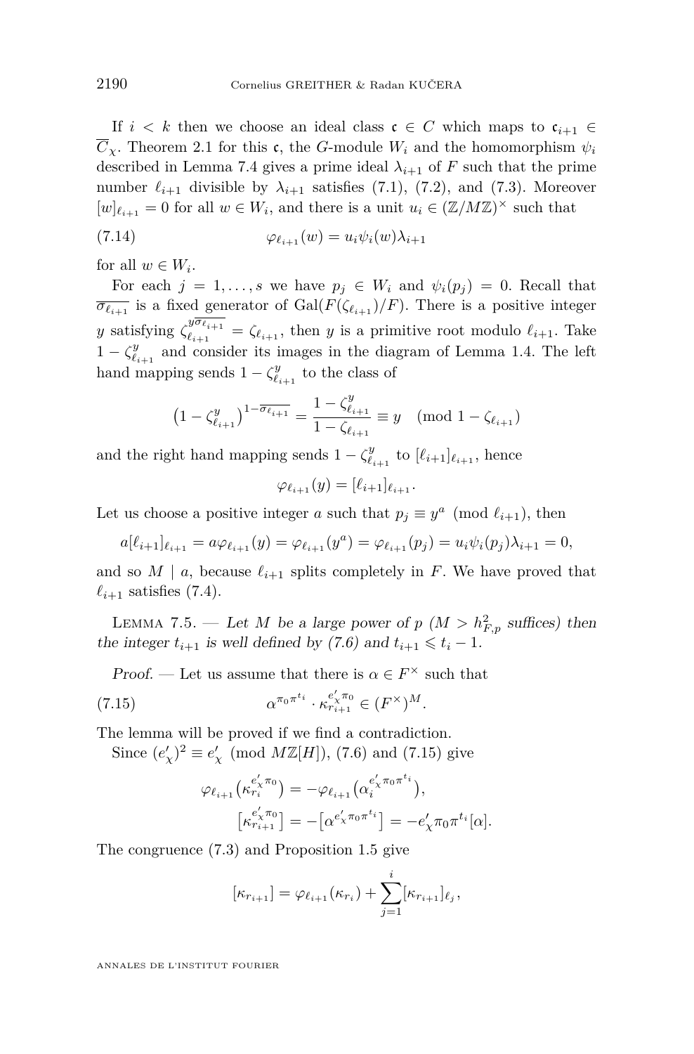If $i < k$ then we choose an ideal class $\mathfrak{c} \in C$ which maps to $\mathfrak{c}_{i+1} \in \overline{C}_\chi$. Theorem 2.1 for this $\mathfrak{c}$, the $G$-module $W_i$ and the homomorphism $\psi_i$ described in Lemma 7.4 gives a prime ideal $\lambda_{i+1}$ of $F$ such that the prime number $\ell_{i+1}$ divisible by $\lambda_{i+1}$ satisfies (7.1), (7.2), and (7.3). Moreover $[w]_{\ell_{i+1}} = 0$ for all $w \in W_i$, and there is a unit $u_i \in (\mathbb{Z}/M\mathbb{Z})^\times$ such that

$$\varphi_{\ell_{i+1}}(w) = u_i \psi_i(w) \lambda_{i+1} \tag{7.14}$$

for all $w \in W_i$.

For each $j = 1, \dots, s$ we have $p_j \in W_i$ and $\psi_i(p_j) = 0$. Recall that $\overline{\sigma_{\ell_{i+1}}}$ is a fixed generator of $\mathrm{Gal}(F(\zeta_{\ell_{i+1}})/F)$. There is a positive integer $y$ satisfying $\zeta_{\ell_{i+1}}^{y\overline{\sigma_{\ell_{i+1}}}} = \zeta_{\ell_{i+1}}$, then $y$ is a primitive root modulo $\ell_{i+1}$. Take $1 - \zeta_{\ell_{i+1}}^y$ and consider its images in the diagram of Lemma 1.4. The left hand mapping sends $1 - \zeta_{\ell_{i+1}}^y$ to the class of

$$\left(1 - \zeta_{\ell_{i+1}}^y\right)^{1-\overline{\sigma_{\ell_{i+1}}}} = \frac{1 - \zeta_{\ell_{i+1}}^y}{1 - \zeta_{\ell_{i+1}}} \equiv y \pmod{1 - \zeta_{\ell_{i+1}}}$$

and the right hand mapping sends $1 - \zeta_{\ell_{i+1}}^y$ to $[\ell_{i+1}]_{\ell_{i+1}}$, hence

$$\varphi_{\ell_{i+1}}(y) = [\ell_{i+1}]_{\ell_{i+1}}.$$

Let us choose a positive integer $a$ such that $p_j \equiv y^a \pmod{\ell_{i+1}}$, then

$$a[\ell_{i+1}]_{\ell_{i+1}} = a\varphi_{\ell_{i+1}}(y) = \varphi_{\ell_{i+1}}(y^a) = \varphi_{\ell_{i+1}}(p_j) = u_i \psi_i(p_j) \lambda_{i+1} = 0,$$

and so $M \mid a$, because $\ell_{i+1}$ splits completely in $F$. We have proved that $\ell_{i+1}$ satisfies (7.4).

Lemma 7.5. — *Let $M$ be a large power of $p$ ($M > h_{F,p}^2$ suffices) then the integer $t_{i+1}$ is well defined by (7.6) and $t_{i+1} \leqslant t_i - 1$.*

*Proof.* — Let us assume that there is $\alpha \in F^\times$ such that

$$\alpha^{\pi_0 \pi^{t_i}} \cdot \kappa_{r_{i+1}}^{e'_\chi \pi_0} \in (F^\times)^M. \tag{7.15}$$

The lemma will be proved if we find a contradiction.

Since $(e'_\chi)^2 \equiv e'_\chi \pmod{M\mathbb{Z}[H]}$, (7.6) and (7.15) give

$$\varphi_{\ell_{i+1}}\big(\kappa_{r_i}^{e'_\chi \pi_0}\big) = -\varphi_{\ell_{i+1}}\big(\alpha_i^{e'_\chi \pi_0 \pi^{t_i}}\big),$$

$$\big[\kappa_{r_{i+1}}^{e'_\chi \pi_0}\big] = -\big[\alpha^{e'_\chi \pi_0 \pi^{t_i}}\big] = -e'_\chi \pi_0 \pi^{t_i}[\alpha].$$

The congruence (7.3) and Proposition 1.5 give

$$[\kappa_{r_{i+1}}] = \varphi_{\ell_{i+1}}(\kappa_{r_i}) + \sum_{j=1}^{i} [\kappa_{r_{i+1}}]_{\ell_j},$$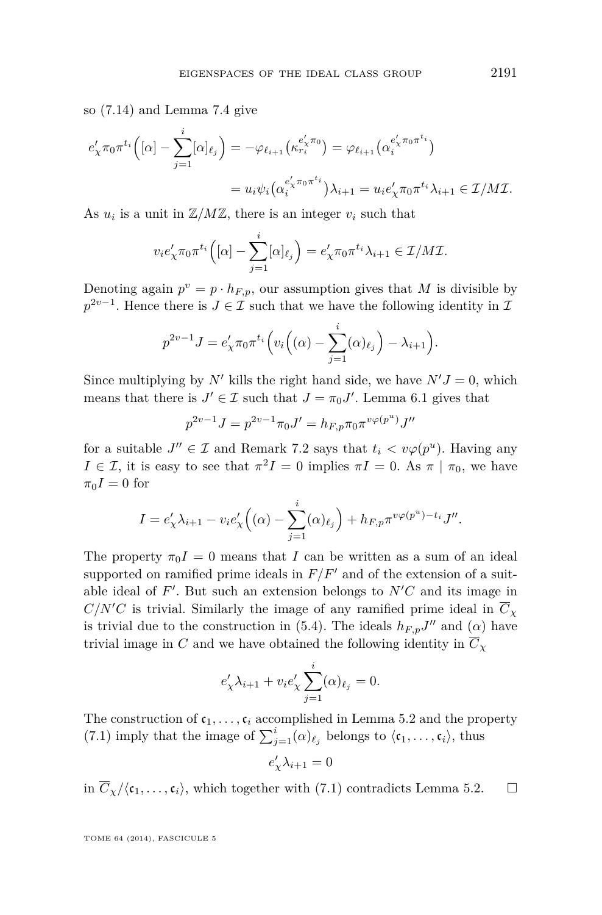so (7.14) and Lemma 7.4 give

$$e'_\chi \pi_0 \pi^{t_i}\Big([\alpha] - \sum_{j=1}^{i}[\alpha]_{\ell_j}\Big) = -\varphi_{\ell_{i+1}}\big(\kappa_{r_i}^{e'_\chi \pi_0}\big) = \varphi_{\ell_{i+1}}\big(\alpha_i^{e'_\chi \pi_0 \pi^{t_i}}\big)$$

$$= u_i \psi_i\big(\alpha_i^{e'_\chi \pi_0 \pi^{t_i}}\big)\lambda_{i+1} = u_i e'_\chi \pi_0 \pi^{t_i} \lambda_{i+1} \in \mathcal{I}/M\mathcal{I}.$$

As $u_i$ is a unit in $\mathbb{Z}/M\mathbb{Z}$, there is an integer $v_i$ such that

$$v_i e'_\chi \pi_0 \pi^{t_i}\Big([\alpha] - \sum_{j=1}^{i}[\alpha]_{\ell_j}\Big) = e'_\chi \pi_0 \pi^{t_i}\lambda_{i+1} \in \mathcal{I}/M\mathcal{I}.$$

Denoting again $p^v = p \cdot h_{F,p}$, our assumption gives that $M$ is divisible by $p^{2v-1}$. Hence there is $J \in \mathcal{I}$ such that we have the following identity in $\mathcal{I}$

$$p^{2v-1}J = e'_\chi \pi_0 \pi^{t_i}\Big(v_i\Big((\alpha) - \sum_{j=1}^{i}(\alpha)_{\ell_j}\Big) - \lambda_{i+1}\Big).$$

Since multiplying by $N'$ kills the right hand side, we have $N'J = 0$, which means that there is $J' \in \mathcal{I}$ such that $J = \pi_0 J'$. Lemma 6.1 gives that

$$p^{2v-1}J = p^{2v-1}\pi_0 J' = h_{F,p}\pi_0 \pi^{v\varphi(p^u)}J''$$

for a suitable $J'' \in \mathcal{I}$ and Remark 7.2 says that $t_i < v\varphi(p^u)$. Having any $I \in \mathcal{I}$, it is easy to see that $\pi^2 I = 0$ implies $\pi I = 0$. As $\pi \mid \pi_0$, we have $\pi_0 I = 0$ for

$$I = e'_\chi \lambda_{i+1} - v_i e'_\chi\Big((\alpha) - \sum_{j=1}^{i}(\alpha)_{\ell_j}\Big) + h_{F,p}\pi^{v\varphi(p^u)-t_i}J''.$$

The property $\pi_0 I = 0$ means that $I$ can be written as a sum of an ideal supported on ramified prime ideals in $F/F'$ and of the extension of a suitable ideal of $F'$. But such an extension belongs to $N'C$ and its image in $C/N'C$ is trivial. Similarly the image of any ramified prime ideal in $\overline{C}_\chi$ is trivial due to the construction in (5.4). The ideals $h_{F,p}J''$ and $(\alpha)$ have trivial image in $C$ and we have obtained the following identity in $\overline{C}_\chi$

$$e'_\chi \lambda_{i+1} + v_i e'_\chi \sum_{j=1}^{i}(\alpha)_{\ell_j} = 0.$$

The construction of $\mathfrak{c}_1, \dots, \mathfrak{c}_i$ accomplished in Lemma 5.2 and the property (7.1) imply that the image of $\sum_{j=1}^{i}(\alpha)_{\ell_j}$ belongs to $\langle \mathfrak{c}_1, \dots, \mathfrak{c}_i \rangle$, thus

$$e'_\chi \lambda_{i+1} = 0$$

in $\overline{C}_\chi / \langle \mathfrak{c}_1, \dots, \mathfrak{c}_i \rangle$, which together with (7.1) contradicts Lemma 5.2. $\square$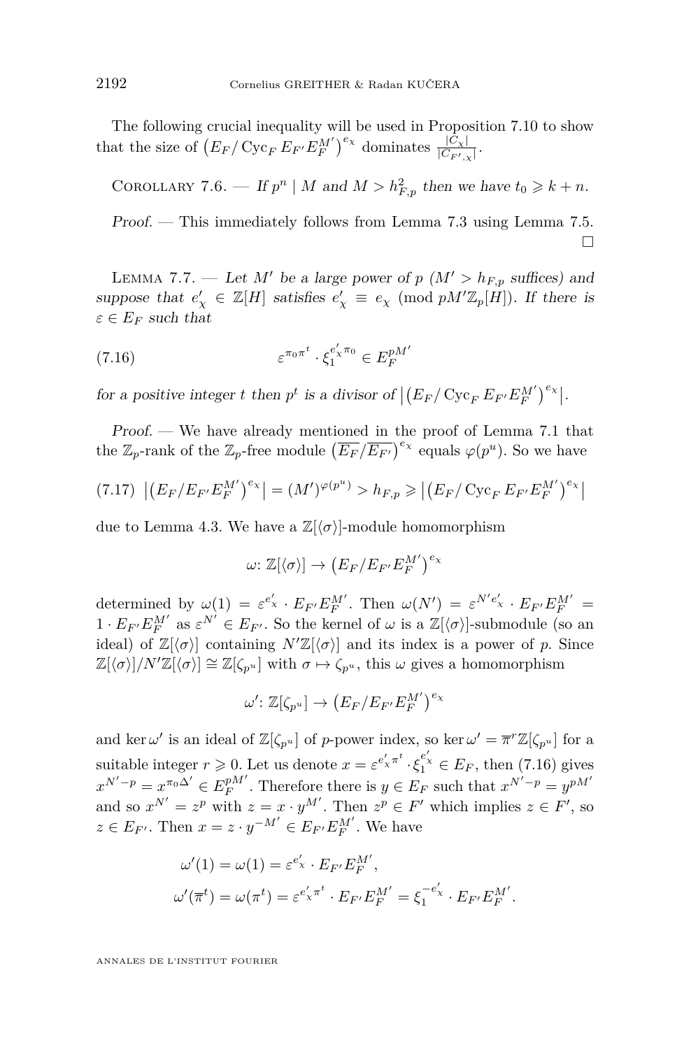The following crucial inequality will be used in Proposition 7.10 to show that the size of $\left(E_F/\operatorname{Cyc}_F E_{F'}E_F^{M'}\right)^{e_\chi}$ dominates $\frac{|C_\chi|}{|C_{F',\chi}|}$.

Corollary 7.6. — *If $p^n \mid M$ and $M > h_{F,p}^2$ then we have $t_0 \geqslant k+n$.*

*Proof.* — This immediately follows from Lemma 7.3 using Lemma 7.5. □

Lemma 7.7. — *Let $M'$ be a large power of $p$ ($M' > h_{F,p}$ suffices) and suppose that $e'_\chi \in \mathbb{Z}[H]$ satisfies $e'_\chi \equiv e_\chi \pmod{pM'\mathbb{Z}_p[H]}$. If there is $\varepsilon \in E_F$ such that*

$$\varepsilon^{\pi_0\pi^t}\cdot \xi_1^{e'_\chi\pi_0} \in E_F^{pM'} \tag{7.16}$$

*for a positive integer $t$ then $p^t$ is a divisor of $\left|\left(E_F/\operatorname{Cyc}_F E_{F'}E_F^{M'}\right)^{e_\chi}\right|$.*

*Proof.* — We have already mentioned in the proof of Lemma 7.1 that the $\mathbb{Z}_p$-rank of the $\mathbb{Z}_p$-free module $\left(\overline{E_F}/\overline{E_{F'}}\right)^{e_\chi}$ equals $\varphi(p^u)$. So we have

$$\left|\left(E_F/E_{F'}E_F^{M'}\right)^{e_\chi}\right| = (M')^{\varphi(p^u)} > h_{F,p} \geqslant \left|\left(E_F/\operatorname{Cyc}_F E_{F'}E_F^{M'}\right)^{e_\chi}\right| \tag{7.17}$$

due to Lemma 4.3. We have a $\mathbb{Z}[\langle\sigma\rangle]$-module homomorphism

$$\omega\colon \mathbb{Z}[\langle\sigma\rangle] \to \left(E_F/E_{F'}E_F^{M'}\right)^{e_\chi}$$

determined by $\omega(1) = \varepsilon^{e'_\chi}\cdot E_{F'}E_F^{M'}$. Then $\omega(N') = \varepsilon^{N'e'_\chi}\cdot E_{F'}E_F^{M'} = 1\cdot E_{F'}E_F^{M'}$ as $\varepsilon^{N'} \in E_{F'}$. So the kernel of $\omega$ is a $\mathbb{Z}[\langle\sigma\rangle]$-submodule (so an ideal) of $\mathbb{Z}[\langle\sigma\rangle]$ containing $N'\mathbb{Z}[\langle\sigma\rangle]$ and its index is a power of $p$. Since $\mathbb{Z}[\langle\sigma\rangle]/N'\mathbb{Z}[\langle\sigma\rangle] \cong \mathbb{Z}[\zeta_{p^u}]$ with $\sigma \mapsto \zeta_{p^u}$, this $\omega$ gives a homomorphism

$$\omega'\colon \mathbb{Z}[\zeta_{p^u}] \to \left(E_F/E_{F'}E_F^{M'}\right)^{e_\chi}$$

and $\ker\omega'$ is an ideal of $\mathbb{Z}[\zeta_{p^u}]$ of $p$-power index, so $\ker\omega' = \overline{\pi}^r\mathbb{Z}[\zeta_{p^u}]$ for a suitable integer $r \geqslant 0$. Let us denote $x = \varepsilon^{e'_\chi\pi^t}\cdot\xi_1^{e'_\chi} \in E_F$, then (7.16) gives $x^{N'-p} = x^{\pi_0\Delta'} \in E_F^{pM'}$. Therefore there is $y \in E_F$ such that $x^{N'-p} = y^{pM'}$ and so $x^{N'} = z^p$ with $z = x\cdot y^{M'}$. Then $z^p \in F'$ which implies $z \in F'$, so $z \in E_{F'}$. Then $x = z\cdot y^{-M'} \in E_{F'}E_F^{M'}$. We have

$$\begin{aligned}
\omega'(1) &= \omega(1) = \varepsilon^{e'_\chi}\cdot E_{F'}E_F^{M'},\\
\omega'(\overline{\pi}^t) &= \omega(\pi^t) = \varepsilon^{e'_\chi\pi^t}\cdot E_{F'}E_F^{M'} = \xi_1^{-e'_\chi}\cdot E_{F'}E_F^{M'}.
\end{aligned}$$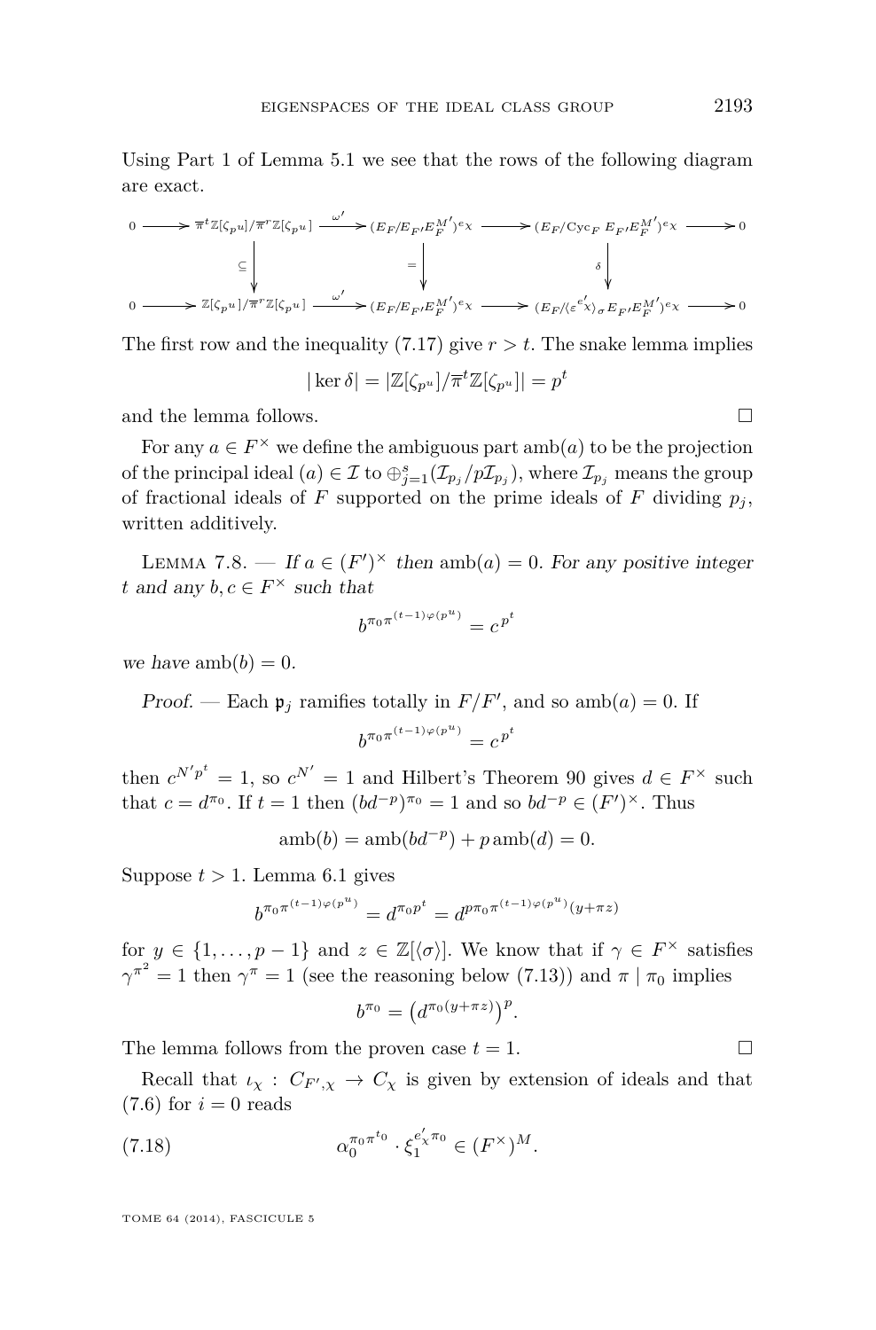Using Part 1 of Lemma 5.1 we see that the rows of the following diagram are exact.

$$\begin{array}{ccccccccc}
0 & \longrightarrow & \overline{\pi}^t\mathbb{Z}[\zeta_{p^u}]/\overline{\pi}^r\mathbb{Z}[\zeta_{p^u}] & \xrightarrow{\omega'} & (E_F/E_{F'}E_F^{M'})^{e_\chi} & \longrightarrow & (E_F/\mathrm{Cyc}_F\, E_{F'}E_F^{M'})^{e_\chi} & \longrightarrow & 0 \\
 & & \downarrow \subseteq & & \downarrow = & & \downarrow \delta & & \\
0 & \longrightarrow & \mathbb{Z}[\zeta_{p^u}]/\overline{\pi}^r\mathbb{Z}[\zeta_{p^u}] & \xrightarrow{\omega'} & (E_F/E_{F'}E_F^{M'})^{e_\chi} & \longrightarrow & (E_F/\langle\varepsilon^{e'_\chi}\rangle_\sigma E_{F'}E_F^{M'})^{e_\chi} & \longrightarrow & 0
\end{array}$$

The first row and the inequality (7.17) give $r > t$. The snake lemma implies

$$|\ker\delta| = |\mathbb{Z}[\zeta_{p^u}]/\overline{\pi}^t\mathbb{Z}[\zeta_{p^u}]| = p^t$$

and the lemma follows. □

For any $a \in F^\times$ we define the ambiguous part $\mathrm{amb}(a)$ to be the projection of the principal ideal $(a) \in \mathcal{I}$ to $\oplus_{j=1}^s(\mathcal{I}_{p_j}/p\mathcal{I}_{p_j})$, where $\mathcal{I}_{p_j}$ means the group of fractional ideals of $F$ supported on the prime ideals of $F$ dividing $p_j$, written additively.

Lemma 7.8. — *If $a \in (F')^\times$ then $\mathrm{amb}(a) = 0$. For any positive integer $t$ and any $b, c \in F^\times$ such that*

$$b^{\pi_0\pi^{(t-1)\varphi(p^u)}} = c^{p^t}$$

*we have $\mathrm{amb}(b) = 0$.*

*Proof.* — Each $\mathfrak{p}_j$ ramifies totally in $F/F'$, and so $\mathrm{amb}(a) = 0$. If

$$b^{\pi_0\pi^{(t-1)\varphi(p^u)}} = c^{p^t}$$

then $c^{N'p^t} = 1$, so $c^{N'} = 1$ and Hilbert's Theorem 90 gives $d \in F^\times$ such that $c = d^{\pi_0}$. If $t = 1$ then $(bd^{-p})^{\pi_0} = 1$ and so $bd^{-p} \in (F')^\times$. Thus

$$\mathrm{amb}(b) = \mathrm{amb}(bd^{-p}) + p\,\mathrm{amb}(d) = 0.$$

Suppose $t > 1$. Lemma 6.1 gives

$$b^{\pi_0\pi^{(t-1)\varphi(p^u)}} = d^{\pi_0 p^t} = d^{p\pi_0\pi^{(t-1)\varphi(p^u)}(y+\pi z)}$$

for $y \in \{1, \ldots, p-1\}$ and $z \in \mathbb{Z}[\langle\sigma\rangle]$. We know that if $\gamma \in F^\times$ satisfies $\gamma^{\pi^2} = 1$ then $\gamma^\pi = 1$ (see the reasoning below (7.13)) and $\pi \mid \pi_0$ implies

$$b^{\pi_0} = \left(d^{\pi_0(y+\pi z)}\right)^p.$$

The lemma follows from the proven case $t = 1$. □

Recall that $\iota_\chi : C_{F',\chi} \to C_\chi$ is given by extension of ideals and that (7.6) for $i = 0$ reads

$$\alpha_0^{\pi_0\pi^{t_0}} \cdot \xi_1^{e'_\chi\pi_0} \in (F^\times)^M. \tag{7.18}$$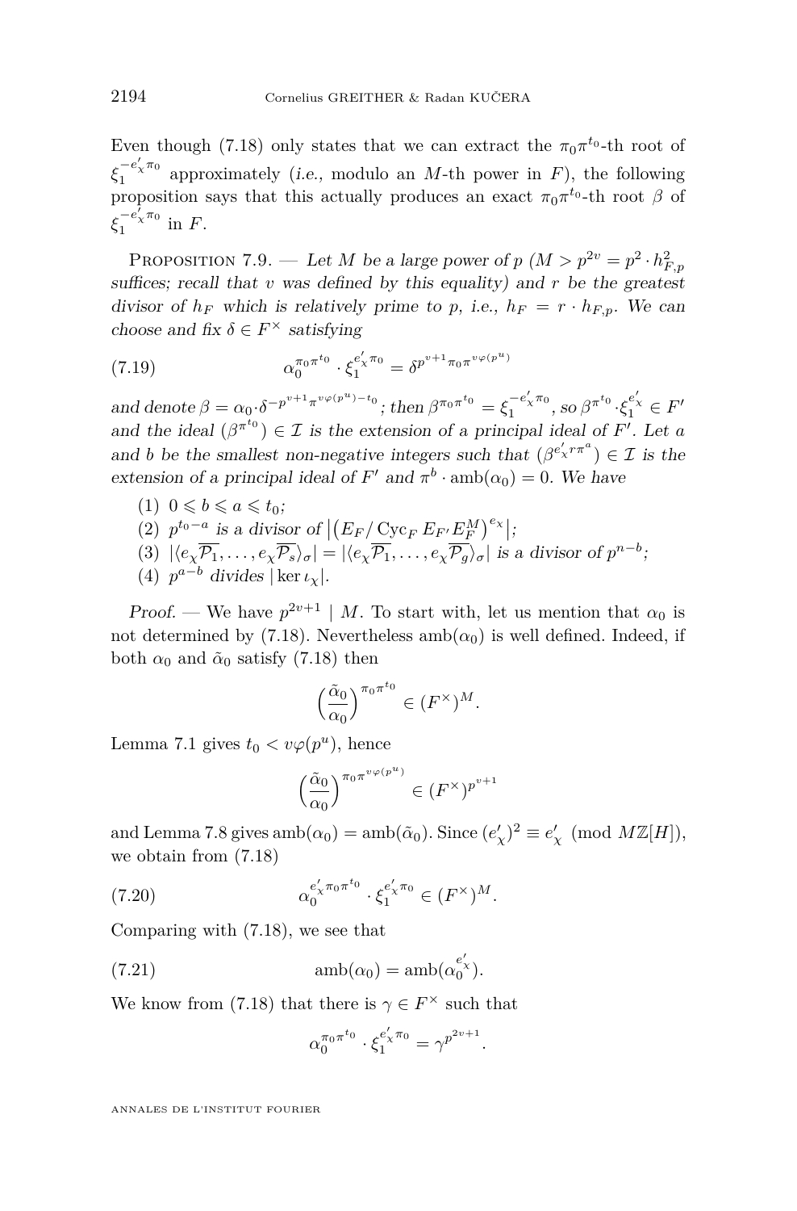Even though (7.18) only states that we can extract the $\pi_0\pi^{t_0}$-th root of $\xi_1^{-e'_\chi \pi_0}$ approximately (*i.e.*, modulo an $M$-th power in $F$), the following proposition says that this actually produces an exact $\pi_0\pi^{t_0}$-th root $\beta$ of $\xi_1^{-e'_\chi \pi_0}$ in $F$.

Proposition 7.9. — *Let $M$ be a large power of $p$ ($M > p^{2v} = p^2 \cdot h_{F,p}^2$ suffices; recall that $v$ was defined by this equality) and $r$ be the greatest divisor of $h_F$ which is relatively prime to $p$, i.e., $h_F = r \cdot h_{F,p}$. We can choose and fix $\delta \in F^\times$ satisfying*

$$\alpha_0^{\pi_0\pi^{t_0}} \cdot \xi_1^{e'_\chi \pi_0} = \delta^{p^{v+1}\pi_0\pi^{v\varphi(p^u)}} \tag{7.19}$$

*and denote $\beta = \alpha_0 \cdot \delta^{-p^{v+1}\pi^{v\varphi(p^u)-t_0}}$; then $\beta^{\pi_0\pi^{t_0}} = \xi_1^{-e'_\chi \pi_0}$, so $\beta^{\pi^{t_0}} \cdot \xi_1^{e'_\chi} \in F'$ and the ideal $(\beta^{\pi^{t_0}}) \in \mathcal{I}$ is the extension of a principal ideal of $F'$. Let $a$ and $b$ be the smallest non-negative integers such that $(\beta^{e'_\chi r\pi^a}) \in \mathcal{I}$ is the extension of a principal ideal of $F'$ and $\pi^b \cdot \operatorname{amb}(\alpha_0) = 0$. We have*

1. $0 \leqslant b \leqslant a \leqslant t_0$;
2. $p^{t_0-a}$ *is a divisor of* $\left|\left(E_F/\operatorname{Cyc}_F E_{F'} E_F^M\right)^{e_\chi}\right|$;
3. $|\langle e_\chi \overline{\mathcal{P}_1}, \dots, e_\chi \overline{\mathcal{P}_s}\rangle_\sigma| = |\langle e_\chi \overline{\mathcal{P}_1}, \dots, e_\chi \overline{\mathcal{P}_g}\rangle_\sigma|$ *is a divisor of* $p^{n-b}$;
4. $p^{a-b}$ *divides* $|\ker \iota_\chi|$.

*Proof.* — We have $p^{2v+1} \mid M$. To start with, let us mention that $\alpha_0$ is not determined by (7.18). Nevertheless $\operatorname{amb}(\alpha_0)$ is well defined. Indeed, if both $\alpha_0$ and $\tilde{\alpha}_0$ satisfy (7.18) then

$$\left(\frac{\tilde{\alpha}_0}{\alpha_0}\right)^{\pi_0\pi^{t_0}} \in (F^\times)^M.$$

Lemma 7.1 gives $t_0 < v\varphi(p^u)$, hence

$$\left(\frac{\tilde{\alpha}_0}{\alpha_0}\right)^{\pi_0\pi^{v\varphi(p^u)}} \in (F^\times)^{p^{v+1}}$$

and Lemma 7.8 gives $\operatorname{amb}(\alpha_0) = \operatorname{amb}(\tilde{\alpha}_0)$. Since $(e'_\chi)^2 \equiv e'_\chi \pmod{M\mathbb{Z}[H]}$, we obtain from (7.18)

$$\alpha_0^{e'_\chi \pi_0\pi^{t_0}} \cdot \xi_1^{e'_\chi \pi_0} \in (F^\times)^M. \tag{7.20}$$

Comparing with (7.18), we see that

$$\operatorname{amb}(\alpha_0) = \operatorname{amb}(\alpha_0^{e'_\chi}). \tag{7.21}$$

We know from (7.18) that there is $\gamma \in F^\times$ such that

$$\alpha_0^{\pi_0\pi^{t_0}} \cdot \xi_1^{e'_\chi \pi_0} = \gamma^{p^{2v+1}}.$$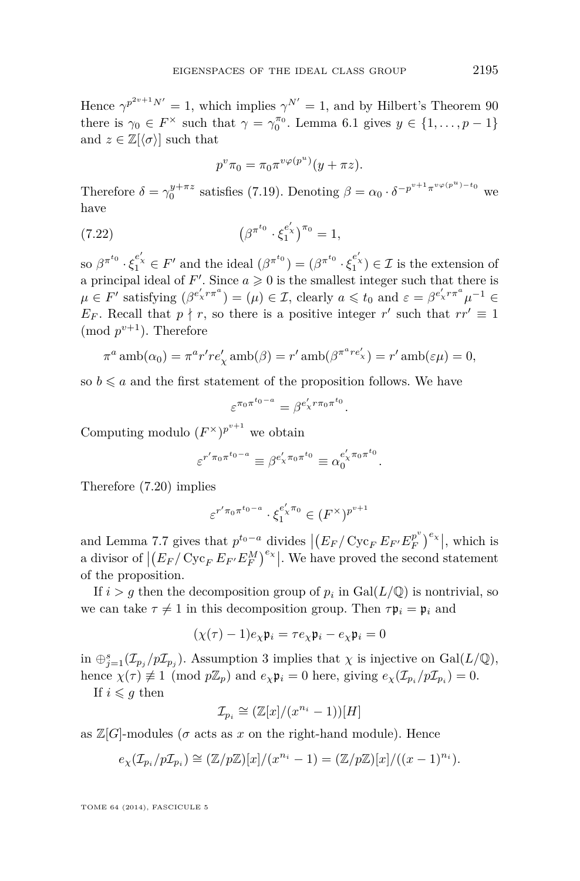Hence $\gamma^{p^{2v+1}N'} = 1$, which implies $\gamma^{N'} = 1$, and by Hilbert's Theorem 90 there is $\gamma_0 \in F^\times$ such that $\gamma = \gamma_0^{\pi_0}$. Lemma 6.1 gives $y \in \{1, \ldots, p-1\}$ and $z \in \mathbb{Z}[\langle\sigma\rangle]$ such that

$$p^v \pi_0 = \pi_0 \pi^{v\varphi(p^u)}(y + \pi z).$$

Therefore $\delta = \gamma_0^{y+\pi z}$ satisfies (7.19). Denoting $\beta = \alpha_0 \cdot \delta^{-p^{v+1}\pi^{v\varphi(p^u)-t_0}}$ we have

$$\left(\beta^{\pi^{t_0}} \cdot \xi_1^{e'_\chi}\right)^{\pi_0} = 1, \tag{7.22}$$

so $\beta^{\pi^{t_0}} \cdot \xi_1^{e'_\chi} \in F'$ and the ideal $(\beta^{\pi^{t_0}}) = (\beta^{\pi^{t_0}} \cdot \xi_1^{e'_\chi}) \in \mathcal{I}$ is the extension of a principal ideal of $F'$. Since $a \geqslant 0$ is the smallest integer such that there is $\mu \in F'$ satisfying $(\beta^{e'_\chi r\pi^a}) = (\mu) \in \mathcal{I}$, clearly $a \leqslant t_0$ and $\varepsilon = \beta^{e'_\chi r\pi^a}\mu^{-1} \in E_F$. Recall that $p \nmid r$, so there is a positive integer $r'$ such that $rr' \equiv 1 \pmod{p^{v+1}}$. Therefore

$$\pi^a \operatorname{amb}(\alpha_0) = \pi^a r' r e'_\chi \operatorname{amb}(\beta) = r' \operatorname{amb}(\beta^{\pi^a r e'_\chi}) = r' \operatorname{amb}(\varepsilon\mu) = 0,$$

so $b \leqslant a$ and the first statement of the proposition follows. We have

$$\varepsilon^{\pi_0\pi^{t_0-a}} = \beta^{e'_\chi r\pi_0\pi^{t_0}}.$$

Computing modulo $(F^\times)^{p^{v+1}}$ we obtain

$$\varepsilon^{r'\pi_0\pi^{t_0-a}} \equiv \beta^{e'_\chi\pi_0\pi^{t_0}} \equiv \alpha_0^{e'_\chi\pi_0\pi^{t_0}}.$$

Therefore (7.20) implies

$$\varepsilon^{r'\pi_0\pi^{t_0-a}} \cdot \xi_1^{e'_\chi\pi_0} \in (F^\times)^{p^{v+1}}$$

and Lemma 7.7 gives that $p^{t_0-a}$ divides $\left|\left(E_F/\operatorname{Cyc}_F E_{F'}E_F^{p^v}\right)^{e_\chi}\right|$, which is a divisor of $\left|\left(E_F/\operatorname{Cyc}_F E_{F'}E_F^{M}\right)^{e_\chi}\right|$. We have proved the second statement of the proposition.

If $i > g$ then the decomposition group of $p_i$ in $\operatorname{Gal}(L/\mathbb{Q})$ is nontrivial, so we can take $\tau \neq 1$ in this decomposition group. Then $\tau\mathfrak{p}_i = \mathfrak{p}_i$ and

$$(\chi(\tau) - 1)e_\chi\mathfrak{p}_i = \tau e_\chi\mathfrak{p}_i - e_\chi\mathfrak{p}_i = 0$$

in $\oplus_{j=1}^s(\mathcal{I}_{p_j}/p\mathcal{I}_{p_j})$. Assumption 3 implies that $\chi$ is injective on $\operatorname{Gal}(L/\mathbb{Q})$, hence $\chi(\tau) \not\equiv 1 \pmod{p\mathbb{Z}_p}$ and $e_\chi\mathfrak{p}_i = 0$ here, giving $e_\chi(\mathcal{I}_{p_i}/p\mathcal{I}_{p_i}) = 0$.

If $i \leqslant g$ then

$$\mathcal{I}_{p_i} \cong (\mathbb{Z}[x]/(x^{n_i} - 1))[H]$$

as $\mathbb{Z}[G]$-modules ($\sigma$ acts as $x$ on the right-hand module). Hence

$$e_\chi(\mathcal{I}_{p_i}/p\mathcal{I}_{p_i}) \cong (\mathbb{Z}/p\mathbb{Z})[x]/(x^{n_i} - 1) = (\mathbb{Z}/p\mathbb{Z})[x]/((x-1)^{n_i}).$$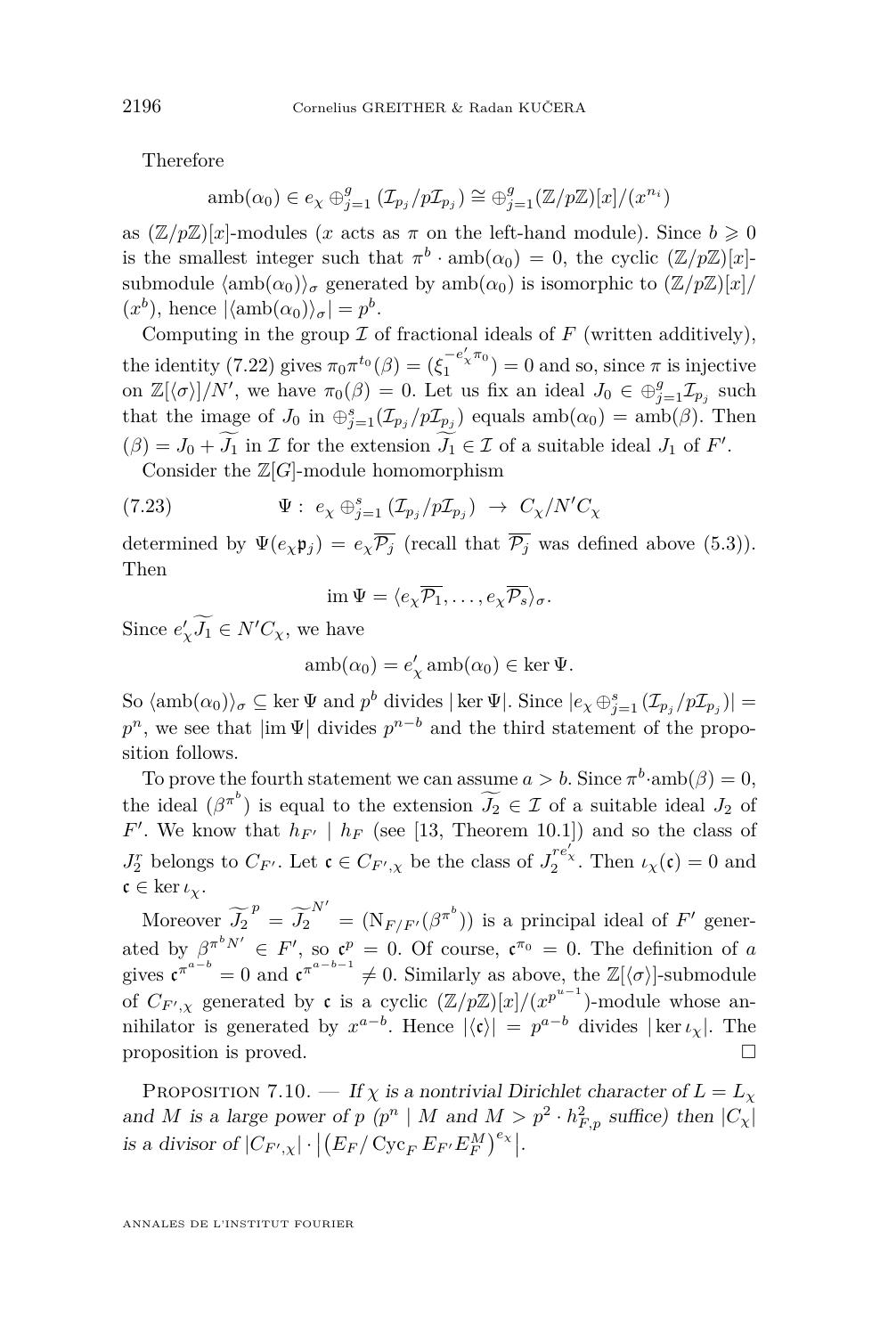Therefore

$$\operatorname{amb}(\alpha_0) \in e_\chi \oplus_{j=1}^{g} (\mathcal{I}_{p_j}/p\mathcal{I}_{p_j}) \cong \oplus_{j=1}^{g} (\mathbb{Z}/p\mathbb{Z})[x]/(x^{n_i})$$

as $(\mathbb{Z}/p\mathbb{Z})[x]$-modules ($x$ acts as $\pi$ on the left-hand module). Since $b \geqslant 0$ is the smallest integer such that $\pi^b \cdot \operatorname{amb}(\alpha_0) = 0$, the cyclic $(\mathbb{Z}/p\mathbb{Z})[x]$-submodule $\langle \operatorname{amb}(\alpha_0)\rangle_\sigma$ generated by $\operatorname{amb}(\alpha_0)$ is isomorphic to $(\mathbb{Z}/p\mathbb{Z})[x]/(x^b)$, hence $|\langle \operatorname{amb}(\alpha_0)\rangle_\sigma| = p^b$.

Computing in the group $\mathcal{I}$ of fractional ideals of $F$ (written additively), the identity (7.22) gives $\pi_0\pi^{t_0}(\beta) = (\xi_1^{-e'_\chi \pi_0}) = 0$ and so, since $\pi$ is injective on $\mathbb{Z}[\langle\sigma\rangle]/N'$, we have $\pi_0(\beta) = 0$. Let us fix an ideal $J_0 \in \oplus_{j=1}^{g} \mathcal{I}_{p_j}$ such that the image of $J_0$ in $\oplus_{j=1}^{s} (\mathcal{I}_{p_j}/p\mathcal{I}_{p_j})$ equals $\operatorname{amb}(\alpha_0) = \operatorname{amb}(\beta)$. Then $(\beta) = J_0 + \widetilde{J_1}$ in $\mathcal{I}$ for the extension $\widetilde{J_1} \in \mathcal{I}$ of a suitable ideal $J_1$ of $F'$.

Consider the $\mathbb{Z}[G]$-module homomorphism

$$\Psi : \ e_\chi \oplus_{j=1}^{s} (\mathcal{I}_{p_j}/p\mathcal{I}_{p_j}) \ \to \ C_\chi/N'C_\chi \tag{7.23}$$

determined by $\Psi(e_\chi \mathfrak{p}_j) = e_\chi \overline{\mathcal{P}_j}$ (recall that $\overline{\mathcal{P}_j}$ was defined above (5.3)). Then

$$\operatorname{im} \Psi = \langle e_\chi \overline{\mathcal{P}_1}, \ldots, e_\chi \overline{\mathcal{P}_s}\rangle_\sigma .$$

Since $e'_\chi \widetilde{J_1} \in N'C_\chi$, we have

$$\operatorname{amb}(\alpha_0) = e'_\chi \operatorname{amb}(\alpha_0) \in \ker \Psi.$$

So $\langle \operatorname{amb}(\alpha_0)\rangle_\sigma \subseteq \ker \Psi$ and $p^b$ divides $|\ker \Psi|$. Since $|e_\chi \oplus_{j=1}^{s} (\mathcal{I}_{p_j}/p\mathcal{I}_{p_j})| = p^n$, we see that $|\operatorname{im} \Psi|$ divides $p^{n-b}$ and the third statement of the proposition follows.

To prove the fourth statement we can assume $a > b$. Since $\pi^b \cdot \operatorname{amb}(\beta) = 0$, the ideal $(\beta^{\pi^b})$ is equal to the extension $\widetilde{J_2} \in \mathcal{I}$ of a suitable ideal $J_2$ of $F'$. We know that $h_{F'} \mid h_F$ (see [13, Theorem 10.1]) and so the class of $J_2^r$ belongs to $C_{F'}$. Let $\mathfrak{c} \in C_{F',\chi}$ be the class of $J_2^{re'_\chi}$. Then $\iota_\chi(\mathfrak{c}) = 0$ and $\mathfrak{c} \in \ker \iota_\chi$.

Moreover $\widetilde{J_2}^{\,p} = \widetilde{J_2}^{\,N'} = (\mathrm{N}_{F/F'}(\beta^{\pi^b}))$ is a principal ideal of $F'$ generated by $\beta^{\pi^b N'} \in F'$, so $\mathfrak{c}^p = 0$. Of course, $\mathfrak{c}^{\pi_0} = 0$. The definition of $a$ gives $\mathfrak{c}^{\pi^{a-b}} = 0$ and $\mathfrak{c}^{\pi^{a-b-1}} \neq 0$. Similarly as above, the $\mathbb{Z}[\langle\sigma\rangle]$-submodule of $C_{F',\chi}$ generated by $\mathfrak{c}$ is a cyclic $(\mathbb{Z}/p\mathbb{Z})[x]/(x^{p^{u-1}})$-module whose anihilator is generated by $x^{a-b}$. Hence $|\langle \mathfrak{c}\rangle| = p^{a-b}$ divides $|\ker \iota_\chi|$. The proposition is proved. $\square$

Proposition 7.10. — *If $\chi$ is a nontrivial Dirichlet character of $L = L_\chi$ and $M$ is a large power of $p$ ($p^n \mid M$ and $M > p^2 \cdot h_{F,p}^2$ suffice) then $|C_\chi|$ is a divisor of $|C_{F',\chi}| \cdot \left|\left(E_F/\operatorname{Cyc}_F E_{F'} E_F^M\right)^{e_\chi}\right|$.*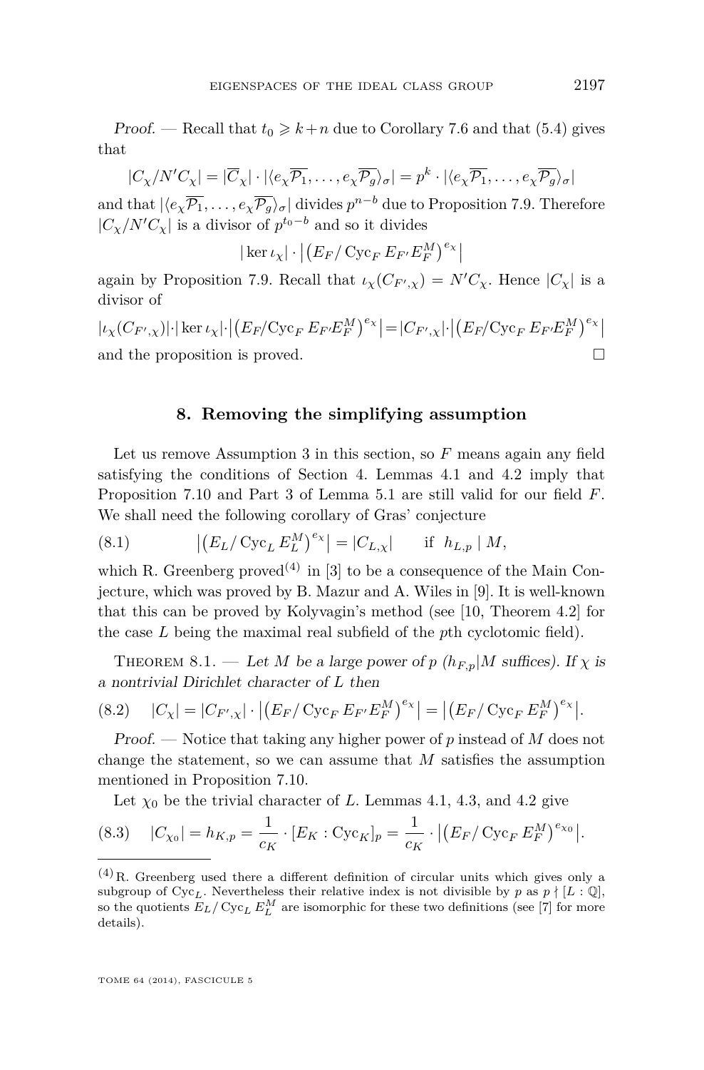*Proof.* — Recall that $t_0 \geqslant k+n$ due to Corollary 7.6 and that (5.4) gives that

$$|C_\chi/N'C_\chi| = |\overline{C}_\chi| \cdot |\langle e_\chi\overline{\mathcal{P}_1},\ldots,e_\chi\overline{\mathcal{P}_g}\rangle_\sigma| = p^k \cdot |\langle e_\chi\overline{\mathcal{P}_1},\ldots,e_\chi\overline{\mathcal{P}_g}\rangle_\sigma|$$

and that $|\langle e_\chi\overline{\mathcal{P}_1},\ldots,e_\chi\overline{\mathcal{P}_g}\rangle_\sigma|$ divides $p^{n-b}$ due to Proposition 7.9. Therefore $|C_\chi/N'C_\chi|$ is a divisor of $p^{t_0-b}$ and so it divides

$$|\ker\iota_\chi| \cdot \left|\left(E_F/\operatorname{Cyc}_F E_{F'}E_F^M\right)^{e_\chi}\right|$$

again by Proposition 7.9. Recall that $\iota_\chi(C_{F',\chi}) = N'C_\chi$. Hence $|C_\chi|$ is a divisor of

$$|\iota_\chi(C_{F',\chi})|\cdot|\ker\iota_\chi|\cdot\left|\left(E_F/\operatorname{Cyc}_F E_{F'}E_F^M\right)^{e_\chi}\right| = |C_{F',\chi}|\cdot\left|\left(E_F/\operatorname{Cyc}_F E_{F'}E_F^M\right)^{e_\chi}\right|$$

and the proposition is proved. $\square$

## 8. Removing the simplifying assumption

Let us remove Assumption 3 in this section, so $F$ means again any field satisfying the conditions of Section 4. Lemmas 4.1 and 4.2 imply that Proposition 7.10 and Part 3 of Lemma 5.1 are still valid for our field $F$. We shall need the following corollary of Gras' conjecture

$$\left|\left(E_L/\operatorname{Cyc}_L E_L^M\right)^{e_\chi}\right| = |C_{L,\chi}| \qquad \text{if } \ h_{L,p} \mid M, \tag{8.1}$$

which R. Greenberg proved[4] in [3] to be a consequence of the Main Conjecture, which was proved by B. Mazur and A. Wiles in [9]. It is well-known that this can be proved by Kolyvagin's method (see [10, Theorem 4.2] for the case $L$ being the maximal real subfield of the $p$th cyclotomic field).

THEOREM 8.1. — *Let $M$ be a large power of $p$ ($h_{F,p}|M$ suffices). If $\chi$ is a nontrivial Dirichlet character of $L$ then*

$$|C_\chi| = |C_{F',\chi}| \cdot \left|\left(E_F/\operatorname{Cyc}_F E_{F'}E_F^M\right)^{e_\chi}\right| = \left|\left(E_F/\operatorname{Cyc}_F E_F^M\right)^{e_\chi}\right|. \tag{8.2}$$

*Proof.* — Notice that taking any higher power of $p$ instead of $M$ does not change the statement, so we can assume that $M$ satisfies the assumption mentioned in Proposition 7.10.

Let $\chi_0$ be the trivial character of $L$. Lemmas 4.1, 4.3, and 4.2 give

$$|C_{\chi_0}| = h_{K,p} = \frac{1}{c_K}\cdot[E_K:\operatorname{Cyc}_K]_p = \frac{1}{c_K}\cdot\left|\left(E_F/\operatorname{Cyc}_F E_F^M\right)^{e_{\chi_0}}\right|. \tag{8.3}$$

---

[4] R. Greenberg used there a different definition of circular units which gives only a subgroup of $\operatorname{Cyc}_L$. Nevertheless their relative index is not divisible by $p$ as $p \nmid [L:\mathbb{Q}]$, so the quotients $E_L/\operatorname{Cyc}_L E_L^M$ are isomorphic for these two definitions (see [7] for more details).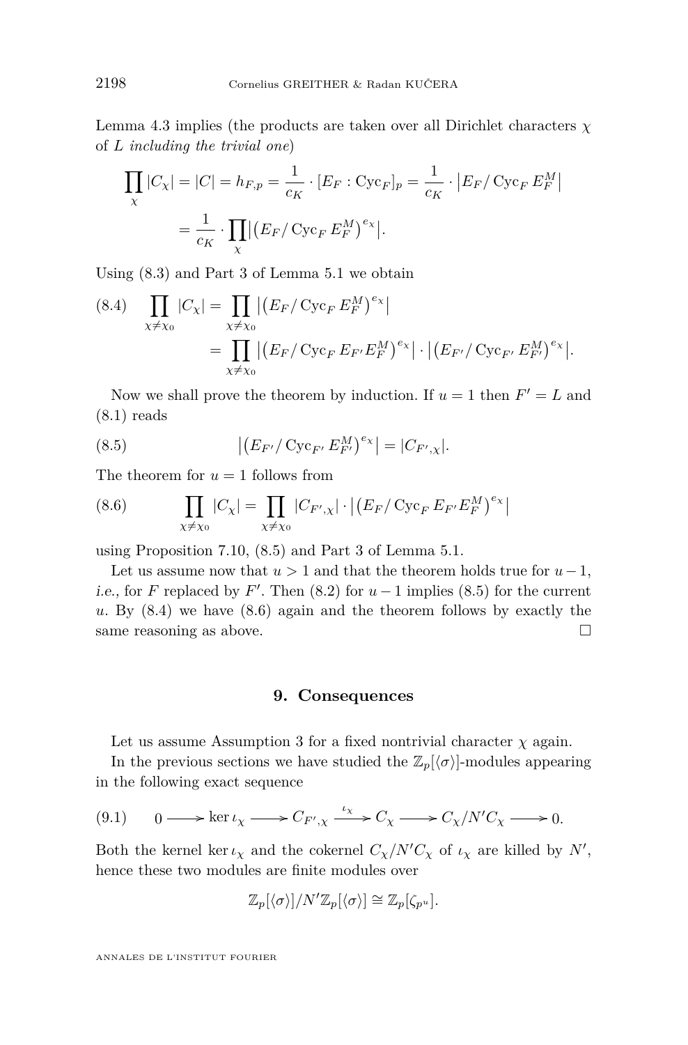Lemma 4.3 implies (the products are taken over all Dirichlet characters $\chi$ of $L$ *including the trivial one*)

$$\prod_{\chi} |C_\chi| = |C| = h_{F,p} = \frac{1}{c_K} \cdot [E_F : \mathrm{Cyc}_F]_p = \frac{1}{c_K} \cdot \big| E_F / \mathrm{Cyc}_F \, E_F^M \big|$$
$$= \frac{1}{c_K} \cdot \prod_{\chi} \big| \big( E_F / \mathrm{Cyc}_F \, E_F^M \big)^{e_\chi} \big|.$$

Using (8.3) and Part 3 of Lemma 5.1 we obtain

$$\prod_{\chi \neq \chi_0} |C_\chi| = \prod_{\chi \neq \chi_0} \big| \big( E_F / \mathrm{Cyc}_F \, E_F^M \big)^{e_\chi} \big| \tag{8.4}$$
$$= \prod_{\chi \neq \chi_0} \big| \big( E_F / \mathrm{Cyc}_F \, E_{F'} E_F^M \big)^{e_\chi} \big| \cdot \big| \big( E_{F'} / \mathrm{Cyc}_{F'} \, E_{F'}^M \big)^{e_\chi} \big|.$$

Now we shall prove the theorem by induction. If $u = 1$ then $F' = L$ and (8.1) reads

$$\big| \big( E_{F'} / \mathrm{Cyc}_{F'} \, E_{F'}^M \big)^{e_\chi} \big| = |C_{F',\chi}|. \tag{8.5}$$

The theorem for $u = 1$ follows from

$$\prod_{\chi \neq \chi_0} |C_\chi| = \prod_{\chi \neq \chi_0} |C_{F',\chi}| \cdot \big| \big( E_F / \mathrm{Cyc}_F \, E_{F'} E_F^M \big)^{e_\chi} \big| \tag{8.6}$$

using Proposition 7.10, (8.5) and Part 3 of Lemma 5.1.

Let us assume now that $u > 1$ and that the theorem holds true for $u-1$, *i.e.,* for $F$ replaced by $F'$. Then (8.2) for $u-1$ implies (8.5) for the current $u$. By (8.4) we have (8.6) again and the theorem follows by exactly the same reasoning as above. □

## 9. Consequences

Let us assume Assumption 3 for a fixed nontrivial character $\chi$ again.

In the previous sections we have studied the $\mathbb{Z}_p[\langle\sigma\rangle]$-modules appearing in the following exact sequence

$$0 \longrightarrow \ker \iota_\chi \longrightarrow C_{F',\chi} \xrightarrow{\iota_\chi} C_\chi \longrightarrow C_\chi / N' C_\chi \longrightarrow 0. \tag{9.1}$$

Both the kernel $\ker \iota_\chi$ and the cokernel $C_\chi / N' C_\chi$ of $\iota_\chi$ are killed by $N'$, hence these two modules are finite modules over

$$\mathbb{Z}_p[\langle\sigma\rangle] / N' \mathbb{Z}_p[\langle\sigma\rangle] \cong \mathbb{Z}_p[\zeta_{p^u}].$$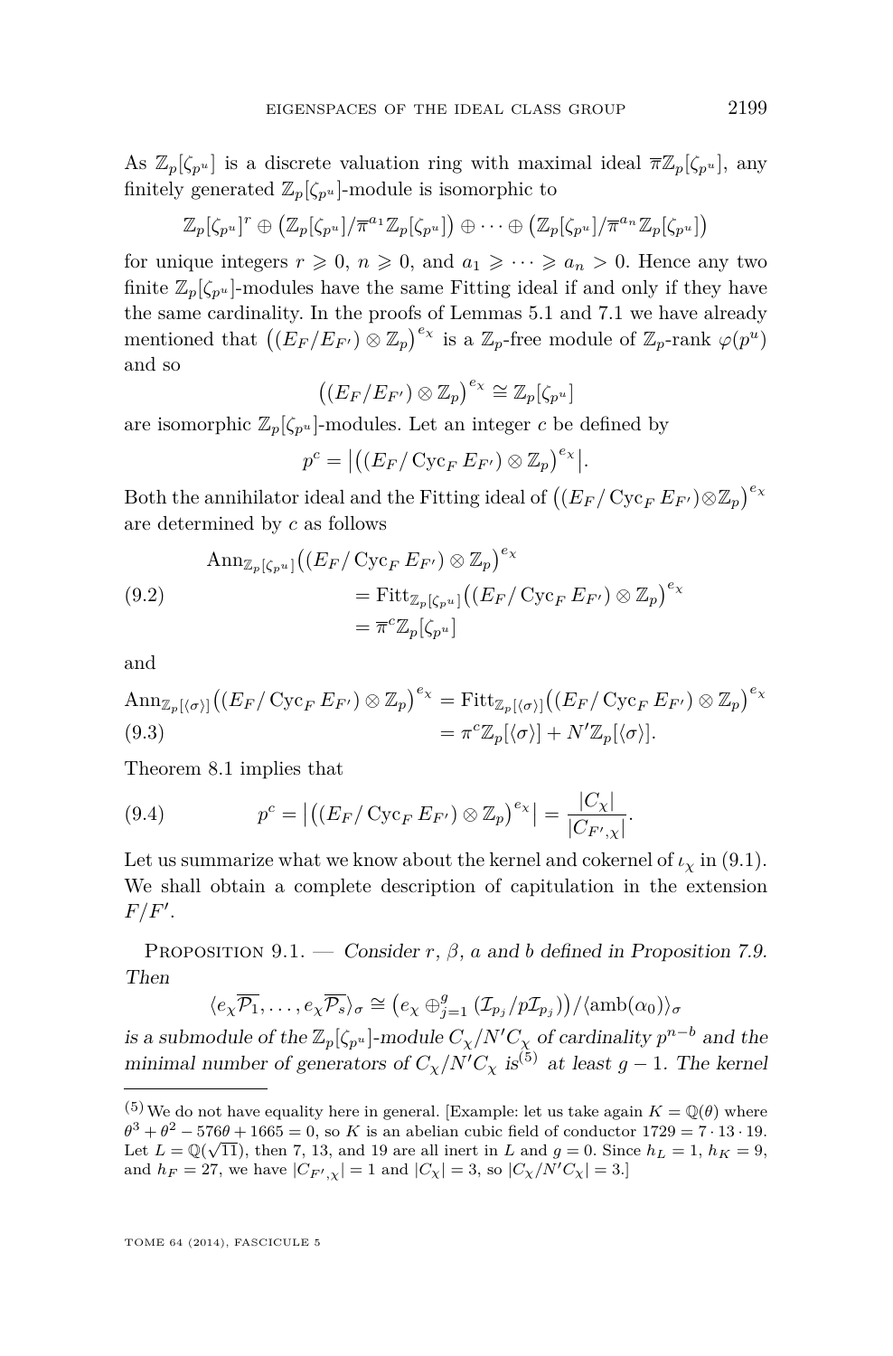As $\mathbb{Z}_p[\zeta_{p^u}]$ is a discrete valuation ring with maximal ideal $\overline{\pi}\mathbb{Z}_p[\zeta_{p^u}]$, any finitely generated $\mathbb{Z}_p[\zeta_{p^u}]$-module is isomorphic to

$$\mathbb{Z}_p[\zeta_{p^u}]^r \oplus \left(\mathbb{Z}_p[\zeta_{p^u}]/\overline{\pi}^{a_1}\mathbb{Z}_p[\zeta_{p^u}]\right) \oplus \cdots \oplus \left(\mathbb{Z}_p[\zeta_{p^u}]/\overline{\pi}^{a_n}\mathbb{Z}_p[\zeta_{p^u}]\right)$$

for unique integers $r \geqslant 0$, $n \geqslant 0$, and $a_1 \geqslant \cdots \geqslant a_n > 0$. Hence any two finite $\mathbb{Z}_p[\zeta_{p^u}]$-modules have the same Fitting ideal if and only if they have the same cardinality. In the proofs of Lemmas 5.1 and 7.1 we have already mentioned that $\left((E_F/E_{F'}) \otimes \mathbb{Z}_p\right)^{e_\chi}$ is a $\mathbb{Z}_p$-free module of $\mathbb{Z}_p$-rank $\varphi(p^u)$ and so

$$\left((E_F/E_{F'}) \otimes \mathbb{Z}_p\right)^{e_\chi} \cong \mathbb{Z}_p[\zeta_{p^u}]$$

are isomorphic $\mathbb{Z}_p[\zeta_{p^u}]$-modules. Let an integer $c$ be defined by

$$p^c = \left|\left((E_F/\operatorname{Cyc}_F E_{F'}) \otimes \mathbb{Z}_p\right)^{e_\chi}\right|.$$

Both the annihilator ideal and the Fitting ideal of $\left((E_F/\operatorname{Cyc}_F E_{F'})\otimes\mathbb{Z}_p\right)^{e_\chi}$ are determined by $c$ as follows

$$\begin{aligned}\operatorname{Ann}_{\mathbb{Z}_p[\zeta_{p^u}]}&\left((E_F/\operatorname{Cyc}_F E_{F'}) \otimes \mathbb{Z}_p\right)^{e_\chi}\\ &= \operatorname{Fitt}_{\mathbb{Z}_p[\zeta_{p^u}]}\left((E_F/\operatorname{Cyc}_F E_{F'}) \otimes \mathbb{Z}_p\right)^{e_\chi}\\ &= \overline{\pi}^c\mathbb{Z}_p[\zeta_{p^u}]\end{aligned} \tag{9.2}$$

and

$$\begin{aligned}\operatorname{Ann}_{\mathbb{Z}_p[\langle\sigma\rangle]}\left((E_F/\operatorname{Cyc}_F E_{F'}) \otimes \mathbb{Z}_p\right)^{e_\chi} &= \operatorname{Fitt}_{\mathbb{Z}_p[\langle\sigma\rangle]}\left((E_F/\operatorname{Cyc}_F E_{F'}) \otimes \mathbb{Z}_p\right)^{e_\chi}\\ &= \pi^c\mathbb{Z}_p[\langle\sigma\rangle] + N'\mathbb{Z}_p[\langle\sigma\rangle].\end{aligned} \tag{9.3}$$

Theorem 8.1 implies that

$$p^c = \left|\left((E_F/\operatorname{Cyc}_F E_{F'}) \otimes \mathbb{Z}_p\right)^{e_\chi}\right| = \frac{|C_\chi|}{|C_{F',\chi}|}. \tag{9.4}$$

Let us summarize what we know about the kernel and cokernel of $\iota_\chi$ in (9.1). We shall obtain a complete description of capitulation in the extension $F/F'$.

Proposition 9.1. — *Consider $r$, $\beta$, $a$ and $b$ defined in Proposition 7.9. Then*

$$\langle e_\chi\overline{\mathcal{P}_1}, \ldots, e_\chi\overline{\mathcal{P}_s}\rangle_\sigma \cong \left(e_\chi \oplus_{j=1}^g \left(\mathcal{I}_{p_j}/p\mathcal{I}_{p_j}\right)\right)/\langle\operatorname{amb}(\alpha_0)\rangle_\sigma$$

*is a submodule of the $\mathbb{Z}_p[\zeta_{p^u}]$-module $C_\chi/N'C_\chi$ of cardinality $p^{n-b}$ and the minimal number of generators of $C_\chi/N'C_\chi$ is*[5] *at least $g-1$. The kernel*

---

[5] We do not have equality here in general. [Example: let us take again $K = \mathbb{Q}(\theta)$ where $\theta^3 + \theta^2 - 576\theta + 1665 = 0$, so $K$ is an abelian cubic field of conductor $1729 = 7 \cdot 13 \cdot 19$. Let $L = \mathbb{Q}(\sqrt{11})$, then 7, 13, and 19 are all inert in $L$ and $g = 0$. Since $h_L = 1$, $h_K = 9$, and $h_F = 27$, we have $|C_{F',\chi}| = 1$ and $|C_\chi| = 3$, so $|C_\chi/N'C_\chi| = 3$.]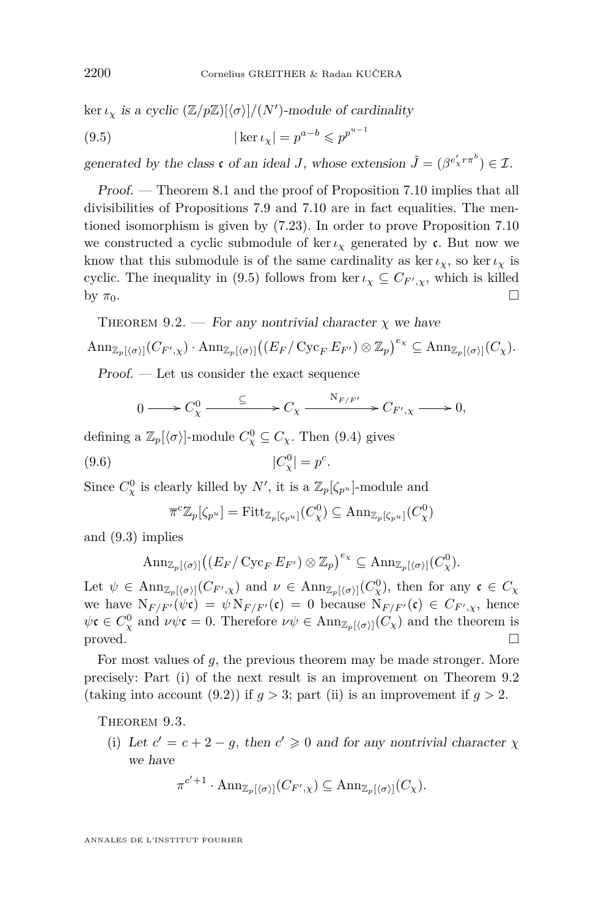$\ker \iota_\chi$ *is a cyclic* $(\mathbb{Z}/p\mathbb{Z})[\langle\sigma\rangle]/(N')$*-module of cardinality*

$$|\ker \iota_\chi| = p^{a-b} \leqslant p^{p^{u-1}} \tag{9.5}$$

*generated by the class* $\mathfrak{c}$ *of an ideal* $J$*, whose extension* $\tilde{J} = (\beta^{e'_\chi r \pi^b}) \in \mathcal{I}$*.*

*Proof.* — Theorem 8.1 and the proof of Proposition 7.10 implies that all divisibilities of Propositions 7.9 and 7.10 are in fact equalities. The mentioned isomorphism is given by (7.23). In order to prove Proposition 7.10 we constructed a cyclic submodule of $\ker \iota_\chi$ generated by $\mathfrak{c}$. But now we know that this submodule is of the same cardinality as $\ker \iota_\chi$, so $\ker \iota_\chi$ is cyclic. The inequality in (9.5) follows from $\ker \iota_\chi \subseteq C_{F',\chi}$, which is killed by $\pi_0$. □

Theorem 9.2. — *For any nontrivial character* $\chi$ *we have*

$$\mathrm{Ann}_{\mathbb{Z}_p[\langle\sigma\rangle]}(C_{F',\chi}) \cdot \mathrm{Ann}_{\mathbb{Z}_p[\langle\sigma\rangle]}\big((E_F/\mathrm{Cyc}_F\, E_{F'}) \otimes \mathbb{Z}_p\big)^{e_\chi} \subseteq \mathrm{Ann}_{\mathbb{Z}_p[\langle\sigma\rangle]}(C_\chi).$$

*Proof.* — Let us consider the exact sequence

$$0 \longrightarrow C_\chi^0 \xrightarrow{\ \subseteq\ } C_\chi \xrightarrow{\ \mathrm{N}_{F/F'}\ } C_{F',\chi} \longrightarrow 0,$$

defining a $\mathbb{Z}_p[\langle\sigma\rangle]$-module $C_\chi^0 \subseteq C_\chi$. Then (9.4) gives

$$|C_\chi^0| = p^c. \tag{9.6}$$

Since $C_\chi^0$ is clearly killed by $N'$, it is a $\mathbb{Z}_p[\zeta_{p^u}]$-module and

$$\overline{\pi}^c \mathbb{Z}_p[\zeta_{p^u}] = \mathrm{Fitt}_{\mathbb{Z}_p[\zeta_{p^u}]}(C_\chi^0) \subseteq \mathrm{Ann}_{\mathbb{Z}_p[\zeta_{p^u}]}(C_\chi^0)$$

and (9.3) implies

$$\mathrm{Ann}_{\mathbb{Z}_p[\langle\sigma\rangle]}\big((E_F/\mathrm{Cyc}_F\, E_{F'}) \otimes \mathbb{Z}_p\big)^{e_\chi} \subseteq \mathrm{Ann}_{\mathbb{Z}_p[\langle\sigma\rangle]}(C_\chi^0).$$

Let $\psi \in \mathrm{Ann}_{\mathbb{Z}_p[\langle\sigma\rangle]}(C_{F',\chi})$ and $\nu \in \mathrm{Ann}_{\mathbb{Z}_p[\langle\sigma\rangle]}(C_\chi^0)$, then for any $\mathfrak{c} \in C_\chi$ we have $\mathrm{N}_{F/F'}(\psi\mathfrak{c}) = \psi\, \mathrm{N}_{F/F'}(\mathfrak{c}) = 0$ because $\mathrm{N}_{F/F'}(\mathfrak{c}) \in C_{F',\chi}$, hence $\psi\mathfrak{c} \in C_\chi^0$ and $\nu\psi\mathfrak{c} = 0$. Therefore $\nu\psi \in \mathrm{Ann}_{\mathbb{Z}_p[\langle\sigma\rangle]}(C_\chi)$ and the theorem is proved. □

For most values of $g$, the previous theorem may be made stronger. More precisely: Part (i) of the next result is an improvement on Theorem 9.2 (taking into account (9.2)) if $g > 3$; part (ii) is an improvement if $g > 2$.

Theorem 9.3.

(i) *Let* $c' = c + 2 - g$*, then* $c' \geqslant 0$ *and for any nontrivial character* $\chi$ *we have*

$$\pi^{c'+1} \cdot \mathrm{Ann}_{\mathbb{Z}_p[\langle\sigma\rangle]}(C_{F',\chi}) \subseteq \mathrm{Ann}_{\mathbb{Z}_p[\langle\sigma\rangle]}(C_\chi).$$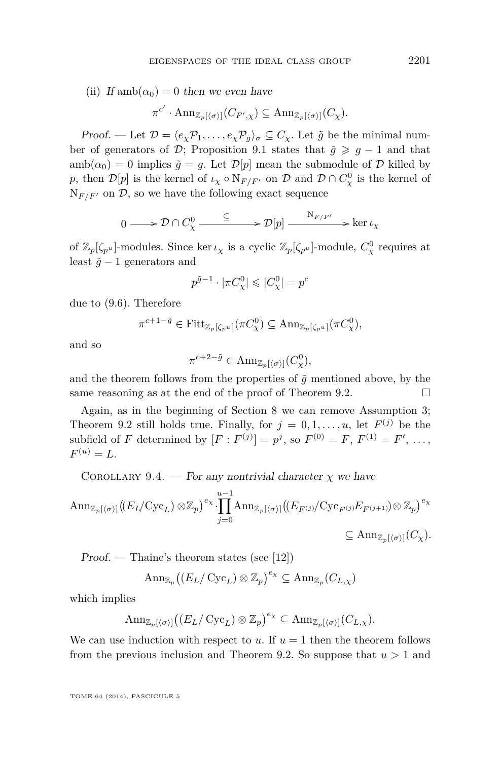(ii) *If* $\operatorname{amb}(\alpha_0) = 0$ *then we even have*

$$\pi^{c'} \cdot \operatorname{Ann}_{\mathbb{Z}_p[\langle\sigma\rangle]}(C_{F',\chi}) \subseteq \operatorname{Ann}_{\mathbb{Z}_p[\langle\sigma\rangle]}(C_\chi).$$

*Proof.* — Let $\mathcal{D} = \langle e_\chi \mathcal{P}_1, \ldots, e_\chi \mathcal{P}_g \rangle_\sigma \subseteq C_\chi$. Let $\tilde{g}$ be the minimal number of generators of $\mathcal{D}$; Proposition 9.1 states that $\tilde{g} \geqslant g-1$ and that $\operatorname{amb}(\alpha_0) = 0$ implies $\tilde{g} = g$. Let $\mathcal{D}[p]$ mean the submodule of $\mathcal{D}$ killed by $p$, then $\mathcal{D}[p]$ is the kernel of $\iota_\chi \circ \mathrm{N}_{F/F'}$ on $\mathcal{D}$ and $\mathcal{D} \cap C_\chi^0$ is the kernel of $\mathrm{N}_{F/F'}$ on $\mathcal{D}$, so we have the following exact sequence

$$0 \longrightarrow \mathcal{D} \cap C_\chi^0 \xrightarrow{\quad \subseteq \quad} \mathcal{D}[p] \xrightarrow{\quad \mathrm{N}_{F/F'} \quad} \ker \iota_\chi$$

of $\mathbb{Z}_p[\zeta_{p^u}]$-modules. Since $\ker \iota_\chi$ is a cyclic $\mathbb{Z}_p[\zeta_{p^u}]$-module, $C_\chi^0$ requires at least $\tilde{g}-1$ generators and

$$p^{\tilde{g}-1} \cdot |\pi C_\chi^0| \leqslant |C_\chi^0| = p^c$$

due to (9.6). Therefore

$$\overline{\pi}^{c+1-\tilde{g}} \in \operatorname{Fitt}_{\mathbb{Z}_p[\zeta_{p^u}]}(\pi C_\chi^0) \subseteq \operatorname{Ann}_{\mathbb{Z}_p[\zeta_{p^u}]}(\pi C_\chi^0),$$

and so

$$\pi^{c+2-\tilde{g}} \in \operatorname{Ann}_{\mathbb{Z}_p[\langle\sigma\rangle]}(C_\chi^0),$$

and the theorem follows from the properties of $\tilde{g}$ mentioned above, by the same reasoning as at the end of the proof of Theorem 9.2. $\square$

Again, as in the beginning of Section 8 we can remove Assumption 3; Theorem 9.2 still holds true. Finally, for $j = 0, 1, \ldots, u$, let $F^{(j)}$ be the subfield of $F$ determined by $[F : F^{(j)}] = p^j$, so $F^{(0)} = F$, $F^{(1)} = F'$, $\ldots$, $F^{(u)} = L$.

Corollary 9.4. — *For any nontrivial character* $\chi$ *we have*

$$\operatorname{Ann}_{\mathbb{Z}_p[\langle\sigma\rangle]}\big((E_L/\mathrm{Cyc}_L) \otimes \mathbb{Z}_p\big)^{e_\chi} \cdot \prod_{j=0}^{u-1} \operatorname{Ann}_{\mathbb{Z}_p[\langle\sigma\rangle]}\big((E_{F^{(j)}}/\mathrm{Cyc}_{F^{(j)}} E_{F^{(j+1)}}) \otimes \mathbb{Z}_p\big)^{e_\chi} \subseteq \operatorname{Ann}_{\mathbb{Z}_p[\langle\sigma\rangle]}(C_\chi).$$

*Proof.* — Thaine's theorem states (see [12])

$$\operatorname{Ann}_{\mathbb{Z}_p}\big((E_L/\operatorname{Cyc}_L) \otimes \mathbb{Z}_p\big)^{e_\chi} \subseteq \operatorname{Ann}_{\mathbb{Z}_p}(C_{L,\chi})$$

which implies

$$\operatorname{Ann}_{\mathbb{Z}_p[\langle\sigma\rangle]}\big((E_L/\operatorname{Cyc}_L) \otimes \mathbb{Z}_p\big)^{e_\chi} \subseteq \operatorname{Ann}_{\mathbb{Z}_p[\langle\sigma\rangle]}(C_{L,\chi}).$$

We can use induction with respect to $u$. If $u = 1$ then the theorem follows from the previous inclusion and Theorem 9.2. So suppose that $u > 1$ and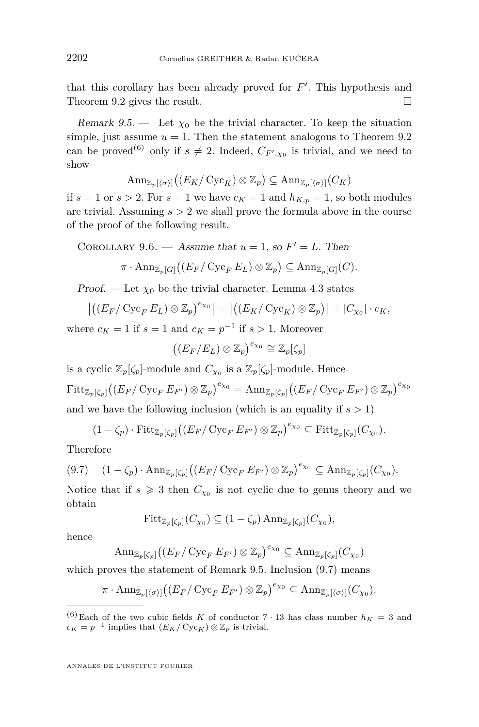that this corollary has been already proved for $F'$. This hypothesis and Theorem 9.2 gives the result. □

*Remark 9.5.* — Let $\chi_0$ be the trivial character. To keep the situation simple, just assume $u=1$. Then the statement analogous to Theorem 9.2 can be proved[6] only if $s \neq 2$. Indeed, $C_{F',\chi_0}$ is trivial, and we need to show

$$\mathrm{Ann}_{\mathbb{Z}_p[\langle\sigma\rangle]}\big((E_K/\operatorname{Cyc}_K)\otimes\mathbb{Z}_p\big)\subseteq \mathrm{Ann}_{\mathbb{Z}_p[\langle\sigma\rangle]}(C_K)$$

if $s=1$ or $s>2$. For $s=1$ we have $c_K=1$ and $h_{K,p}=1$, so both modules are trivial. Assuming $s>2$ we shall prove the formula above in the course of the proof of the following result.

Corollary 9.6. — *Assume that $u=1$, so $F'=L$. Then*

$$\pi\cdot\mathrm{Ann}_{\mathbb{Z}_p[G]}\big((E_F/\operatorname{Cyc}_F E_L)\otimes\mathbb{Z}_p\big)\subseteq \mathrm{Ann}_{\mathbb{Z}_p[G]}(C).$$

*Proof.* — Let $\chi_0$ be the trivial character. Lemma 4.3 states

$$\big|\big((E_F/\operatorname{Cyc}_F E_L)\otimes\mathbb{Z}_p\big)^{e_{\chi_0}}\big| = \big|\big((E_K/\operatorname{Cyc}_K)\otimes\mathbb{Z}_p\big)\big| = |C_{\chi_0}|\cdot c_K,$$

where $c_K=1$ if $s=1$ and $c_K=p^{-1}$ if $s>1$. Moreover

$$\big((E_F/E_L)\otimes\mathbb{Z}_p\big)^{e_{\chi_0}}\cong\mathbb{Z}_p[\zeta_p]$$

is a cyclic $\mathbb{Z}_p[\zeta_p]$-module and $C_{\chi_0}$ is a $\mathbb{Z}_p[\zeta_p]$-module. Hence

$$\mathrm{Fitt}_{\mathbb{Z}_p[\zeta_p]}\big((E_F/\operatorname{Cyc}_F E_{F'})\otimes\mathbb{Z}_p\big)^{e_{\chi_0}} = \mathrm{Ann}_{\mathbb{Z}_p[\zeta_p]}\big((E_F/\operatorname{Cyc}_F E_{F'})\otimes\mathbb{Z}_p\big)^{e_{\chi_0}}$$

and we have the following inclusion (which is an equality if $s>1$)

$$(1-\zeta_p)\cdot\mathrm{Fitt}_{\mathbb{Z}_p[\zeta_p]}\big((E_F/\operatorname{Cyc}_F E_{F'})\otimes\mathbb{Z}_p\big)^{e_{\chi_0}}\subseteq\mathrm{Fitt}_{\mathbb{Z}_p[\zeta_p]}(C_{\chi_0}).$$

Therefore

$$(9.7)\qquad (1-\zeta_p)\cdot\mathrm{Ann}_{\mathbb{Z}_p[\zeta_p]}\big((E_F/\operatorname{Cyc}_F E_{F'})\otimes\mathbb{Z}_p\big)^{e_{\chi_0}}\subseteq\mathrm{Ann}_{\mathbb{Z}_p[\zeta_p]}(C_{\chi_0}).$$

Notice that if $s\geqslant 3$ then $C_{\chi_0}$ is not cyclic due to genus theory and we obtain

$$\mathrm{Fitt}_{\mathbb{Z}_p[\zeta_p]}(C_{\chi_0})\subseteq(1-\zeta_p)\,\mathrm{Ann}_{\mathbb{Z}_p[\zeta_p]}(C_{\chi_0}),$$

hence

$$\mathrm{Ann}_{\mathbb{Z}_p[\zeta_p]}\big((E_F/\operatorname{Cyc}_F E_{F'})\otimes\mathbb{Z}_p\big)^{e_{\chi_0}}\subseteq\mathrm{Ann}_{\mathbb{Z}_p[\zeta_p]}(C_{\chi_0})$$

which proves the statement of Remark 9.5. Inclusion (9.7) means

$$\pi\cdot\mathrm{Ann}_{\mathbb{Z}_p[\langle\sigma\rangle]}\big((E_F/\operatorname{Cyc}_F E_{F'})\otimes\mathbb{Z}_p\big)^{e_{\chi_0}}\subseteq\mathrm{Ann}_{\mathbb{Z}_p[\langle\sigma\rangle]}(C_{\chi_0}).$$

---

[6] Each of the two cubic fields $K$ of conductor $7\cdot 13$ has class number $h_K=3$ and $c_K=p^{-1}$ implies that $(E_K/\operatorname{Cyc}_K)\otimes\mathbb{Z}_p$ is trivial.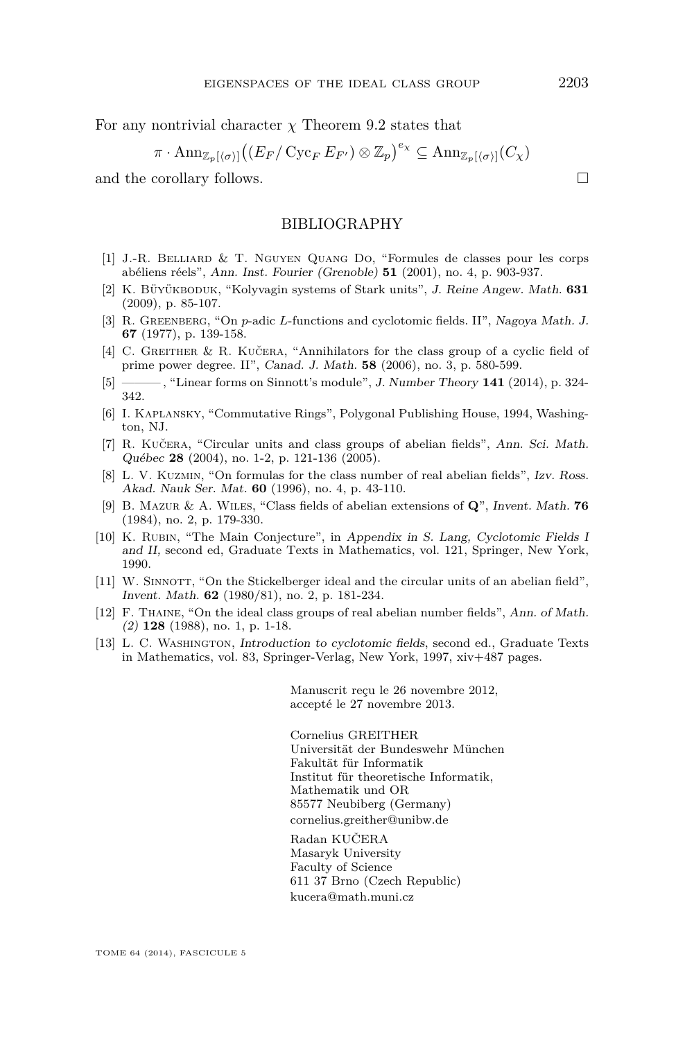For any nontrivial character $\chi$ Theorem 9.2 states that

$$\pi \cdot \mathrm{Ann}_{\mathbb{Z}_p[\langle\sigma\rangle]}\big((E_F/\operatorname{Cyc}_F E_{F'}) \otimes \mathbb{Z}_p\big)^{e_\chi} \subseteq \mathrm{Ann}_{\mathbb{Z}_p[\langle\sigma\rangle]}(C_\chi)$$

and the corollary follows. □

## BIBLIOGRAPHY

[1] J.-R. Belliard & T. Nguyen Quang Do, "Formules de classes pour les corps abéliens réels", *Ann. Inst. Fourier (Grenoble)* **51** (2001), no. 4, p. 903-937.

[2] K. Büyükboduk, "Kolyvagin systems of Stark units", *J. Reine Angew. Math.* **631** (2009), p. 85-107.

[3] R. Greenberg, "On $p$-adic $L$-functions and cyclotomic fields. II", *Nagoya Math. J.* **67** (1977), p. 139-158.

[4] C. Greither & R. Kučera, "Annihilators for the class group of a cyclic field of prime power degree. II", *Canad. J. Math.* **58** (2006), no. 3, p. 580-599.

[5] ———, "Linear forms on Sinnott's module", *J. Number Theory* **141** (2014), p. 324-342.

[6] I. Kaplansky, "Commutative Rings", Polygonal Publishing House, 1994, Washington, NJ.

[7] R. Kučera, "Circular units and class groups of abelian fields", *Ann. Sci. Math. Québec* **28** (2004), no. 1-2, p. 121-136 (2005).

[8] L. V. Kuzmin, "On formulas for the class number of real abelian fields", *Izv. Ross. Akad. Nauk Ser. Mat.* **60** (1996), no. 4, p. 43-110.

[9] B. Mazur & A. Wiles, "Class fields of abelian extensions of **Q**", *Invent. Math.* **76** (1984), no. 2, p. 179-330.

[10] K. Rubin, "The Main Conjecture", in *Appendix in S. Lang, Cyclotomic Fields I and II*, second ed, Graduate Texts in Mathematics, vol. 121, Springer, New York, 1990.

[11] W. Sinnott, "On the Stickelberger ideal and the circular units of an abelian field", *Invent. Math.* **62** (1980/81), no. 2, p. 181-234.

[12] F. Thaine, "On the ideal class groups of real abelian number fields", *Ann. of Math. (2)* **128** (1988), no. 1, p. 1-18.

[13] L. C. Washington, *Introduction to cyclotomic fields*, second ed., Graduate Texts in Mathematics, vol. 83, Springer-Verlag, New York, 1997, xiv+487 pages.

Manuscrit reçu le 26 novembre 2012,
accepté le 27 novembre 2013.

Cornelius GREITHER
Universität der Bundeswehr München
Fakultät für Informatik
Institut für theoretische Informatik, Mathematik und OR
85577 Neubiberg (Germany)
cornelius.greither@unibw.de

Radan KUČERA
Masaryk University
Faculty of Science
611 37 Brno (Czech Republic)
kucera@math.muni.cz